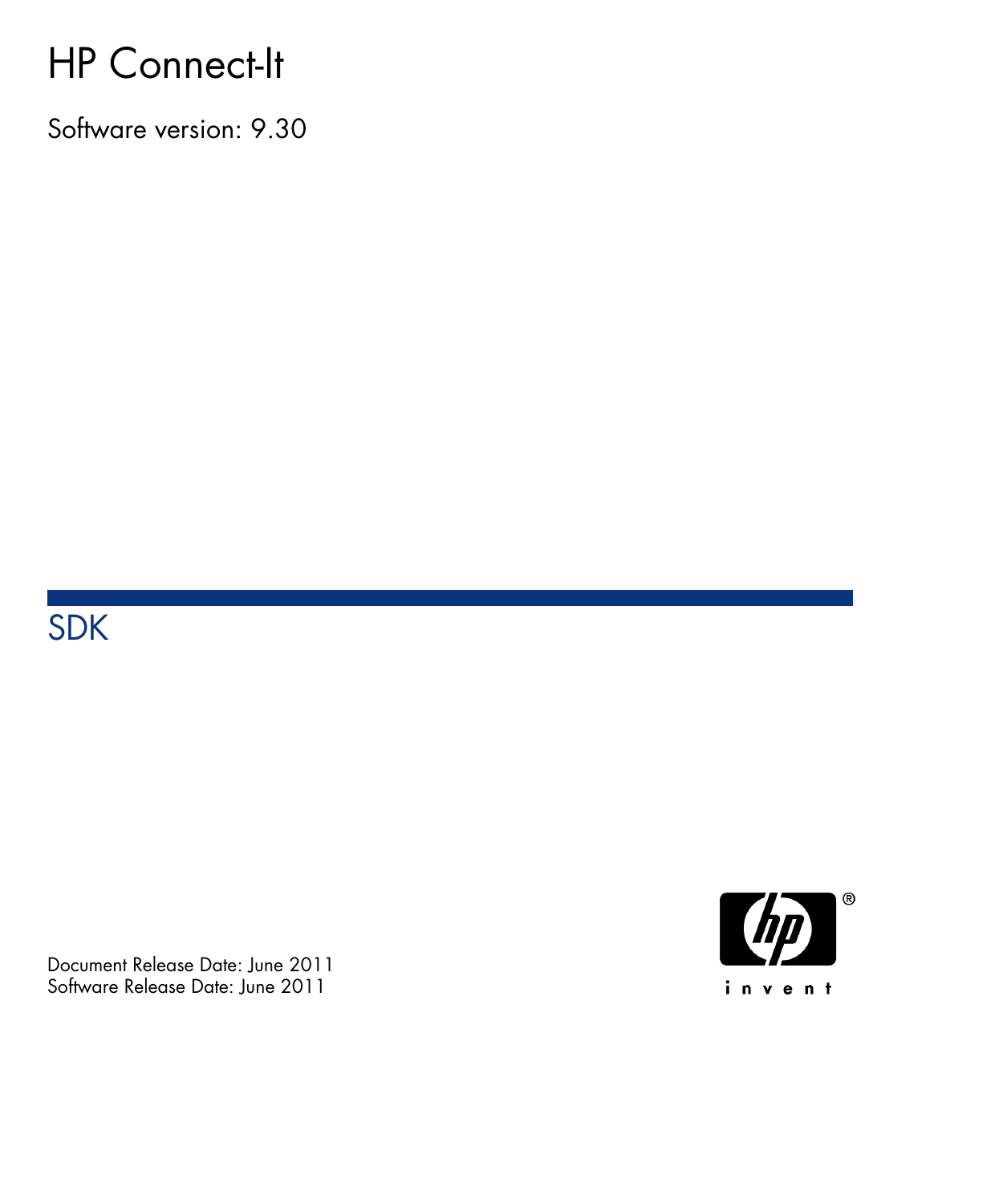# HP Connect-It

Software version: 9.30

## SDK

Document Release Date: June 2011
Software Release Date: June 2011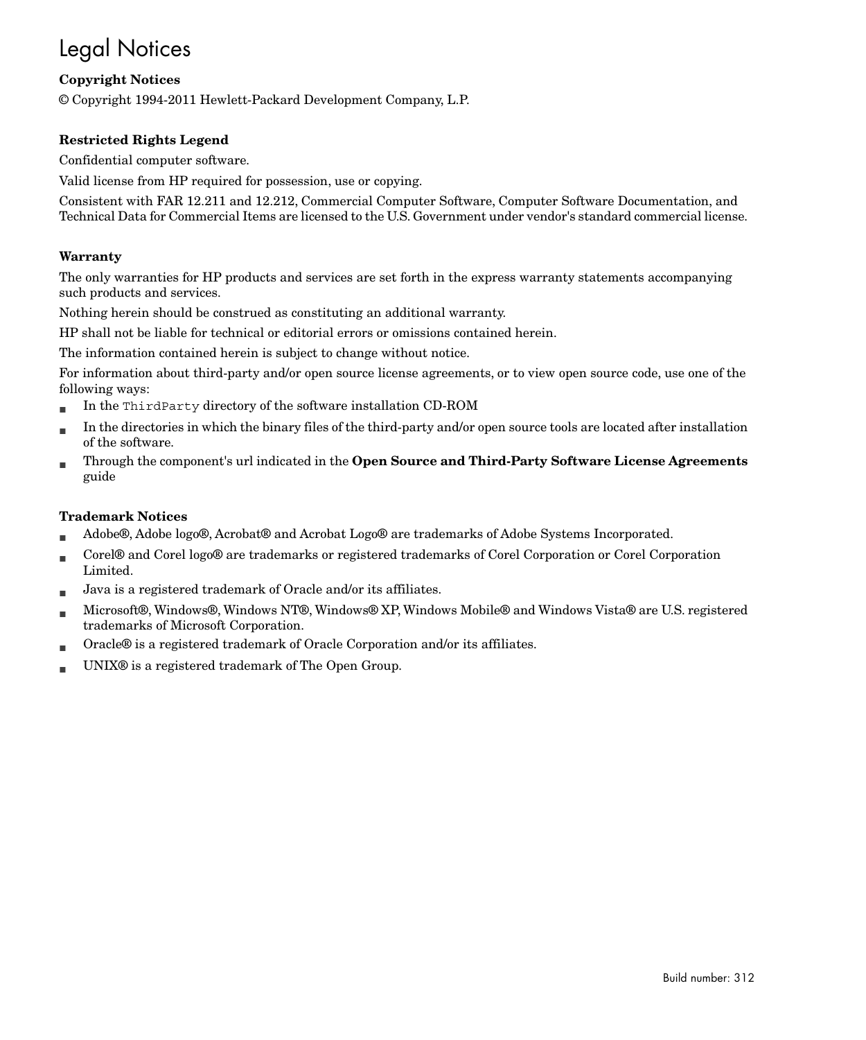# Legal Notices

**Copyright Notices**

© Copyright 1994-2011 Hewlett-Packard Development Company, L.P.

**Restricted Rights Legend**

Confidential computer software.

Valid license from HP required for possession, use or copying.

Consistent with FAR 12.211 and 12.212, Commercial Computer Software, Computer Software Documentation, and Technical Data for Commercial Items are licensed to the U.S. Government under vendor's standard commercial license.

**Warranty**

The only warranties for HP products and services are set forth in the express warranty statements accompanying such products and services.

Nothing herein should be construed as constituting an additional warranty.

HP shall not be liable for technical or editorial errors or omissions contained herein.

The information contained herein is subject to change without notice.

For information about third-party and/or open source license agreements, or to view open source code, use one of the following ways:

- In the `ThirdParty` directory of the software installation CD-ROM
- In the directories in which the binary files of the third-party and/or open source tools are located after installation of the software.
- Through the component's url indicated in the **Open Source and Third-Party Software License Agreements** guide

**Trademark Notices**

- Adobe®, Adobe logo®, Acrobat® and Acrobat Logo® are trademarks of Adobe Systems Incorporated.
- Corel® and Corel logo® are trademarks or registered trademarks of Corel Corporation or Corel Corporation Limited.
- Java is a registered trademark of Oracle and/or its affiliates.
- Microsoft®, Windows®, Windows NT®, Windows® XP, Windows Mobile® and Windows Vista® are U.S. registered trademarks of Microsoft Corporation.
- Oracle® is a registered trademark of Oracle Corporation and/or its affiliates.
- UNIX® is a registered trademark of The Open Group.

Build number: 312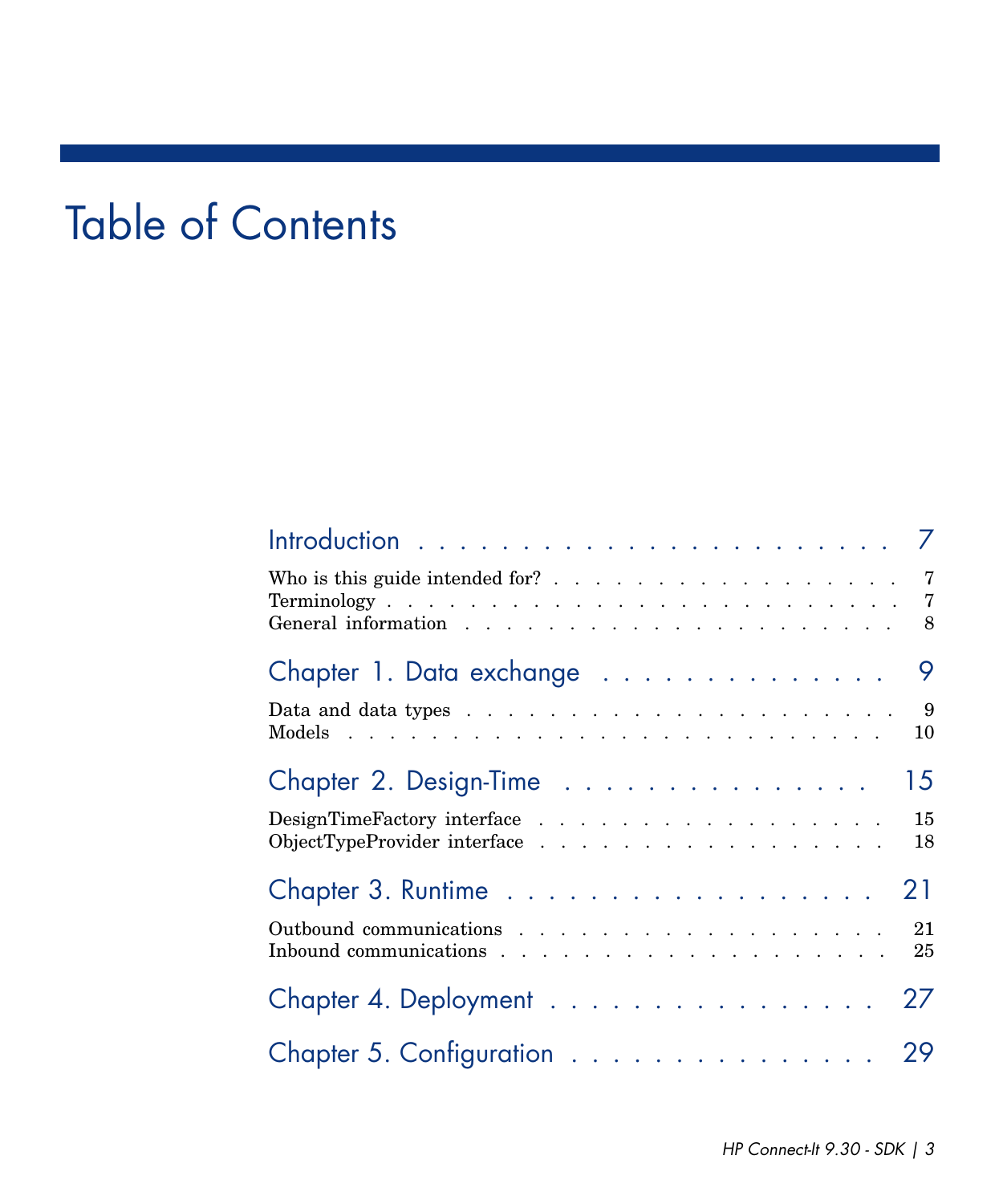# Table of Contents

- Introduction . . . . . . . . . . . . . . . . . . . . . 7
  - Who is this guide intended for? . . . . . . . . . . . . . . . . . 7
  - Terminology . . . . . . . . . . . . . . . . . . . . . . . . 7
  - General information . . . . . . . . . . . . . . . . . . . . . 8
- Chapter 1. Data exchange . . . . . . . . . . . . . . 9
  - Data and data types . . . . . . . . . . . . . . . . . . . . . 9
  - Models . . . . . . . . . . . . . . . . . . . . . . . . . . 10
- Chapter 2. Design-Time . . . . . . . . . . . . . . 15
  - DesignTimeFactory interface . . . . . . . . . . . . . . . . . . 15
  - ObjectTypeProvider interface . . . . . . . . . . . . . . . . . . 18
- Chapter 3. Runtime . . . . . . . . . . . . . . . . . 21
  - Outbound communications . . . . . . . . . . . . . . . . . . . 21
  - Inbound communications . . . . . . . . . . . . . . . . . . . 25
- Chapter 4. Deployment . . . . . . . . . . . . . . . . 27
- Chapter 5. Configuration . . . . . . . . . . . . . . . 29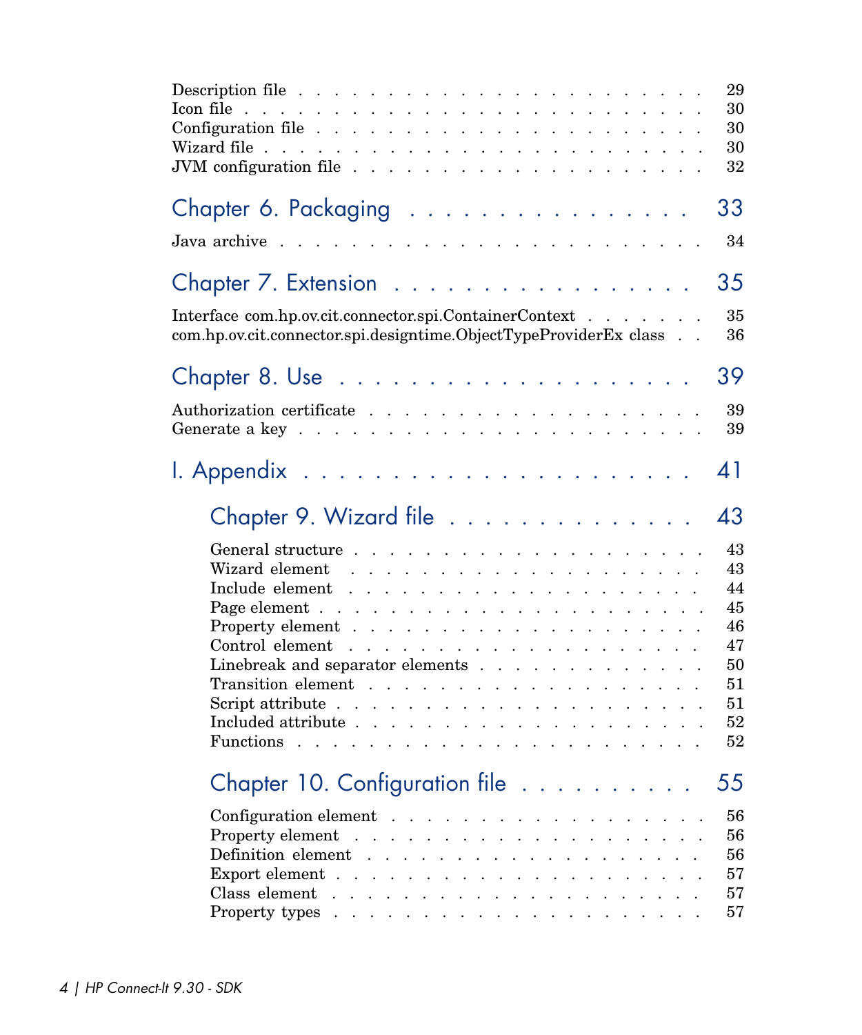Description file . . . . . . . . . . . . . . . . . . . . . . . . 29
Icon file . . . . . . . . . . . . . . . . . . . . . . . . . . 30
Configuration file . . . . . . . . . . . . . . . . . . . . . . 30
Wizard file . . . . . . . . . . . . . . . . . . . . . . . . . 30
JVM configuration file . . . . . . . . . . . . . . . . . . . . . 32

## Chapter 6. Packaging . . . . . . . . . . . . . . . . . 33

Java archive . . . . . . . . . . . . . . . . . . . . . . . . 34

## Chapter 7. Extension . . . . . . . . . . . . . . . . . . 35

Interface com.hp.ov.cit.connector.spi.ContainerContext . . . . . . . 35
com.hp.ov.cit.connector.spi.designtime.ObjectTypeProviderEx class . . 36

## Chapter 8. Use . . . . . . . . . . . . . . . . . . . . 39

Authorization certificate . . . . . . . . . . . . . . . . . . . 39
Generate a key . . . . . . . . . . . . . . . . . . . . . . . 39

# I. Appendix . . . . . . . . . . . . . . . . . . . . . 41

## Chapter 9. Wizard file . . . . . . . . . . . . . . 43

General structure . . . . . . . . . . . . . . . . . . . . . 43
Wizard element . . . . . . . . . . . . . . . . . . . . . . 43
Include element . . . . . . . . . . . . . . . . . . . . . . 44
Page element . . . . . . . . . . . . . . . . . . . . . . . 45
Property element . . . . . . . . . . . . . . . . . . . . . 46
Control element . . . . . . . . . . . . . . . . . . . . . . 47
Linebreak and separator elements . . . . . . . . . . . . . . . 50
Transition element . . . . . . . . . . . . . . . . . . . . . 51
Script attribute . . . . . . . . . . . . . . . . . . . . . . 51
Included attribute . . . . . . . . . . . . . . . . . . . . . 52
Functions . . . . . . . . . . . . . . . . . . . . . . . . . 52

## Chapter 10. Configuration file . . . . . . . . . . 55

Configuration element . . . . . . . . . . . . . . . . . . . 56
Property element . . . . . . . . . . . . . . . . . . . . . 56
Definition element . . . . . . . . . . . . . . . . . . . . . 56
Export element . . . . . . . . . . . . . . . . . . . . . . 57
Class element . . . . . . . . . . . . . . . . . . . . . . . 57
Property types . . . . . . . . . . . . . . . . . . . . . . . 57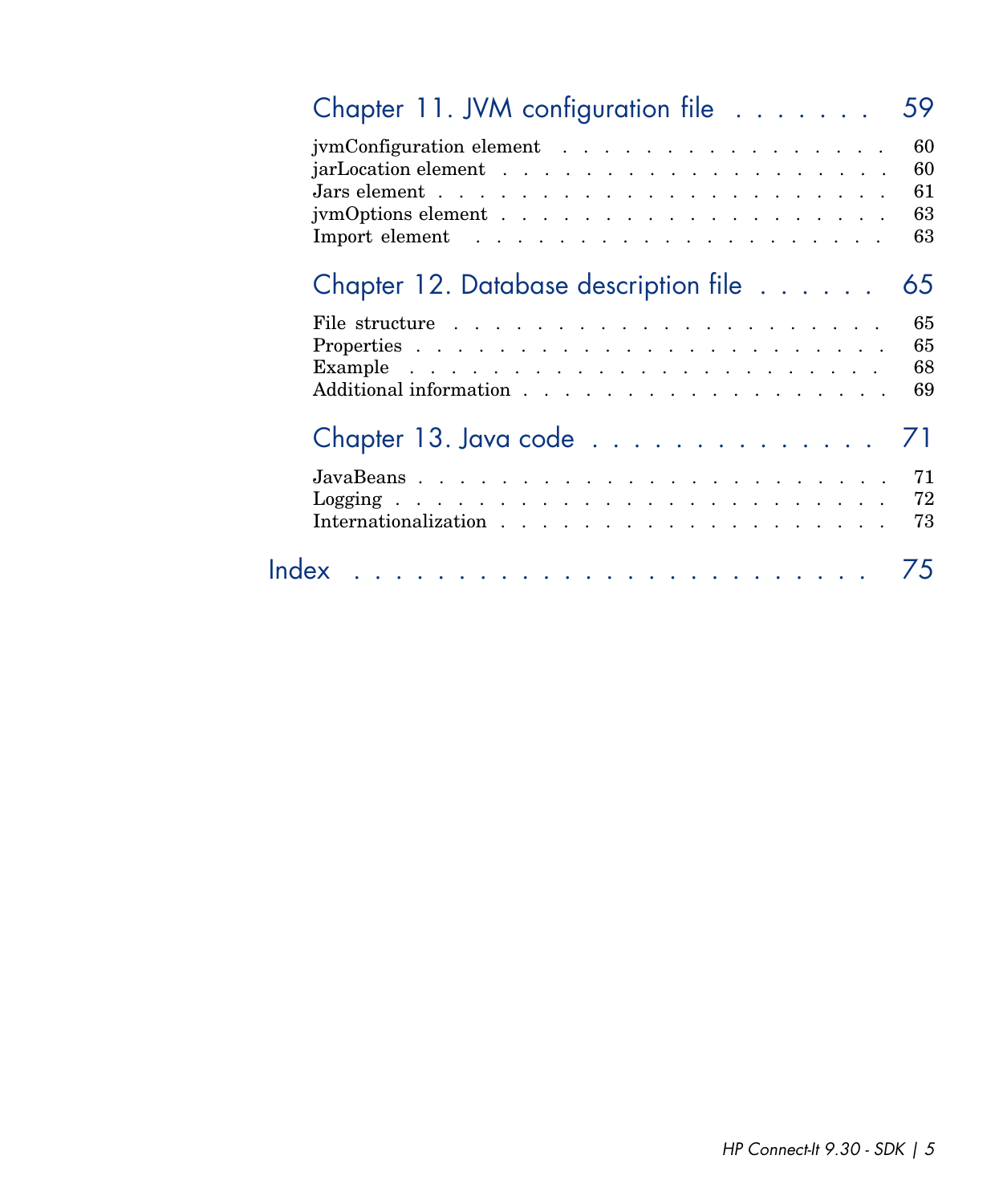Chapter 11. JVM configuration file . . . . . . . 59

jvmConfiguration element . . . . . . . . . . . . . . . . . . 60
jarLocation element . . . . . . . . . . . . . . . . . . . . 60
Jars element . . . . . . . . . . . . . . . . . . . . . . . 61
jvmOptions element . . . . . . . . . . . . . . . . . . . . 63
Import element . . . . . . . . . . . . . . . . . . . . . . 63

Chapter 12. Database description file . . . . . . 65

File structure . . . . . . . . . . . . . . . . . . . . . . 65
Properties . . . . . . . . . . . . . . . . . . . . . . . . 65
Example . . . . . . . . . . . . . . . . . . . . . . . . . 68
Additional information . . . . . . . . . . . . . . . . . . 69

Chapter 13. Java code . . . . . . . . . . . . . . 71

JavaBeans . . . . . . . . . . . . . . . . . . . . . . . . 71
Logging . . . . . . . . . . . . . . . . . . . . . . . . . 72
Internationalization . . . . . . . . . . . . . . . . . . . 73

Index . . . . . . . . . . . . . . . . . . . . . . . . 75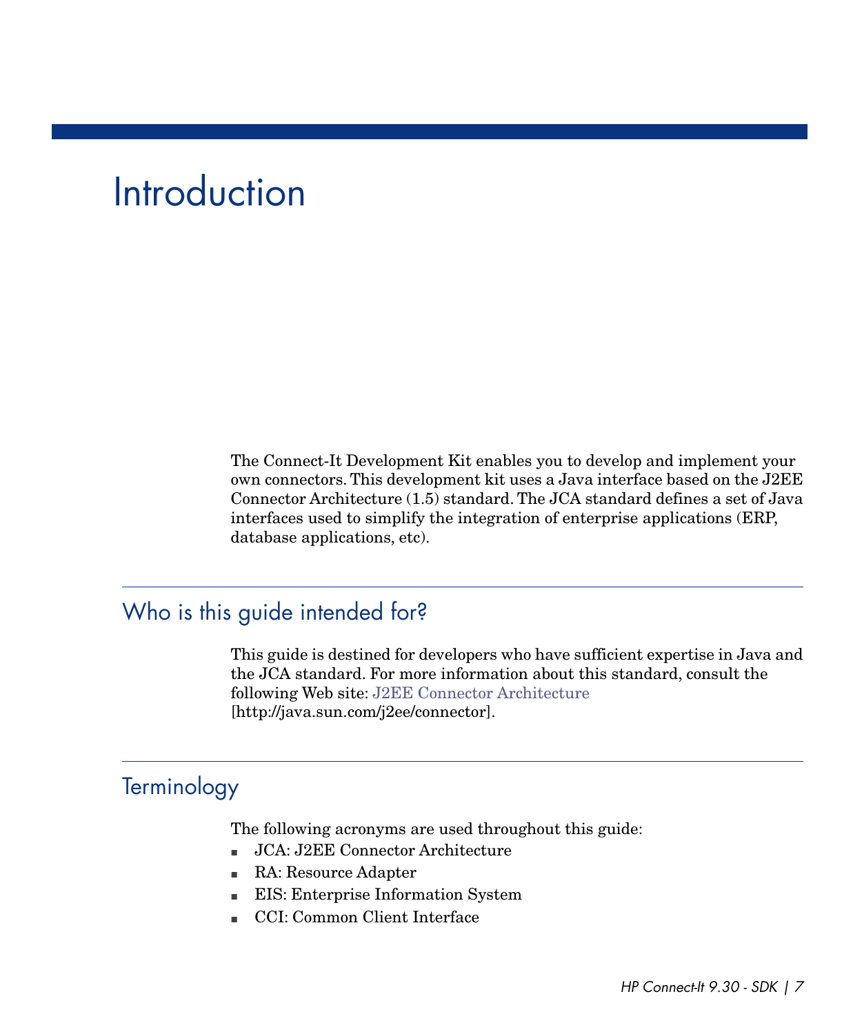# Introduction

The Connect-It Development Kit enables you to develop and implement your own connectors. This development kit uses a Java interface based on the J2EE Connector Architecture (1.5) standard. The JCA standard defines a set of Java interfaces used to simplify the integration of enterprise applications (ERP, database applications, etc).

## Who is this guide intended for?

This guide is destined for developers who have sufficient expertise in Java and the JCA standard. For more information about this standard, consult the following Web site: J2EE Connector Architecture [http://java.sun.com/j2ee/connector].

## Terminology

The following acronyms are used throughout this guide:

- JCA: J2EE Connector Architecture
- RA: Resource Adapter
- EIS: Enterprise Information System
- CCI: Common Client Interface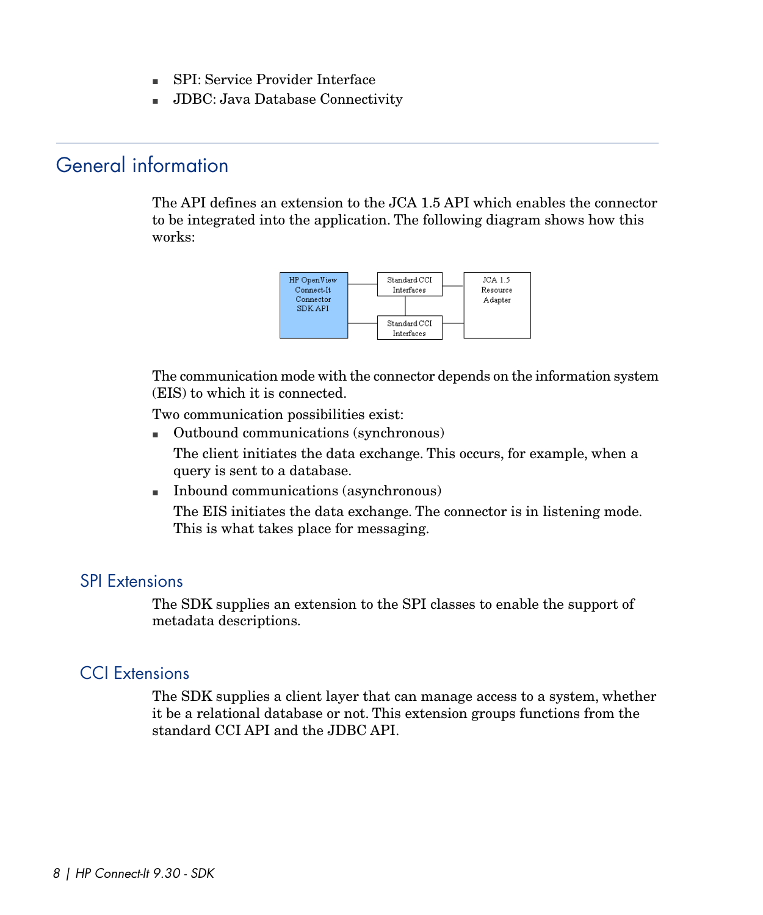- SPI: Service Provider Interface
- JDBC: Java Database Connectivity

## General information

The API defines an extension to the JCA 1.5 API which enables the connector to be integrated into the application. The following diagram shows how this works:

The communication mode with the connector depends on the information system (EIS) to which it is connected.

Two communication possibilities exist:

- Outbound communications (synchronous)

  The client initiates the data exchange. This occurs, for example, when a query is sent to a database.

- Inbound communications (asynchronous)

  The EIS initiates the data exchange. The connector is in listening mode. This is what takes place for messaging.

### SPI Extensions

The SDK supplies an extension to the SPI classes to enable the support of metadata descriptions.

### CCI Extensions

The SDK supplies a client layer that can manage access to a system, whether it be a relational database or not. This extension groups functions from the standard CCI API and the JDBC API.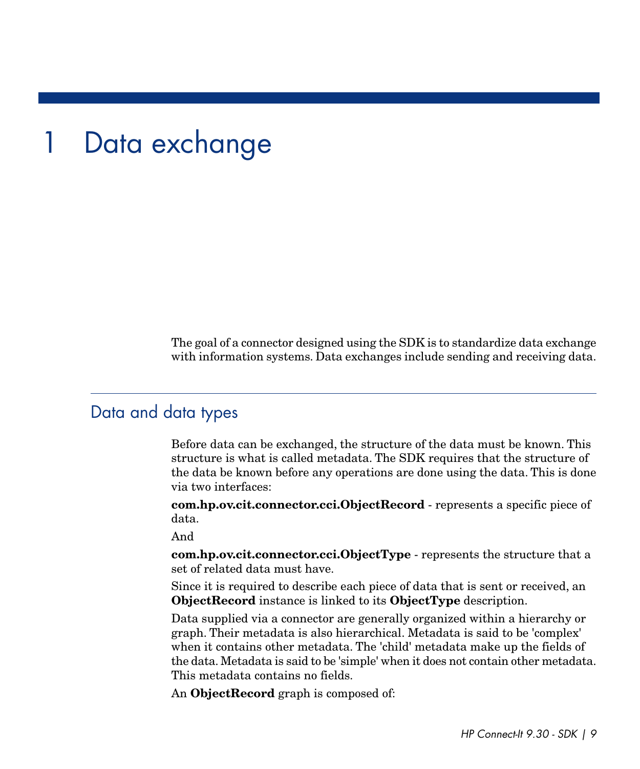# 1 Data exchange

The goal of a connector designed using the SDK is to standardize data exchange with information systems. Data exchanges include sending and receiving data.

## Data and data types

Before data can be exchanged, the structure of the data must be known. This structure is what is called metadata. The SDK requires that the structure of the data be known before any operations are done using the data. This is done via two interfaces:

**com.hp.ov.cit.connector.cci.ObjectRecord** - represents a specific piece of data.

And

**com.hp.ov.cit.connector.cci.ObjectType** - represents the structure that a set of related data must have.

Since it is required to describe each piece of data that is sent or received, an **ObjectRecord** instance is linked to its **ObjectType** description.

Data supplied via a connector are generally organized within a hierarchy or graph. Their metadata is also hierarchical. Metadata is said to be 'complex' when it contains other metadata. The 'child' metadata make up the fields of the data. Metadata is said to be 'simple' when it does not contain other metadata. This metadata contains no fields.

An **ObjectRecord** graph is composed of: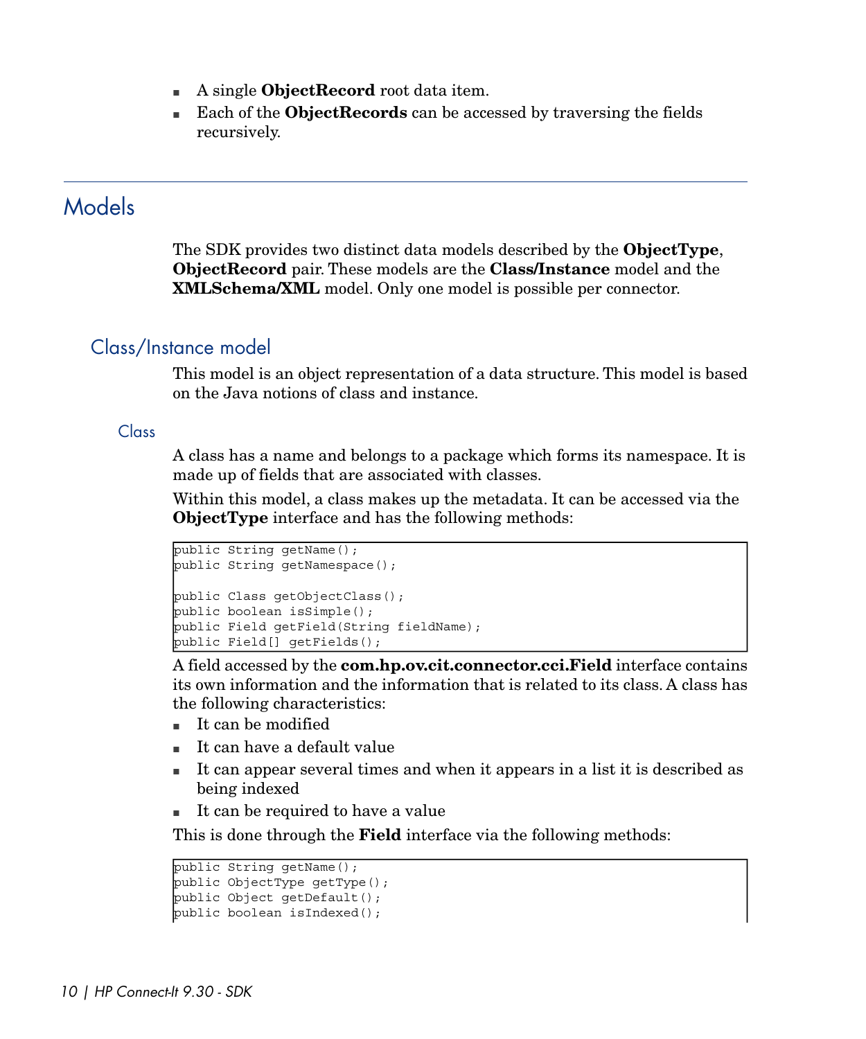- A single **ObjectRecord** root data item.
- Each of the **ObjectRecords** can be accessed by traversing the fields recursively.

# Models

The SDK provides two distinct data models described by the **ObjectType**, **ObjectRecord** pair. These models are the **Class/Instance** model and the **XMLSchema/XML** model. Only one model is possible per connector.

## Class/Instance model

This model is an object representation of a data structure. This model is based on the Java notions of class and instance.

### Class

A class has a name and belongs to a package which forms its namespace. It is made up of fields that are associated with classes.

Within this model, a class makes up the metadata. It can be accessed via the **ObjectType** interface and has the following methods:

```
public String getName();
public String getNamespace();

public Class getObjectClass();
public boolean isSimple();
public Field getField(String fieldName);
public Field[] getFields();
```

A field accessed by the **com.hp.ov.cit.connector.cci.Field** interface contains its own information and the information that is related to its class. A class has the following characteristics:

- It can be modified
- It can have a default value
- It can appear several times and when it appears in a list it is described as being indexed
- It can be required to have a value

This is done through the **Field** interface via the following methods:

```
public String getName();
public ObjectType getType();
public Object getDefault();
public boolean isIndexed();
```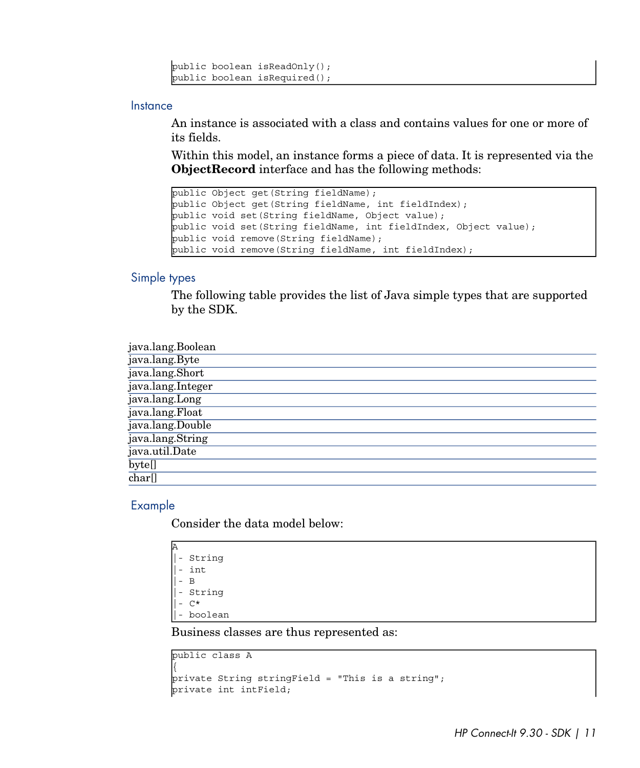```
public boolean isReadOnly();
public boolean isRequired();
```

### Instance

An instance is associated with a class and contains values for one or more of its fields.

Within this model, an instance forms a piece of data. It is represented via the **ObjectRecord** interface and has the following methods:

```
public Object get(String fieldName);
public Object get(String fieldName, int fieldIndex);
public void set(String fieldName, Object value);
public void set(String fieldName, int fieldIndex, Object value);
public void remove(String fieldName);
public void remove(String fieldName, int fieldIndex);
```

### Simple types

The following table provides the list of Java simple types that are supported by the SDK.

| java.lang.Boolean |
| --- |
| java.lang.Byte |
| java.lang.Short |
| java.lang.Integer |
| java.lang.Long |
| java.lang.Float |
| java.lang.Double |
| java.lang.String |
| java.util.Date |
| byte[] |
| char[] |

### Example

Consider the data model below:

```
A
|- String
|- int
|- B
|- String
|- C*
|- boolean
```

Business classes are thus represented as:

```
public class A
{
private String stringField = "This is a string";
private int intField;
```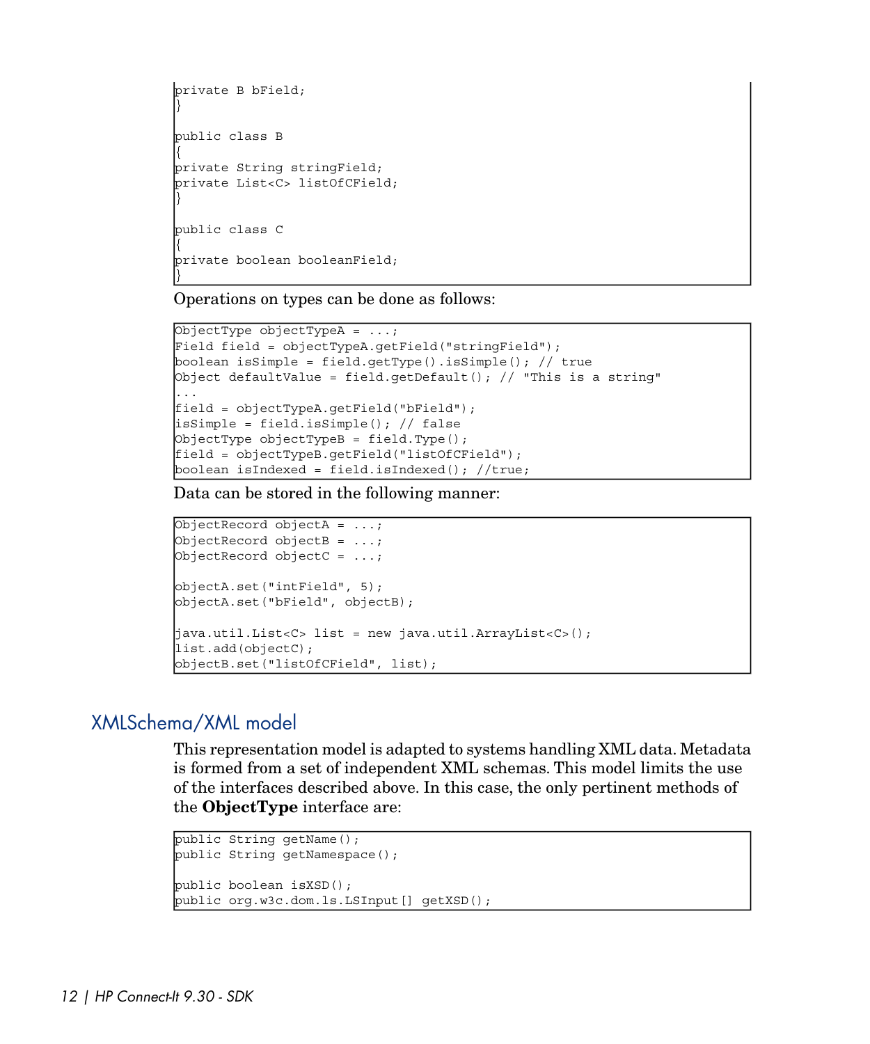```
private B bField;
}

public class B
{
private String stringField;
private List<C> listOfCField;
}

public class C
{
private boolean booleanField;
}
```

Operations on types can be done as follows:

```
ObjectType objectTypeA = ...;
Field field = objectTypeA.getField("stringField");
boolean isSimple = field.getType().isSimple(); // true
Object defaultValue = field.getDefault(); // "This is a string"
...
field = objectTypeA.getField("bField");
isSimple = field.isSimple(); // false
ObjectType objectTypeB = field.Type();
field = objectTypeB.getField("listOfCField");
boolean isIndexed = field.isIndexed(); //true;
```

Data can be stored in the following manner:

```
ObjectRecord objectA = ...;
ObjectRecord objectB = ...;
ObjectRecord objectC = ...;

objectA.set("intField", 5);
objectA.set("bField", objectB);

java.util.List<C> list = new java.util.ArrayList<C>();
list.add(objectC);
objectB.set("listOfCField", list);
```

## XMLSchema/XML model

This representation model is adapted to systems handling XML data. Metadata is formed from a set of independent XML schemas. This model limits the use of the interfaces described above. In this case, the only pertinent methods of the **ObjectType** interface are:

```
public String getName();
public String getNamespace();

public boolean isXSD();
public org.w3c.dom.ls.LSInput[] getXSD();
```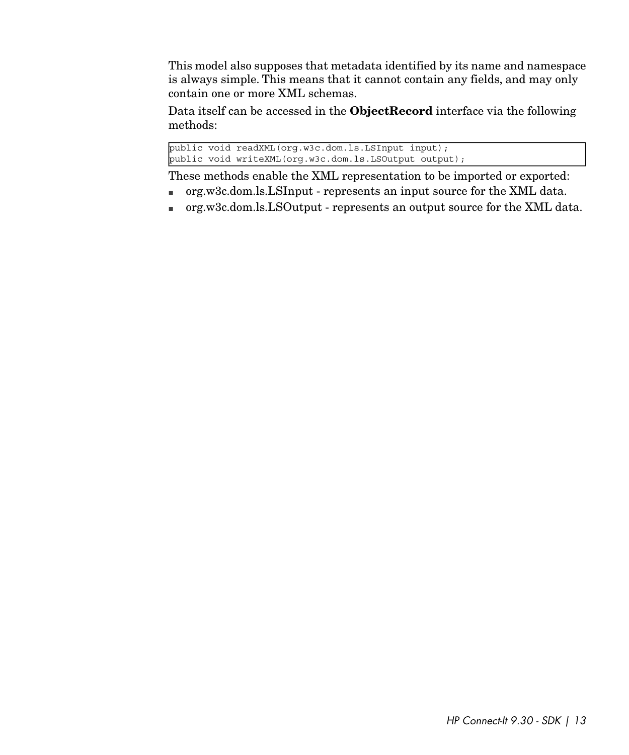This model also supposes that metadata identified by its name and namespace is always simple. This means that it cannot contain any fields, and may only contain one or more XML schemas.

Data itself can be accessed in the **ObjectRecord** interface via the following methods:

```
public void readXML(org.w3c.dom.ls.LSInput input);
public void writeXML(org.w3c.dom.ls.LSOutput output);
```

These methods enable the XML representation to be imported or exported:

- org.w3c.dom.ls.LSInput - represents an input source for the XML data.
- org.w3c.dom.ls.LSOutput - represents an output source for the XML data.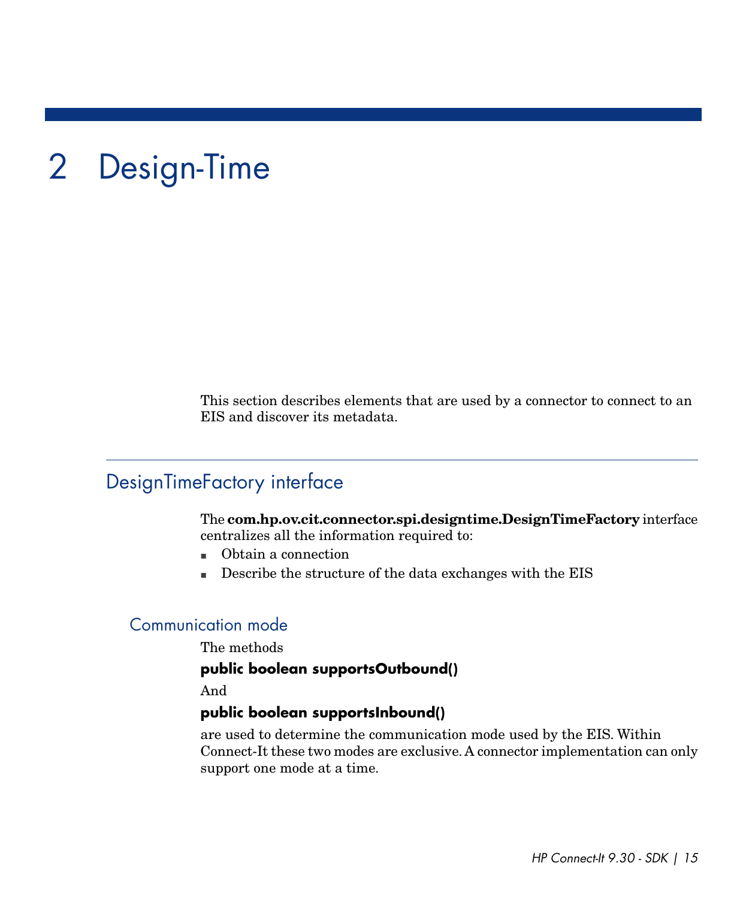# 2 Design-Time

This section describes elements that are used by a connector to connect to an EIS and discover its metadata.

## DesignTimeFactory interface

The **com.hp.ov.cit.connector.spi.designtime.DesignTimeFactory** interface centralizes all the information required to:

- Obtain a connection
- Describe the structure of the data exchanges with the EIS

### Communication mode

The methods

**public boolean supportsOutbound()**

And

**public boolean supportsInbound()**

are used to determine the communication mode used by the EIS. Within Connect-It these two modes are exclusive. A connector implementation can only support one mode at a time.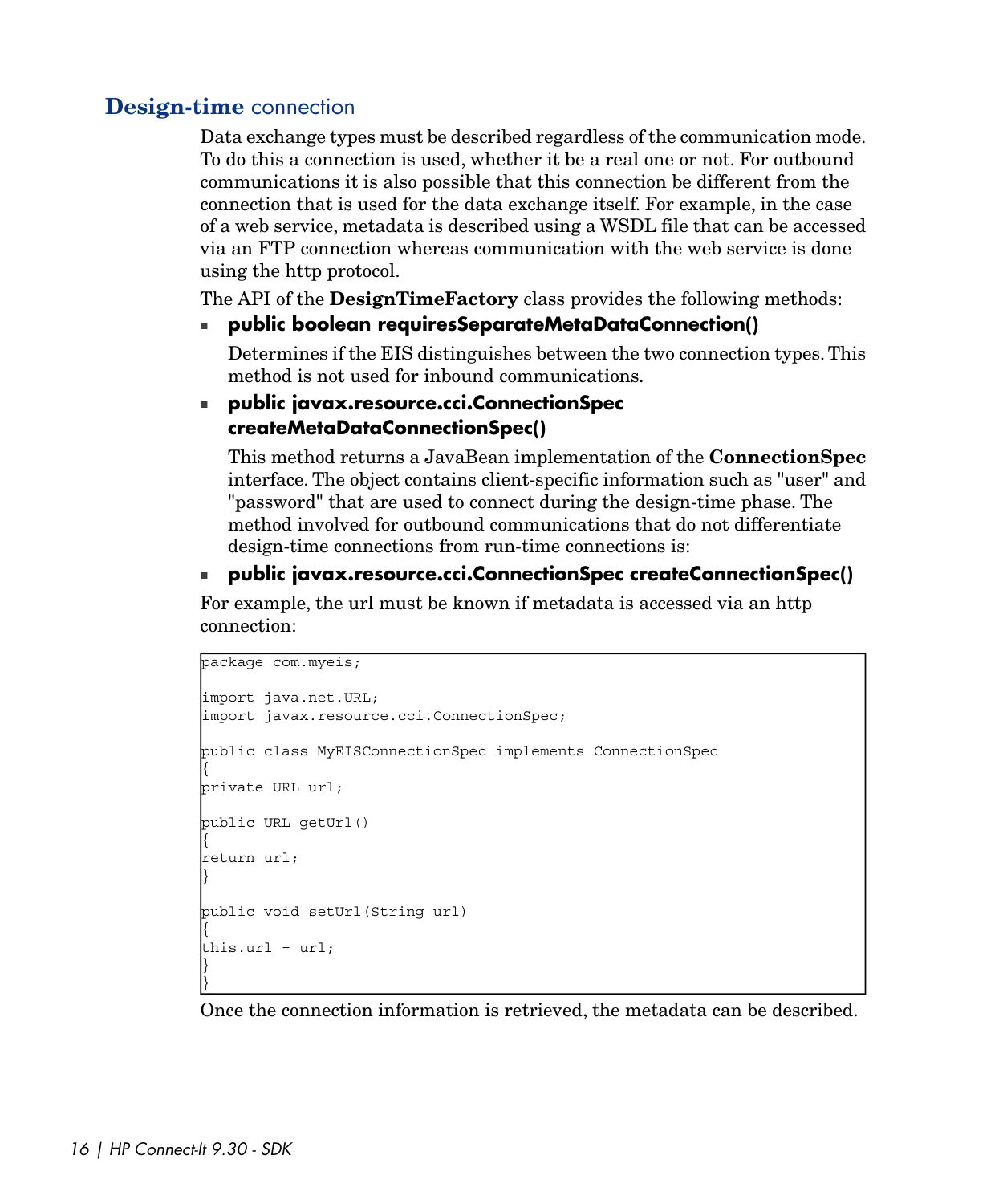## **Design-time** connection

Data exchange types must be described regardless of the communication mode. To do this a connection is used, whether it be a real one or not. For outbound communications it is also possible that this connection be different from the connection that is used for the data exchange itself. For example, in the case of a web service, metadata is described using a WSDL file that can be accessed via an FTP connection whereas communication with the web service is done using the http protocol.

The API of the **DesignTimeFactory** class provides the following methods:

- **public boolean requiresSeparateMetaDataConnection()**

  Determines if the EIS distinguishes between the two connection types. This method is not used for inbound communications.

- **public javax.resource.cci.ConnectionSpec createMetaDataConnectionSpec()**

  This method returns a JavaBean implementation of the **ConnectionSpec** interface. The object contains client-specific information such as "user" and "password" that are used to connect during the design-time phase. The method involved for outbound communications that do not differentiate design-time connections from run-time connections is:

- **public javax.resource.cci.ConnectionSpec createConnectionSpec()**

For example, the url must be known if metadata is accessed via an http connection:

```
package com.myeis;

import java.net.URL;
import javax.resource.cci.ConnectionSpec;

public class MyEISConnectionSpec implements ConnectionSpec
{
private URL url;

public URL getUrl()
{
return url;
}

public void setUrl(String url)
{
this.url = url;
}
}
```

Once the connection information is retrieved, the metadata can be described.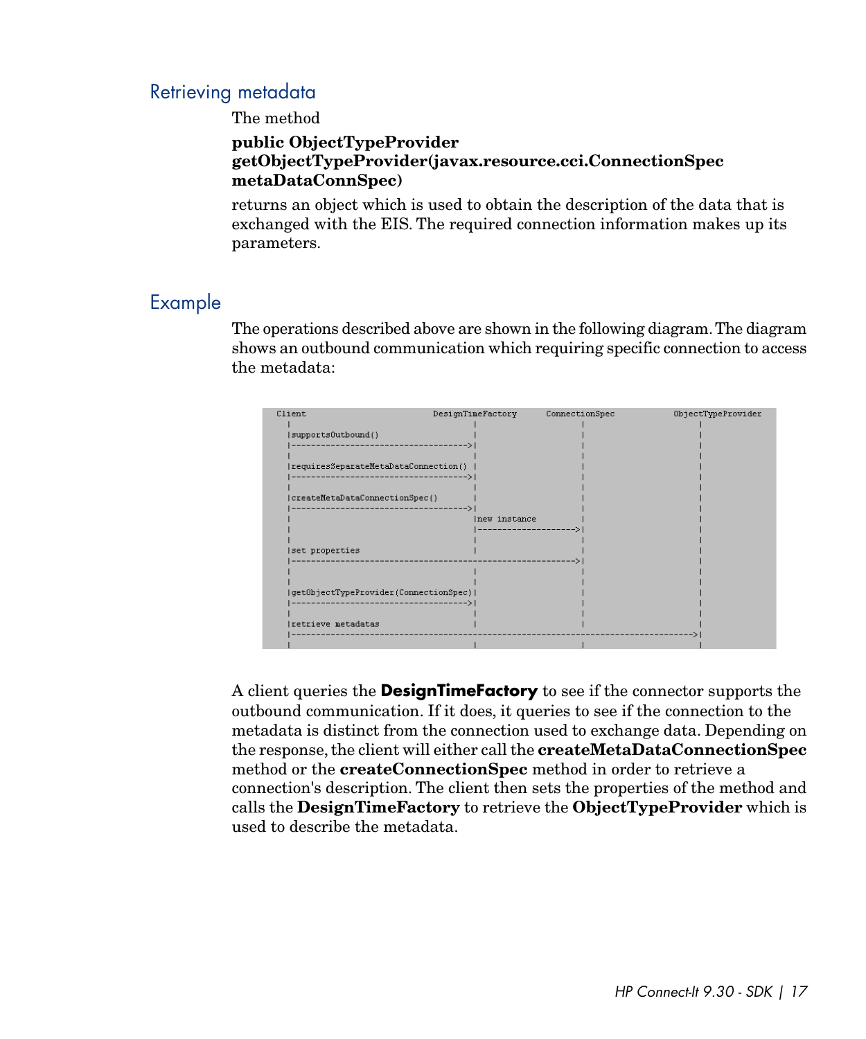## Retrieving metadata

The method

**public ObjectTypeProvider getObjectTypeProvider(javax.resource.cci.ConnectionSpec metaDataConnSpec)**

returns an object which is used to obtain the description of the data that is exchanged with the EIS. The required connection information makes up its parameters.

## Example

The operations described above are shown in the following diagram. The diagram shows an outbound communication which requiring specific connection to access the metadata:

```
Client                          DesignTimeFactory      ConnectionSpec          ObjectTypeProvider
  |                                     |                    |                        |
  |supportsOutbound()                   |                    |                        |
  |------------------------------------>|                    |                        |
  |                                     |                    |                        |
  |requiresSeparateMetaDataConnection() |                    |                        |
  |------------------------------------>|                    |                        |
  |                                     |                    |                        |
  |createMetaDataConnectionSpec()       |                    |                        |
  |------------------------------------>|                    |                        |
  |                                     |new instance        |                        |
  |                                     |------------------->|                        |
  |                                     |                    |                        |
  |set properties                       |                    |                        |
  |--------------------------------------------------------->|                        |
  |                                     |                    |                        |
  |                                     |                    |                        |
  |getObjectTypeProvider(ConnectionSpec)|                    |                        |
  |------------------------------------>|                    |                        |
  |                                     |                    |                        |
  |retrieve metadatas                   |                    |                        |
  |------------------------------------------------------------------------------>|
  |                                     |                    |                        |
```

A client queries the **DesignTimeFactory** to see if the connector supports the outbound communication. If it does, it queries to see if the connection to the metadata is distinct from the connection used to exchange data. Depending on the response, the client will either call the **createMetaDataConnectionSpec** method or the **createConnectionSpec** method in order to retrieve a connection's description. The client then sets the properties of the method and calls the **DesignTimeFactory** to retrieve the **ObjectTypeProvider** which is used to describe the metadata.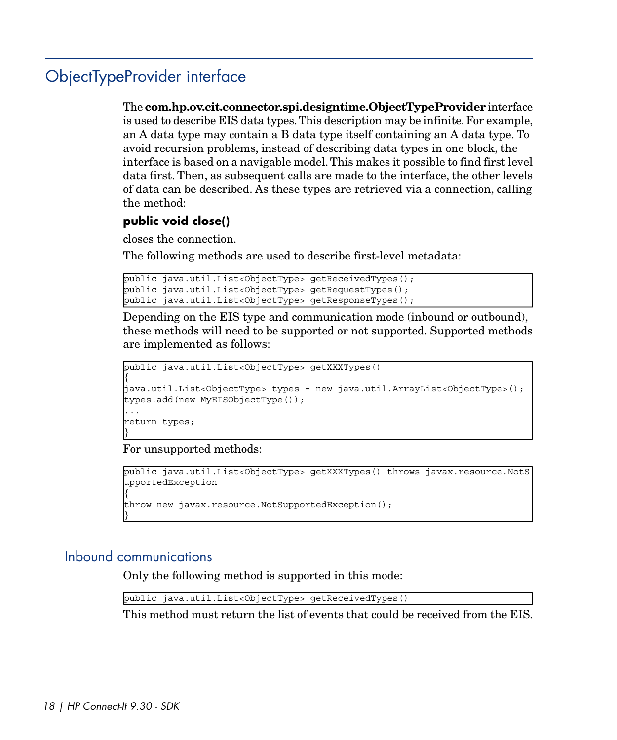## ObjectTypeProvider interface

The **com.hp.ov.cit.connector.spi.designtime.ObjectTypeProvider** interface is used to describe EIS data types. This description may be infinite. For example, an A data type may contain a B data type itself containing an A data type. To avoid recursion problems, instead of describing data types in one block, the interface is based on a navigable model. This makes it possible to find first level data first. Then, as subsequent calls are made to the interface, the other levels of data can be described. As these types are retrieved via a connection, calling the method:

**public void close()**

closes the connection.

The following methods are used to describe first-level metadata:

```
public java.util.List<ObjectType> getReceivedTypes();
public java.util.List<ObjectType> getRequestTypes();
public java.util.List<ObjectType> getResponseTypes();
```

Depending on the EIS type and communication mode (inbound or outbound), these methods will need to be supported or not supported. Supported methods are implemented as follows:

```
public java.util.List<ObjectType> getXXXTypes()
{
java.util.List<ObjectType> types = new java.util.ArrayList<ObjectType>();
types.add(new MyEISObjectType());
...
return types;
}
```

For unsupported methods:

```
public java.util.List<ObjectType> getXXXTypes() throws javax.resource.NotS
upportedException
{
throw new javax.resource.NotSupportedException();
}
```

### Inbound communications

Only the following method is supported in this mode:

```
public java.util.List<ObjectType> getReceivedTypes()
```

This method must return the list of events that could be received from the EIS.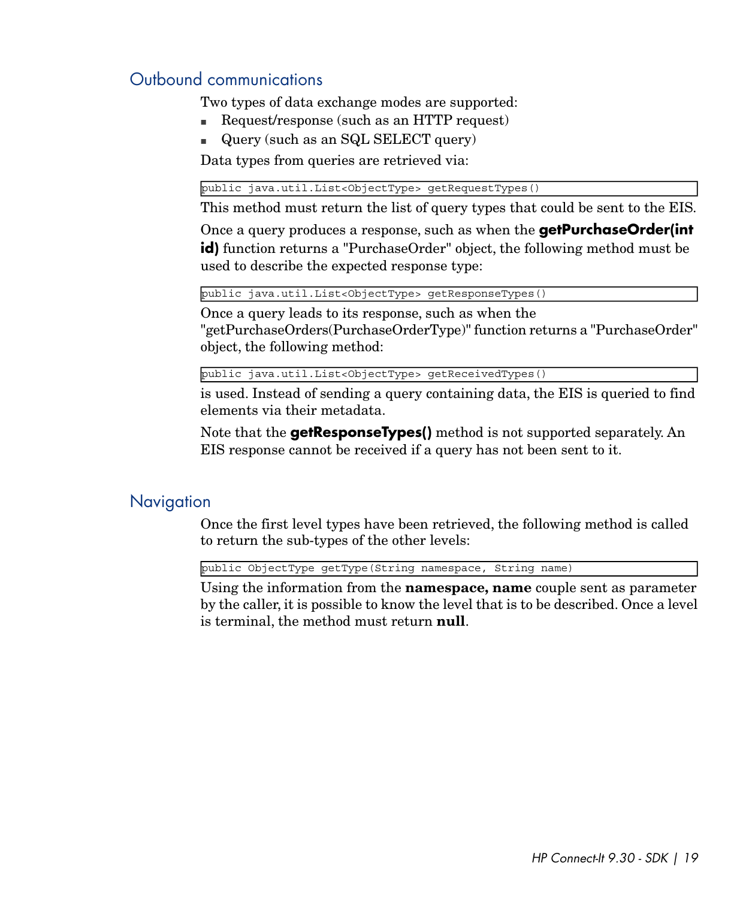## Outbound communications

Two types of data exchange modes are supported:

- Request/response (such as an HTTP request)
- Query (such as an SQL SELECT query)

Data types from queries are retrieved via:

```
public java.util.List<ObjectType> getRequestTypes()
```

This method must return the list of query types that could be sent to the EIS.

Once a query produces a response, such as when the **getPurchaseOrder(int id)** function returns a "PurchaseOrder" object, the following method must be used to describe the expected response type:

```
public java.util.List<ObjectType> getResponseTypes()
```

Once a query leads to its response, such as when the "getPurchaseOrders(PurchaseOrderType)" function returns a "PurchaseOrder" object, the following method:

```
public java.util.List<ObjectType> getReceivedTypes()
```

is used. Instead of sending a query containing data, the EIS is queried to find elements via their metadata.

Note that the **getResponseTypes()** method is not supported separately. An EIS response cannot be received if a query has not been sent to it.

## Navigation

Once the first level types have been retrieved, the following method is called to return the sub-types of the other levels:

```
public ObjectType getType(String namespace, String name)
```

Using the information from the **namespace, name** couple sent as parameter by the caller, it is possible to know the level that is to be described. Once a level is terminal, the method must return **null**.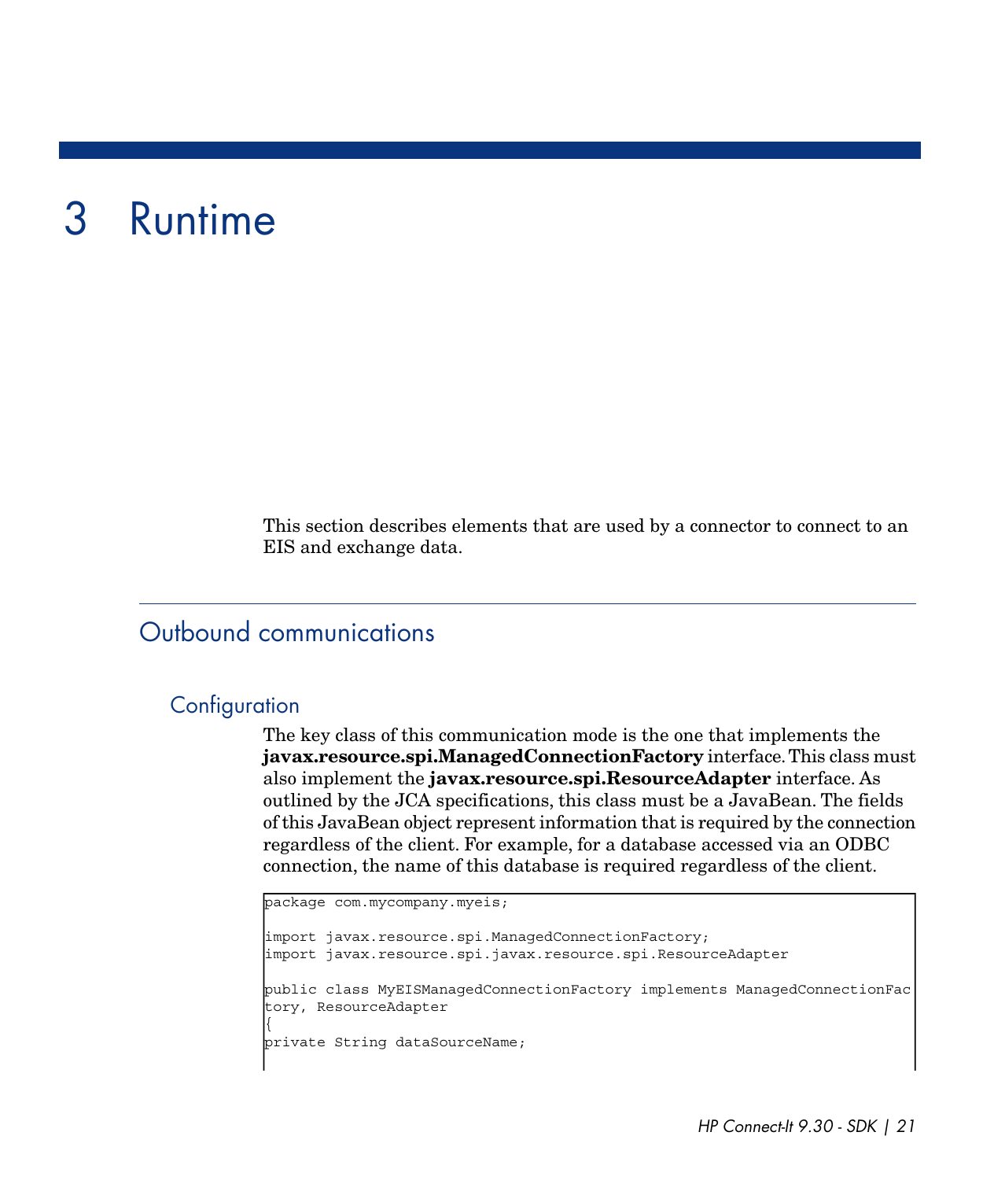# 3 Runtime

This section describes elements that are used by a connector to connect to an EIS and exchange data.

## Outbound communications

### Configuration

The key class of this communication mode is the one that implements the **javax.resource.spi.ManagedConnectionFactory** interface. This class must also implement the **javax.resource.spi.ResourceAdapter** interface. As outlined by the JCA specifications, this class must be a JavaBean. The fields of this JavaBean object represent information that is required by the connection regardless of the client. For example, for a database accessed via an ODBC connection, the name of this database is required regardless of the client.

```
package com.mycompany.myeis;

import javax.resource.spi.ManagedConnectionFactory;
import javax.resource.spi.javax.resource.spi.ResourceAdapter

public class MyEISManagedConnectionFactory implements ManagedConnectionFac
tory, ResourceAdapter
{
private String dataSourceName;
```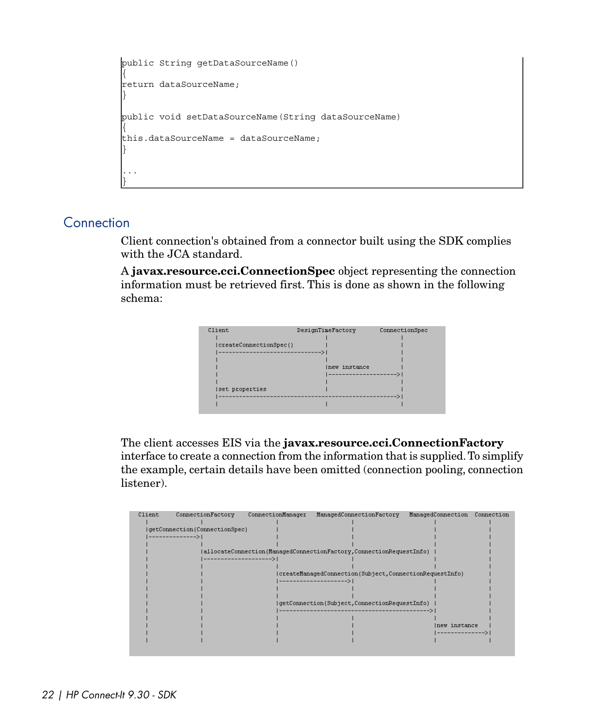```
public String getDataSourceName()
{
return dataSourceName;
}

public void setDataSourceName(String dataSourceName)
{
this.dataSourceName = dataSourceName;
}

...
}
```

## Connection

Client connection's obtained from a connector built using the SDK complies with the JCA standard.

A **javax.resource.cci.ConnectionSpec** object representing the connection information must be retrieved first. This is done as shown in the following schema:

```
Client                    DesignTimeFactory        ConnectionSpec
   |                            |                        |
   |createConnectionSpec()      |                        |
   |--------------------------->|                        |
   |                            |                        |
   |                            |new instance            |
   |                            |----------------------->|
   |                            |                        |
   |set properties              |                        |
   |---------------------------------------------------->|
   |                            |                        |
```

The client accesses EIS via the **javax.resource.cci.ConnectionFactory** interface to create a connection from the information that is supplied. To simplify the example, certain details have been omitted (connection pooling, connection listener).

```
Client     ConnectionFactory   ConnectionManager   ManagedConnectionFactory   ManagedConnection   Connection
  |              |                   |                     |                        |                 |
  |getConnection(ConnectionSpec)     |                     |                        |                 |
  |------------->|                   |                     |                        |                 |
  |              |                   |                     |                        |                 |
  |              |allocateConnection(ManagedConnectionFactory,ConnectionRequestInfo) |                 |
  |              |------------------>|                     |                        |                 |
  |              |                   |                     |                        |                 |
  |              |                   |createManagedConnection(Subject,ConnectionRequestInfo)          |
  |              |                   |-------------------->|                        |                 |
  |              |                   |                     |                        |                 |
  |              |                   |                     |                        |                 |
  |              |                   |getConnection(Subject,ConnectionRequestInfo)  |                 |
  |              |                   |--------------------------------------------->|                 |
  |              |                   |                     |                        |                 |
  |              |                   |                     |                        |new instance     |
  |              |                   |                     |                        |---------------->|
  |              |                   |                     |                        |                 |
```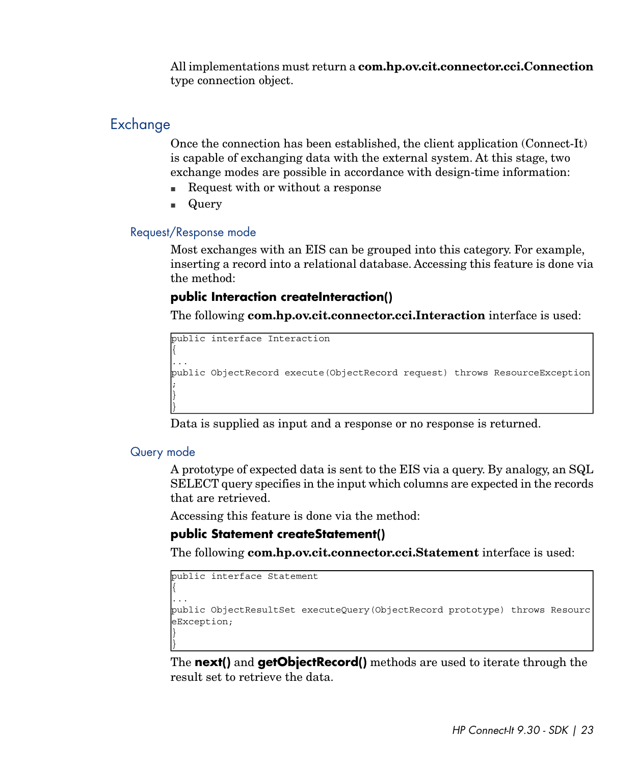All implementations must return a **com.hp.ov.cit.connector.cci.Connection** type connection object.

## Exchange

Once the connection has been established, the client application (Connect-It) is capable of exchanging data with the external system. At this stage, two exchange modes are possible in accordance with design-time information:

- Request with or without a response
- Query

### Request/Response mode

Most exchanges with an EIS can be grouped into this category. For example, inserting a record into a relational database. Accessing this feature is done via the method:

**public Interaction createInteraction()**

The following **com.hp.ov.cit.connector.cci.Interaction** interface is used:

```
public interface Interaction
{
...
public ObjectRecord execute(ObjectRecord request) throws ResourceException
;
}
}
```

Data is supplied as input and a response or no response is returned.

### Query mode

A prototype of expected data is sent to the EIS via a query. By analogy, an SQL SELECT query specifies in the input which columns are expected in the records that are retrieved.

Accessing this feature is done via the method:

**public Statement createStatement()**

The following **com.hp.ov.cit.connector.cci.Statement** interface is used:

```
public interface Statement
{
...
public ObjectResultSet executeQuery(ObjectRecord prototype) throws Resourc
eException;
}
}
```

The **next()** and **getObjectRecord()** methods are used to iterate through the result set to retrieve the data.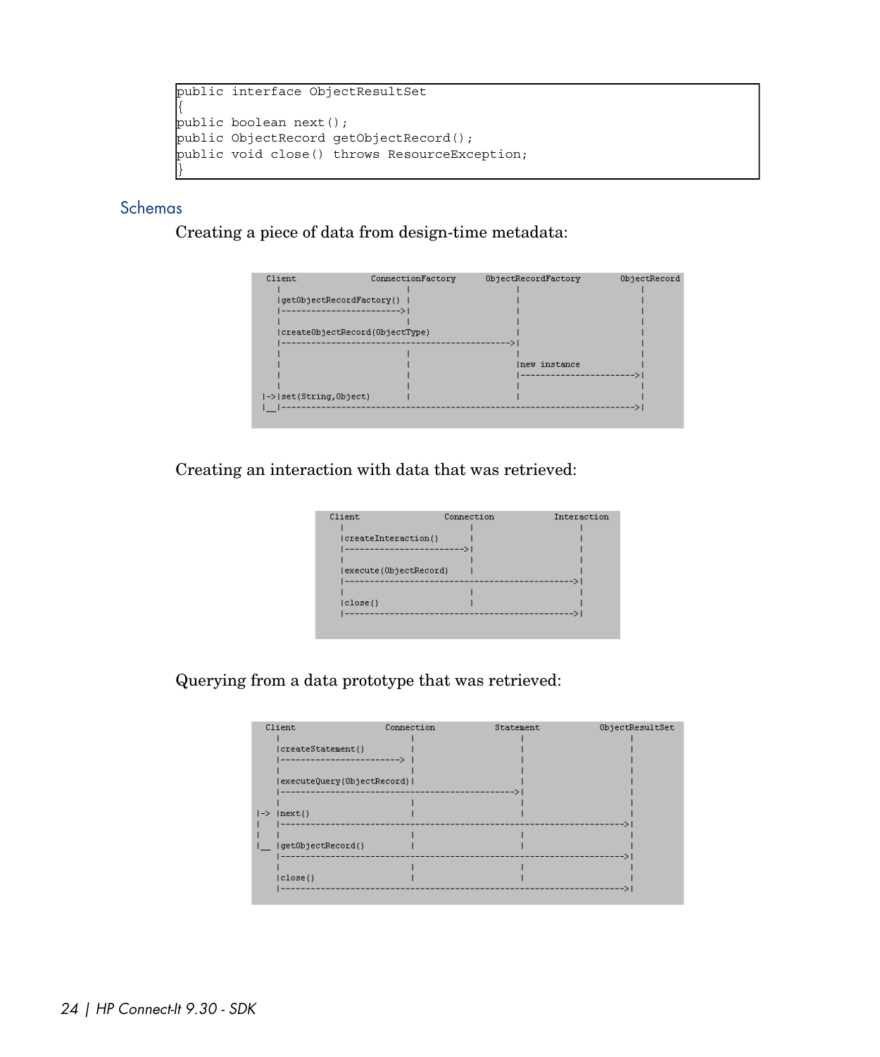```
public interface ObjectResultSet
{
public boolean next();
public ObjectRecord getObjectRecord();
public void close() throws ResourceException;
}
```

## Schemas

Creating a piece of data from design-time metadata:

```
  Client              ConnectionFactory     ObjectRecordFactory        ObjectRecord
    |                         |                    |                        |
    |getObjectRecordFactory() |                    |                        |
    |------------------------>|                    |                        |
    |                         |                    |                        |
    |createObjectRecord(ObjectType)                |                        |
    |--------------------------------------------->|                        |
    |                         |                    |                        |
    |                         |                    |new instance            |
    |                         |                    |----------------------->|
    |                         |                    |                        |
 |->|set(String,Object)       |                    |                        |
 |__|---------------------------------------------------------------------->|
```

Creating an interaction with data that was retrieved:

```
  Client                  Connection            Interaction
    |                         |                      |
    |createInteraction()      |                      |
    |------------------------>|                      |
    |                         |                      |
    |execute(ObjectRecord)    |                      |
    |--------------------------------------------->  |
    |                         |                      |
    |close()                  |                      |
    |--------------------------------------------->  |
```

Querying from a data prototype that was retrieved:

```
  Client                  Connection            Statement            ObjectResultSet
    |                         |                     |                      |
    |createStatement()        |                     |                      |
    |-----------------------> |                     |                      |
    |                         |                     |                      |
    |executeQuery(ObjectRecord)|                    |                      |
    |-------------------------------------------->  |                      |
    |                         |                     |                      |
|-> |next()                   |                     |                      |
|   |------------------------------------------------------------------->  |
|   |                         |                     |                      |
|__ |getObjectRecord()        |                     |                      |
    |------------------------------------------------------------------->  |
    |                         |                     |                      |
    |close()                  |                     |                      |
    |------------------------------------------------------------------->  |
```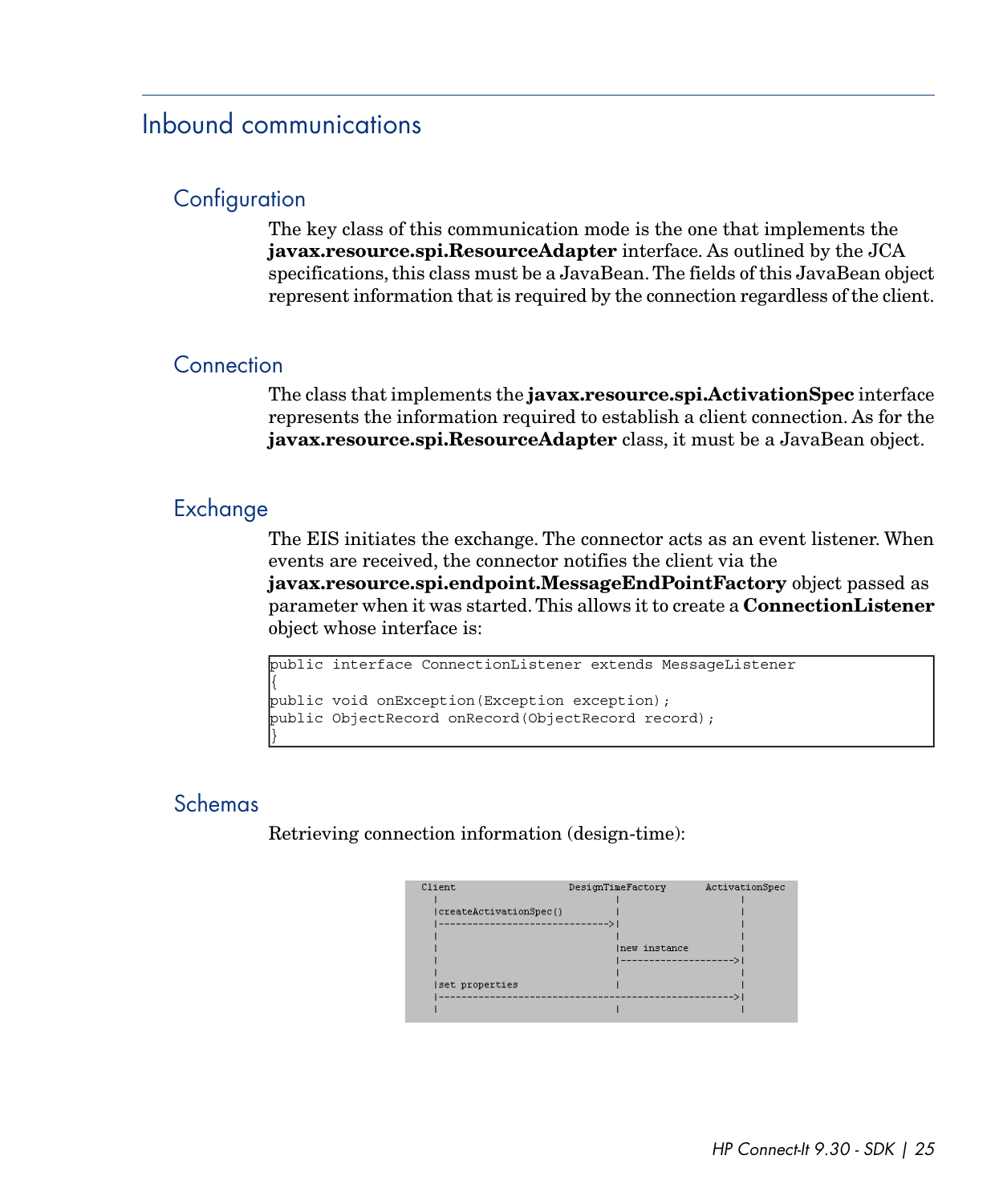## Inbound communications

### Configuration

The key class of this communication mode is the one that implements the **javax.resource.spi.ResourceAdapter** interface. As outlined by the JCA specifications, this class must be a JavaBean. The fields of this JavaBean object represent information that is required by the connection regardless of the client.

### Connection

The class that implements the **javax.resource.spi.ActivationSpec** interface represents the information required to establish a client connection. As for the **javax.resource.spi.ResourceAdapter** class, it must be a JavaBean object.

### Exchange

The EIS initiates the exchange. The connector acts as an event listener. When events are received, the connector notifies the client via the **javax.resource.spi.endpoint.MessageEndPointFactory** object passed as parameter when it was started. This allows it to create a **ConnectionListener** object whose interface is:

```
public interface ConnectionListener extends MessageListener
{
public void onException(Exception exception);
public ObjectRecord onRecord(ObjectRecord record);
}
```

### Schemas

Retrieving connection information (design-time):

```
Client                       DesignTimeFactory       ActivationSpec
  |                               |                      |
  |createActivationSpec()         |                      |
  |------------------------------>|                      |
  |                               |                      |
  |                               |new instance          |
  |                               |--------------------->|
  |                               |                      |
  |set properties                 |                      |
  |----------------------------------------------------->|
  |                               |                      |
```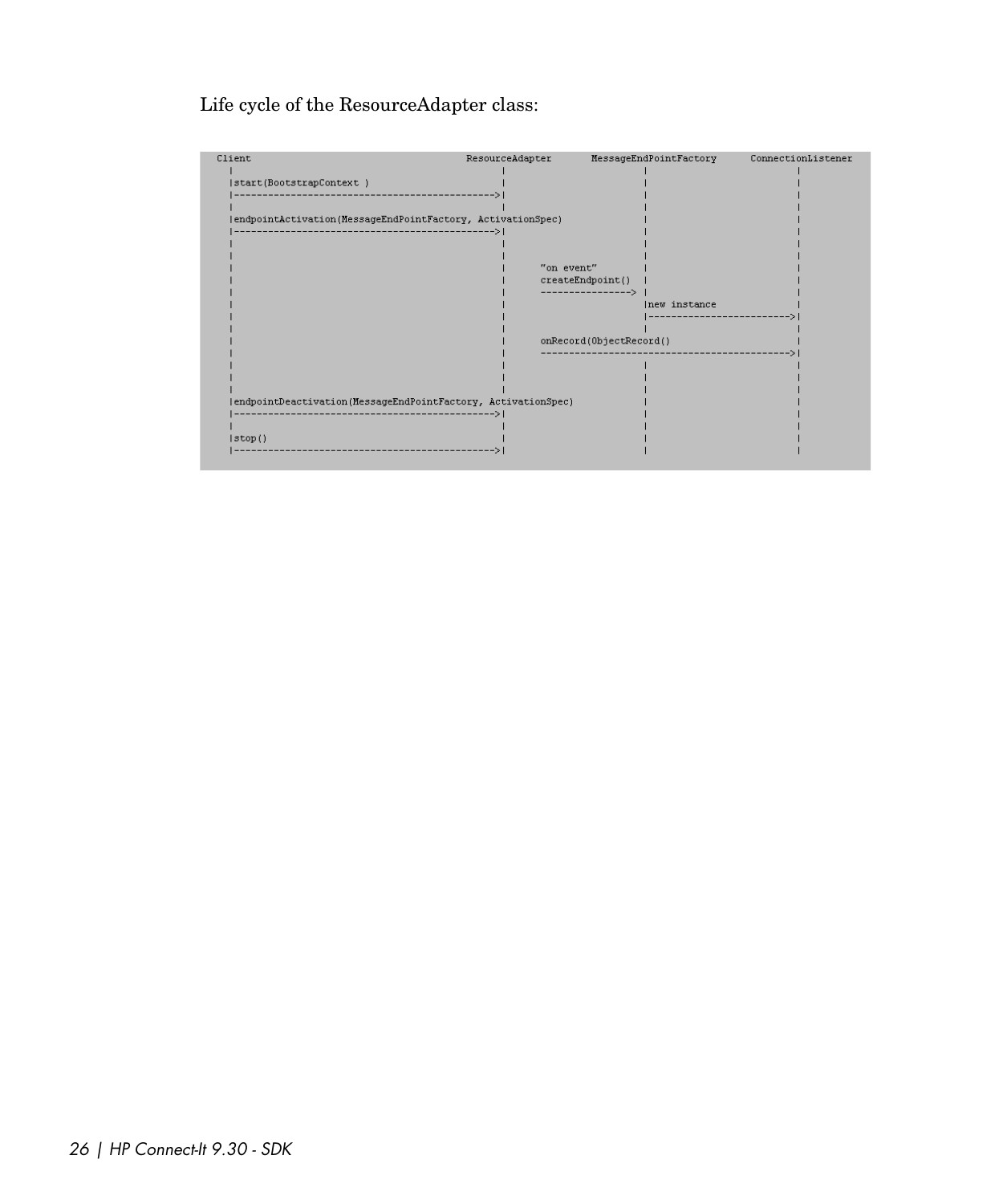Life cycle of the ResourceAdapter class:

```
Client                                     ResourceAdapter      MessageEndPointFactory      ConnectionListener
  |                                              |                      |                         |
  |start(BootstrapContext )                      |                      |                         |
  |--------------------------------------------->|                      |                         |
  |                                              |                      |                         |
  |endpointActivation(MessageEndPointFactory, ActivationSpec)           |                         |
  |--------------------------------------------->|                      |                         |
  |                                              |                      |                         |
  |                                              |                      |                         |
  |                                              |     "on event"       |                         |
  |                                              |     createEndpoint() |                         |
  |                                              |     ---------------> |                         |
  |                                              |                      |new instance             |
  |                                              |                      |------------------------>|
  |                                              |                      |                         |
  |                                              |     onRecord(ObjectRecord()                    |
  |                                              |     ------------------------------------------>|
  |                                              |                      |                         |
  |                                              |                      |                         |
  |                                              |                      |                         |
  |endpointDeactivation(MessageEndPointFactory, ActivationSpec)         |                         |
  |--------------------------------------------->|                      |                         |
  |                                              |                      |                         |
  |stop()                                        |                      |                         |
  |--------------------------------------------->|                      |                         |
```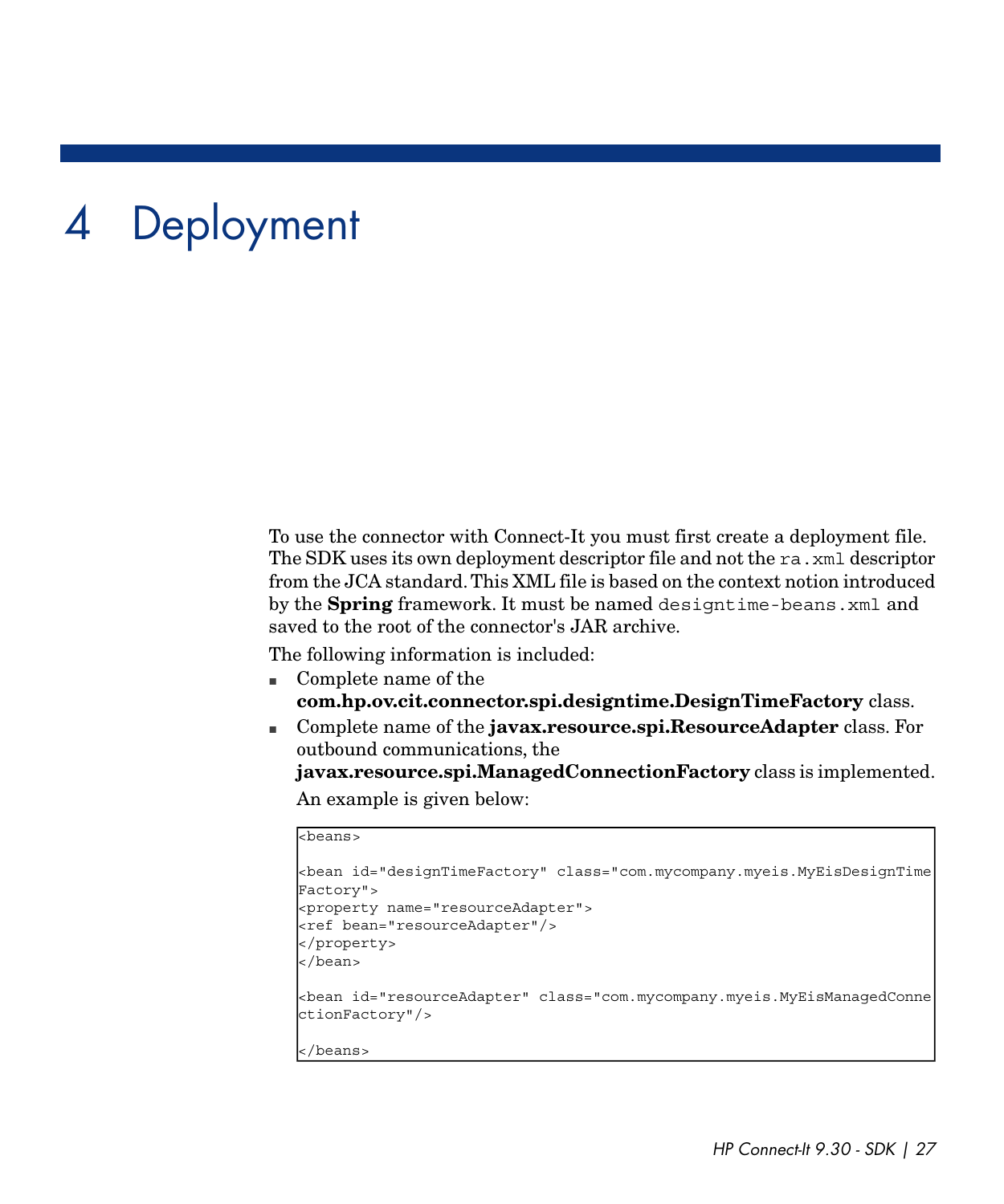# 4 Deployment

To use the connector with Connect-It you must first create a deployment file. The SDK uses its own deployment descriptor file and not the `ra.xml` descriptor from the JCA standard. This XML file is based on the context notion introduced by the **Spring** framework. It must be named `designtime-beans.xml` and saved to the root of the connector's JAR archive.

The following information is included:

- Complete name of the **com.hp.ov.cit.connector.spi.designtime.DesignTimeFactory** class.
- Complete name of the **javax.resource.spi.ResourceAdapter** class. For outbound communications, the **javax.resource.spi.ManagedConnectionFactory** class is implemented.

  An example is given below:

```
<beans>

<bean id="designTimeFactory" class="com.mycompany.myeis.MyEisDesignTimeFactory">
<property name="resourceAdapter">
<ref bean="resourceAdapter"/>
</property>
</bean>

<bean id="resourceAdapter" class="com.mycompany.myeis.MyEisManagedConnectionFactory"/>

</beans>
```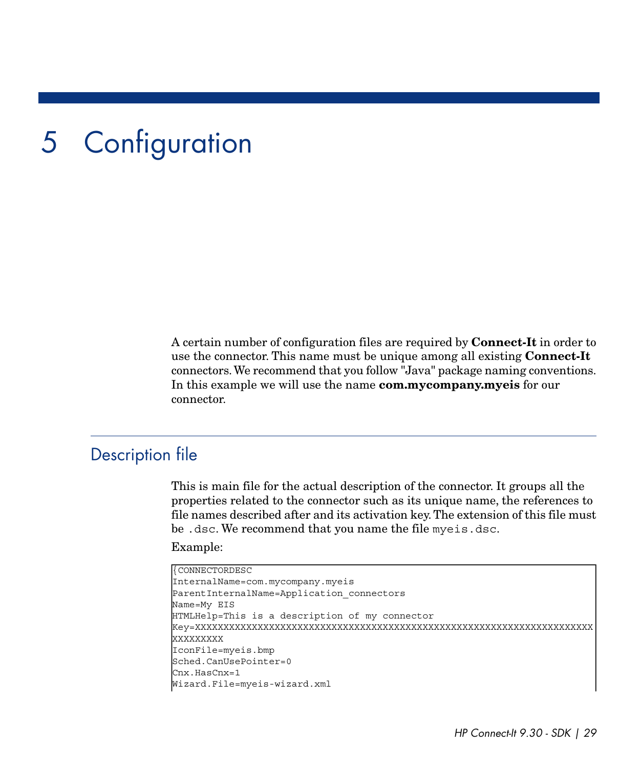# 5 Configuration

A certain number of configuration files are required by **Connect-It** in order to use the connector. This name must be unique among all existing **Connect-It** connectors. We recommend that you follow "Java" package naming conventions. In this example we will use the name **com.mycompany.myeis** for our connector.

## Description file

This is main file for the actual description of the connector. It groups all the properties related to the connector such as its unique name, the references to file names described after and its activation key. The extension of this file must be `.dsc`. We recommend that you name the file `myeis.dsc`.

Example:

```
{CONNECTORDESC
InternalName=com.mycompany.myeis
ParentInternalName=Application_connectors
Name=My EIS
HTMLHelp=This is a description of my connector
Key=XXXXXXXXXXXXXXXXXXXXXXXXXXXXXXXXXXXXXXXXXXXXXXXXXXXXXXXXXXXXXXXXXXXXXX
XXXXXXXXX
IconFile=myeis.bmp
Sched.CanUsePointer=0
Cnx.HasCnx=1
Wizard.File=myeis-wizard.xml
```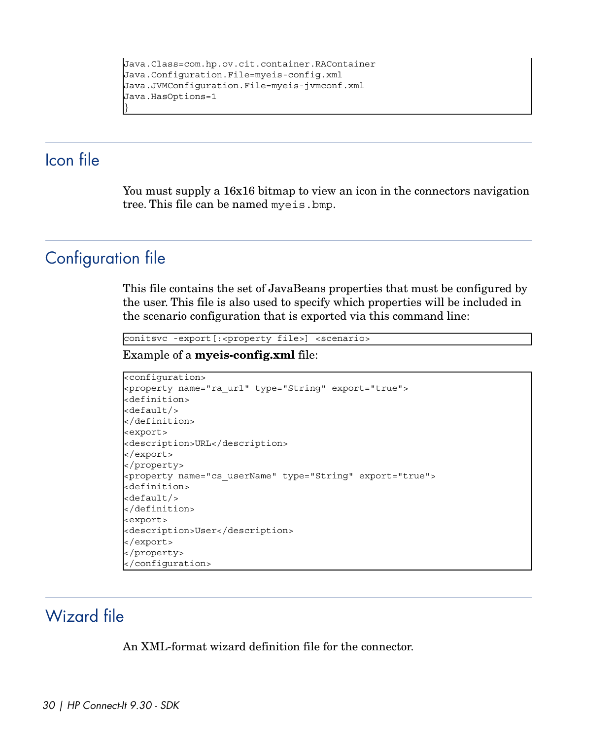```
Java.Class=com.hp.ov.cit.container.RAContainer
Java.Configuration.File=myeis-config.xml
Java.JVMConfiguration.File=myeis-jvmconf.xml
Java.HasOptions=1
}
```

## Icon file

You must supply a 16x16 bitmap to view an icon in the connectors navigation tree. This file can be named `myeis.bmp`.

## Configuration file

This file contains the set of JavaBeans properties that must be configured by the user. This file is also used to specify which properties will be included in the scenario configuration that is exported via this command line:

```
conitsvc -export[:<property file>] <scenario>
```

Example of a **myeis-config.xml** file:

```
<configuration>
<property name="ra_url" type="String" export="true">
<definition>
<default/>
</definition>
<export>
<description>URL</description>
</export>
</property>
<property name="cs_userName" type="String" export="true">
<definition>
<default/>
</definition>
<export>
<description>User</description>
</export>
</property>
</configuration>
```

## Wizard file

An XML-format wizard definition file for the connector.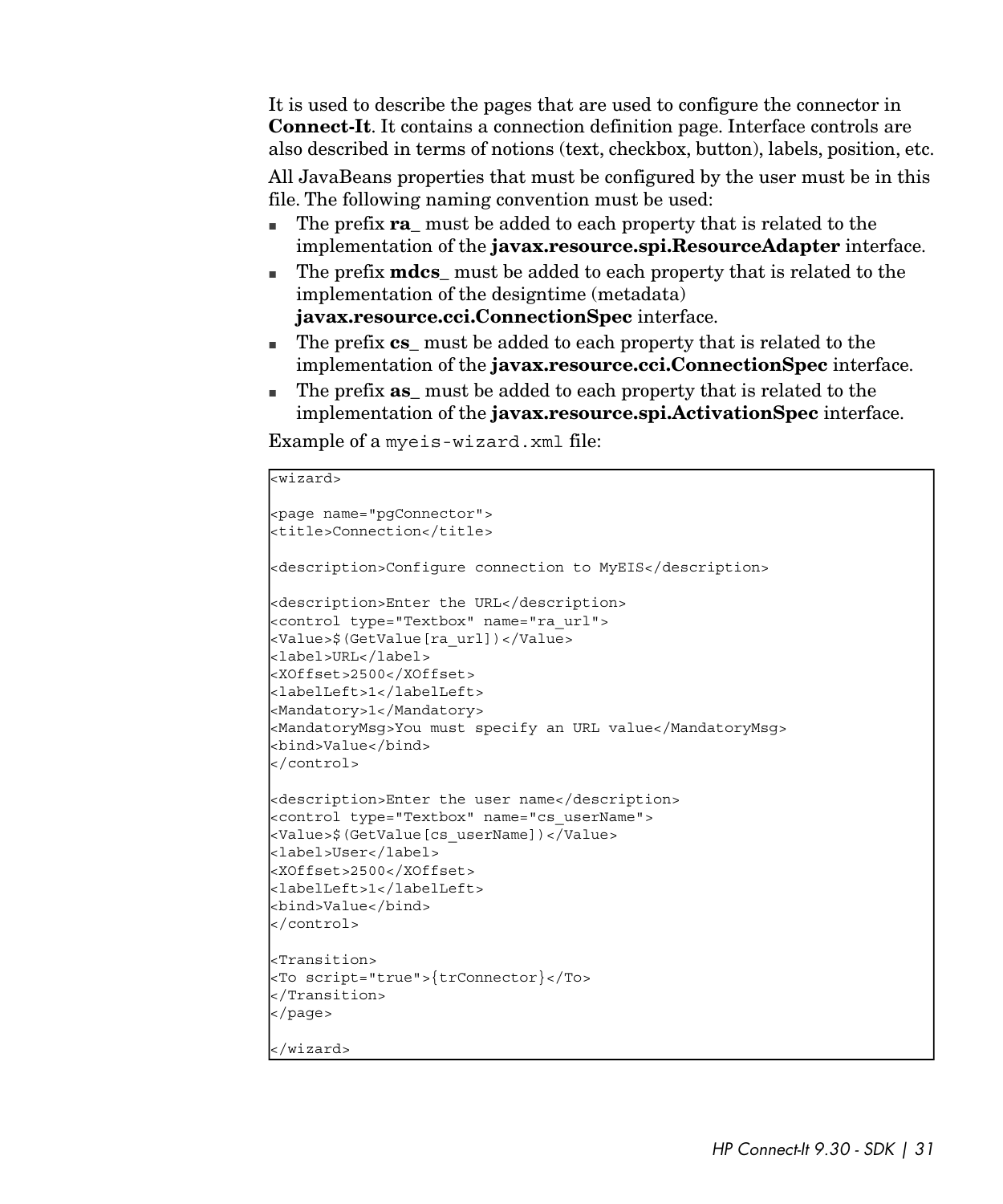It is used to describe the pages that are used to configure the connector in **Connect-It**. It contains a connection definition page. Interface controls are also described in terms of notions (text, checkbox, button), labels, position, etc.

All JavaBeans properties that must be configured by the user must be in this file. The following naming convention must be used:

- The prefix **ra_** must be added to each property that is related to the implementation of the **javax.resource.spi.ResourceAdapter** interface.
- The prefix **mdcs_** must be added to each property that is related to the implementation of the designtime (metadata) **javax.resource.cci.ConnectionSpec** interface.
- The prefix **cs_** must be added to each property that is related to the implementation of the **javax.resource.cci.ConnectionSpec** interface.
- The prefix **as_** must be added to each property that is related to the implementation of the **javax.resource.spi.ActivationSpec** interface.

Example of a `myeis-wizard.xml` file:

```
<wizard>

<page name="pgConnector">
<title>Connection</title>

<description>Configure connection to MyEIS</description>

<description>Enter the URL</description>
<control type="Textbox" name="ra_url">
<Value>$(GetValue[ra_url])</Value>
<label>URL</label>
<XOffset>2500</XOffset>
<labelLeft>1</labelLeft>
<Mandatory>1</Mandatory>
<MandatoryMsg>You must specify an URL value</MandatoryMsg>
<bind>Value</bind>
</control>

<description>Enter the user name</description>
<control type="Textbox" name="cs_userName">
<Value>$(GetValue[cs_userName])</Value>
<label>User</label>
<XOffset>2500</XOffset>
<labelLeft>1</labelLeft>
<bind>Value</bind>
</control>

<Transition>
<To script="true">{trConnector}</To>
</Transition>
</page>

</wizard>
```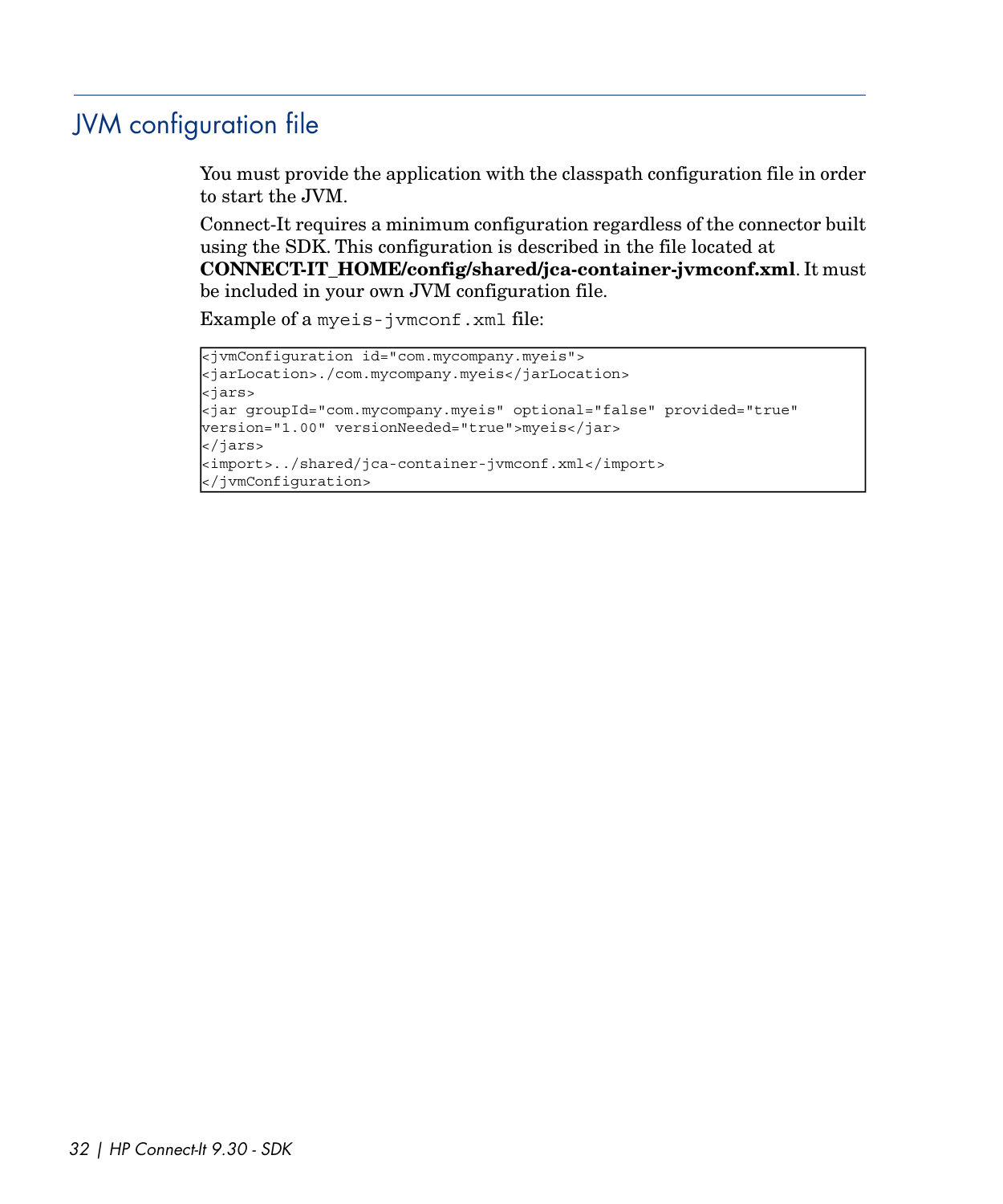## JVM configuration file

You must provide the application with the classpath configuration file in order to start the JVM.

Connect-It requires a minimum configuration regardless of the connector built using the SDK. This configuration is described in the file located at **CONNECT-IT_HOME/config/shared/jca-container-jvmconf.xml**. It must be included in your own JVM configuration file.

Example of a `myeis-jvmconf.xml` file:

```
<jvmConfiguration id="com.mycompany.myeis">
<jarLocation>./com.mycompany.myeis</jarLocation>
<jars>
<jar groupId="com.mycompany.myeis" optional="false" provided="true"
version="1.00" versionNeeded="true">myeis</jar>
</jars>
<import>../shared/jca-container-jvmconf.xml</import>
</jvmConfiguration>
```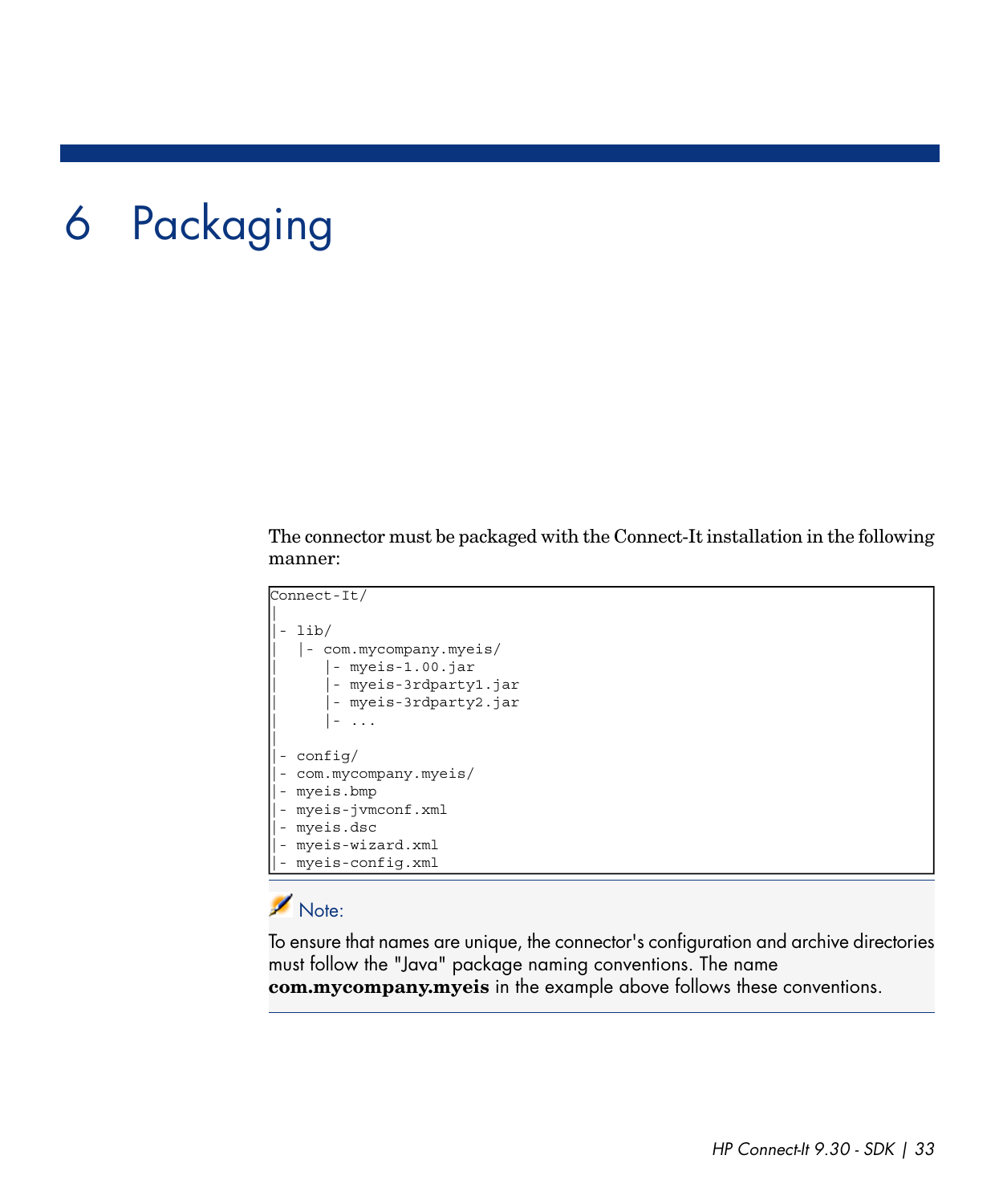# 6 Packaging

The connector must be packaged with the Connect-It installation in the following manner:

```
Connect-It/
|
|- lib/
|  |- com.mycompany.myeis/
|     |- myeis-1.00.jar
|     |- myeis-3rdparty1.jar
|     |- myeis-3rdparty2.jar
|     |- ...
|
|- config/
|- com.mycompany.myeis/
|- myeis.bmp
|- myeis-jvmconf.xml
|- myeis.dsc
|- myeis-wizard.xml
|- myeis-config.xml
```

> **Note:**
>
> To ensure that names are unique, the connector's configuration and archive directories must follow the "Java" package naming conventions. The name **com.mycompany.myeis** in the example above follows these conventions.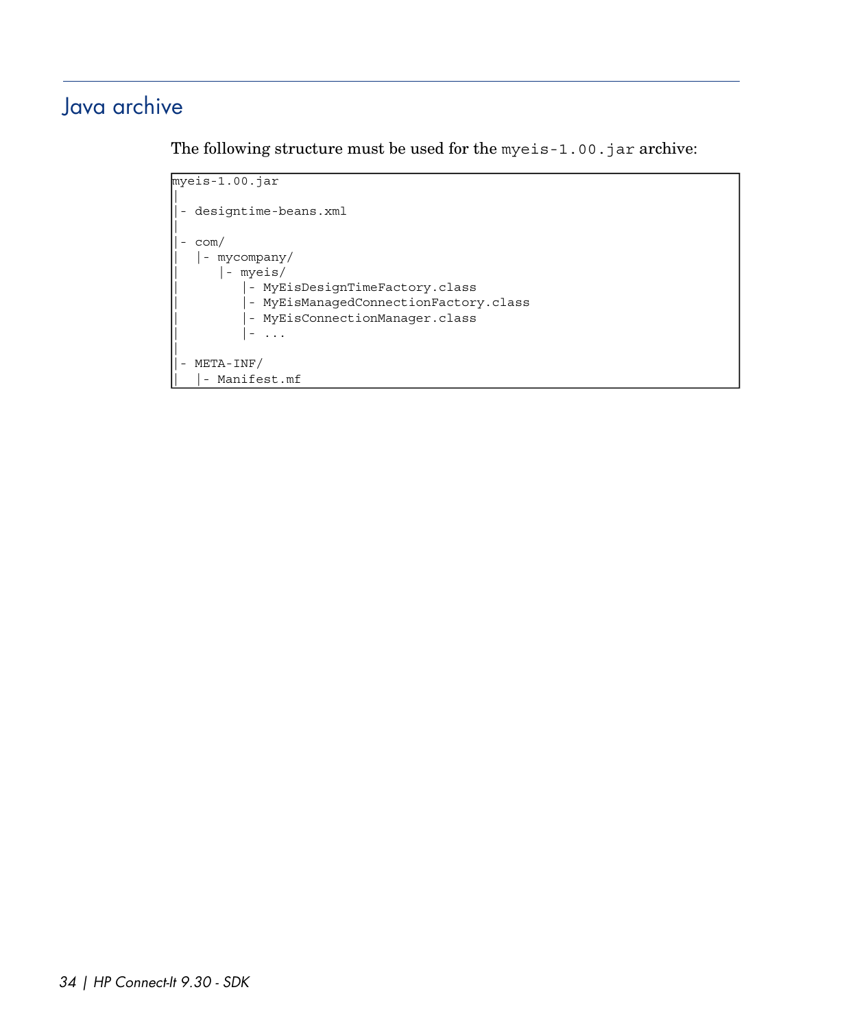## Java archive

The following structure must be used for the `myeis-1.00.jar` archive:

```
myeis-1.00.jar
|
|- designtime-beans.xml
|
|- com/
|   |- mycompany/
|       |- myeis/
|           |- MyEisDesignTimeFactory.class
|           |- MyEisManagedConnectionFactory.class
|           |- MyEisConnectionManager.class
|           |- ...
|
|- META-INF/
|   |- Manifest.mf
```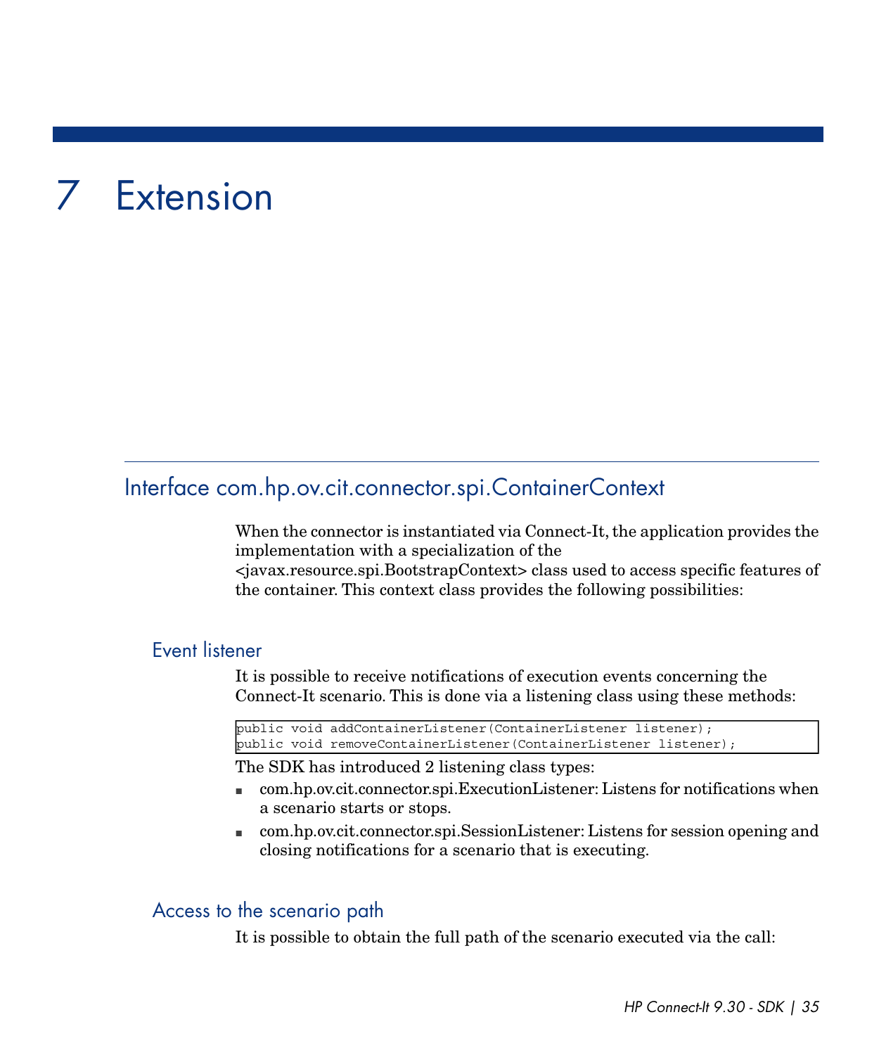# 7 Extension

## Interface com.hp.ov.cit.connector.spi.ContainerContext

When the connector is instantiated via Connect-It, the application provides the implementation with a specialization of the <javax.resource.spi.BootstrapContext> class used to access specific features of the container. This context class provides the following possibilities:

### Event listener

It is possible to receive notifications of execution events concerning the Connect-It scenario. This is done via a listening class using these methods:

```
public void addContainerListener(ContainerListener listener);
public void removeContainerListener(ContainerListener listener);
```

The SDK has introduced 2 listening class types:

- com.hp.ov.cit.connector.spi.ExecutionListener: Listens for notifications when a scenario starts or stops.
- com.hp.ov.cit.connector.spi.SessionListener: Listens for session opening and closing notifications for a scenario that is executing.

### Access to the scenario path

It is possible to obtain the full path of the scenario executed via the call: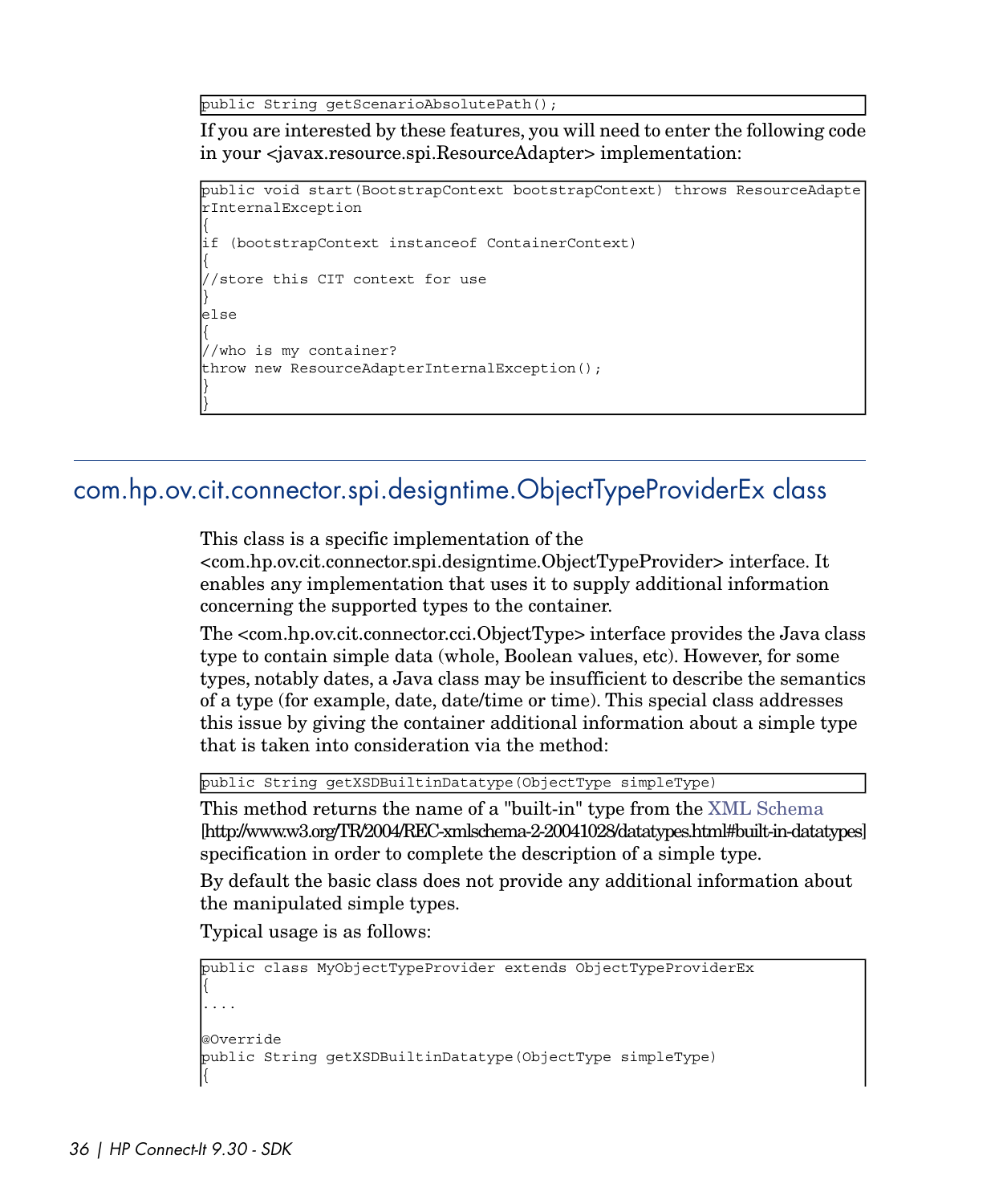```
public String getScenarioAbsolutePath();
```

If you are interested by these features, you will need to enter the following code in your <javax.resource.spi.ResourceAdapter> implementation:

```
public void start(BootstrapContext bootstrapContext) throws ResourceAdapte
rInternalException
{
if (bootstrapContext instanceof ContainerContext)
{
//store this CIT context for use
}
else
{
//who is my container?
throw new ResourceAdapterInternalException();
}
}
```

## com.hp.ov.cit.connector.spi.designtime.ObjectTypeProviderEx class

This class is a specific implementation of the <com.hp.ov.cit.connector.spi.designtime.ObjectTypeProvider> interface. It enables any implementation that uses it to supply additional information concerning the supported types to the container.

The <com.hp.ov.cit.connector.cci.ObjectType> interface provides the Java class type to contain simple data (whole, Boolean values, etc). However, for some types, notably dates, a Java class may be insufficient to describe the semantics of a type (for example, date, date/time or time). This special class addresses this issue by giving the container additional information about a simple type that is taken into consideration via the method:

```
public String getXSDBuiltinDatatype(ObjectType simpleType)
```

This method returns the name of a "built-in" type from the XML Schema [http://www.w3.org/TR/2004/REC-xmlschema-2-20041028/datatypes.html#built-in-datatypes] specification in order to complete the description of a simple type.

By default the basic class does not provide any additional information about the manipulated simple types.

Typical usage is as follows:

```
public class MyObjectTypeProvider extends ObjectTypeProviderEx
{
....

@Override
public String getXSDBuiltinDatatype(ObjectType simpleType)
{
```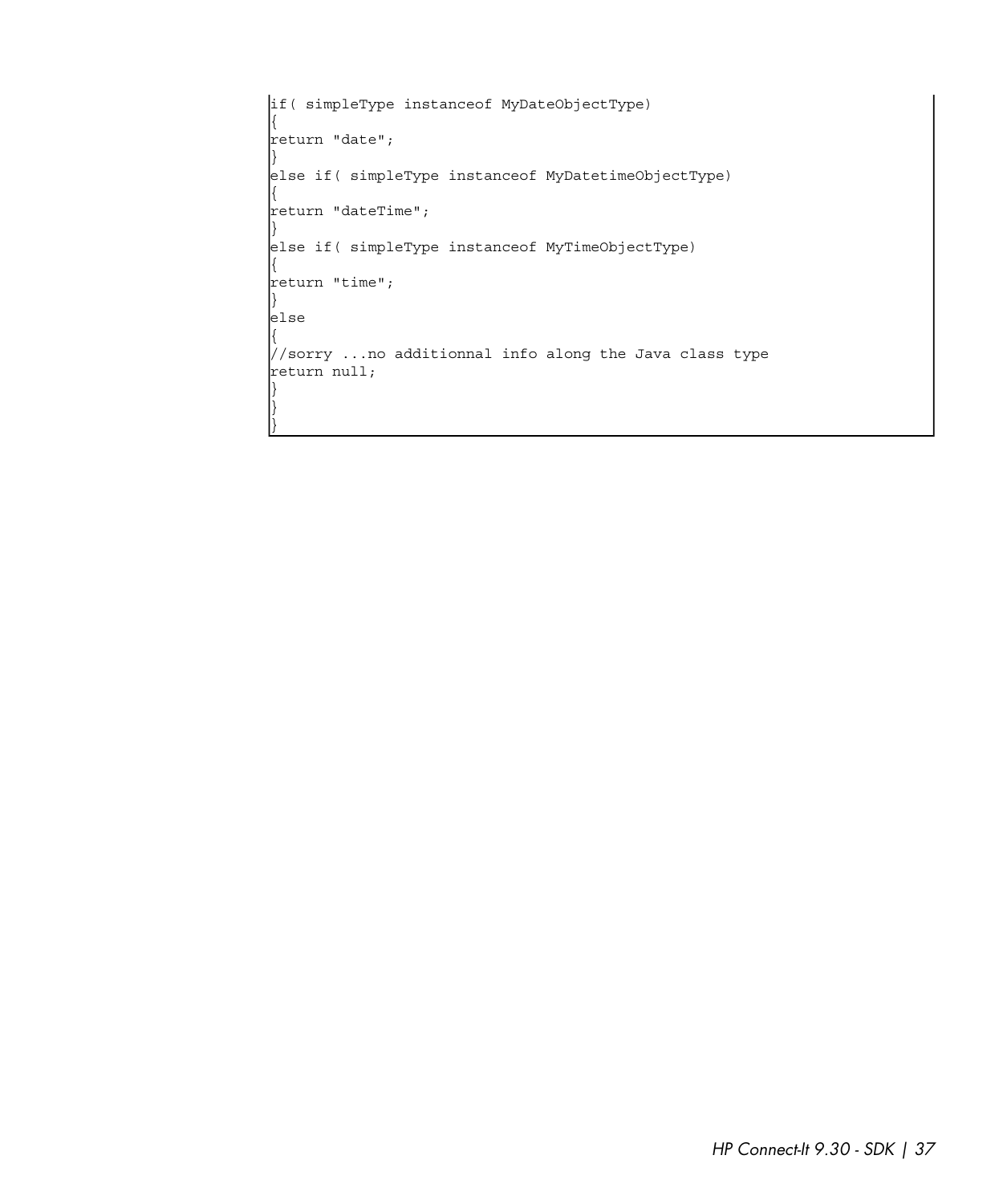```
if( simpleType instanceof MyDateObjectType)
{
return "date";
}
else if( simpleType instanceof MyDatetimeObjectType)
{
return "dateTime";
}
else if( simpleType instanceof MyTimeObjectType)
{
return "time";
}
else
{
//sorry ...no additionnal info along the Java class type
return null;
}
}
}
```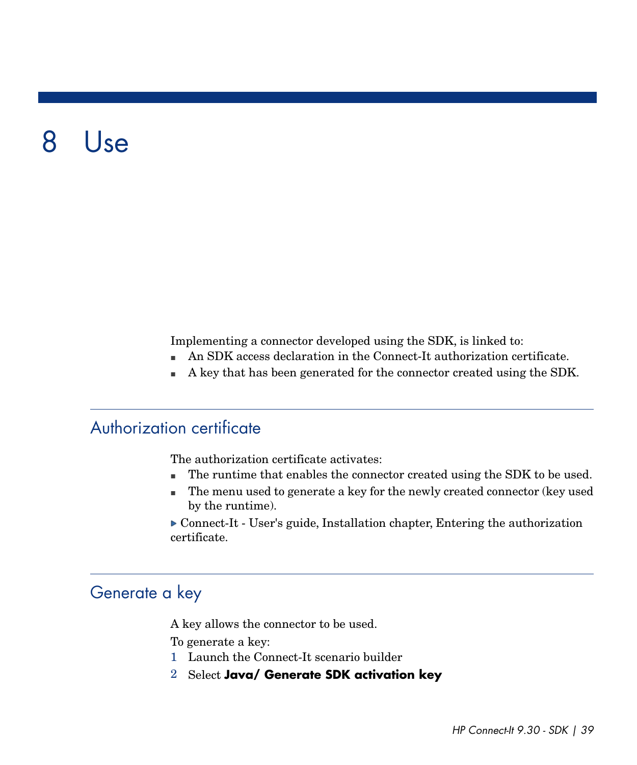# 8 Use

Implementing a connector developed using the SDK, is linked to:

- An SDK access declaration in the Connect-It authorization certificate.
- A key that has been generated for the connector created using the SDK.

## Authorization certificate

The authorization certificate activates:

- The runtime that enables the connector created using the SDK to be used.
- The menu used to generate a key for the newly created connector (key used by the runtime).

▶ Connect-It - User's guide, Installation chapter, Entering the authorization certificate.

## Generate a key

A key allows the connector to be used.

To generate a key:

1. Launch the Connect-It scenario builder
2. Select **Java/ Generate SDK activation key**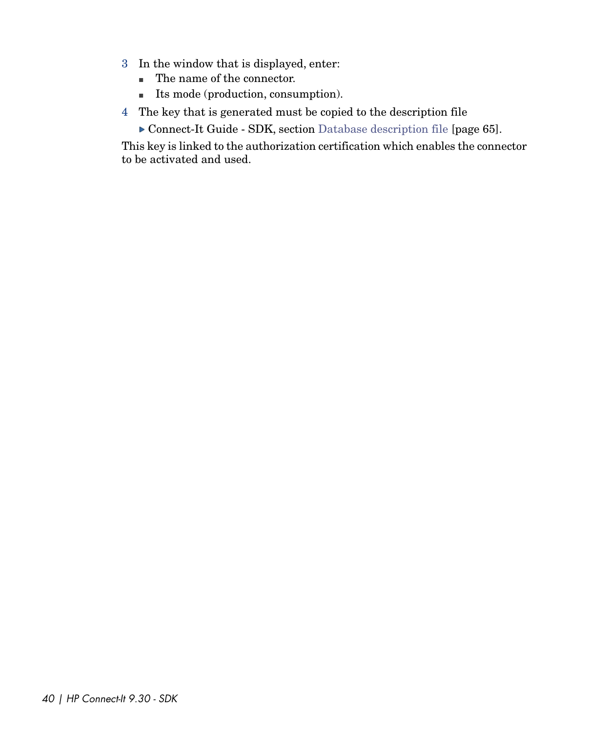3. In the window that is displayed, enter:
   - The name of the connector.
   - Its mode (production, consumption).
4. The key that is generated must be copied to the description file

   ▶ Connect-It Guide - SDK, section Database description file [page 65].

This key is linked to the authorization certification which enables the connector to be activated and used.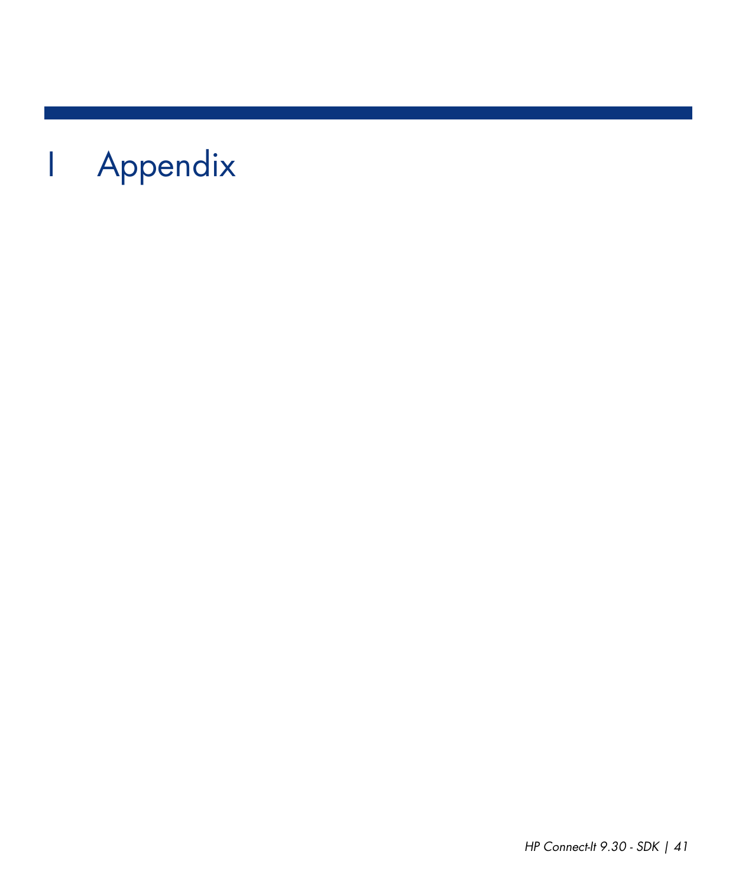# I Appendix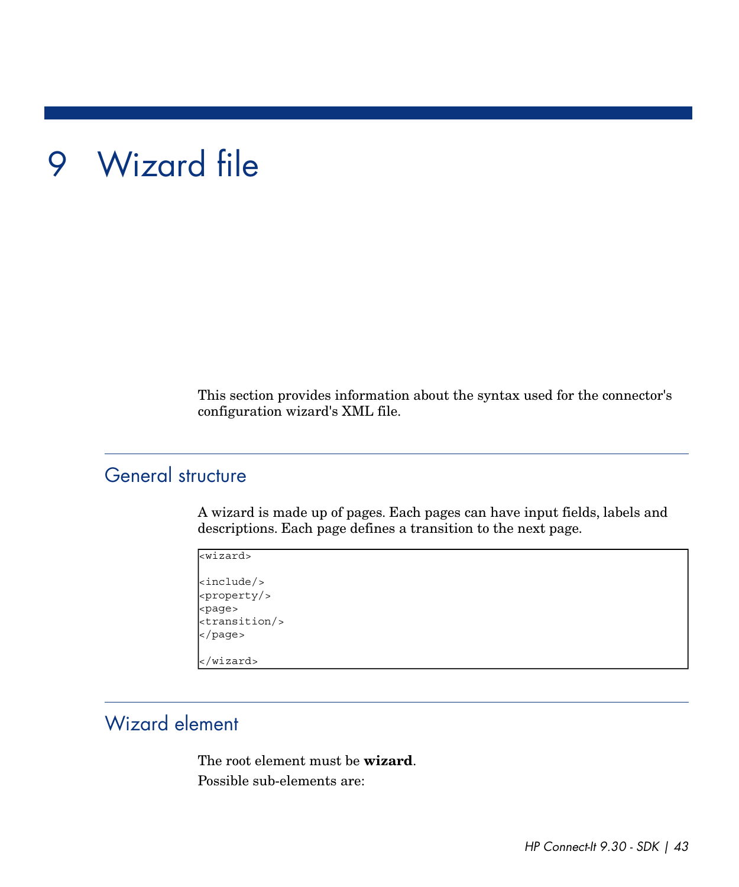# 9 Wizard file

This section provides information about the syntax used for the connector's configuration wizard's XML file.

## General structure

A wizard is made up of pages. Each pages can have input fields, labels and descriptions. Each page defines a transition to the next page.

```
<wizard>

<include/>
<property/>
<page>
<transition/>
</page>

</wizard>
```

## Wizard element

The root element must be **wizard**.

Possible sub-elements are: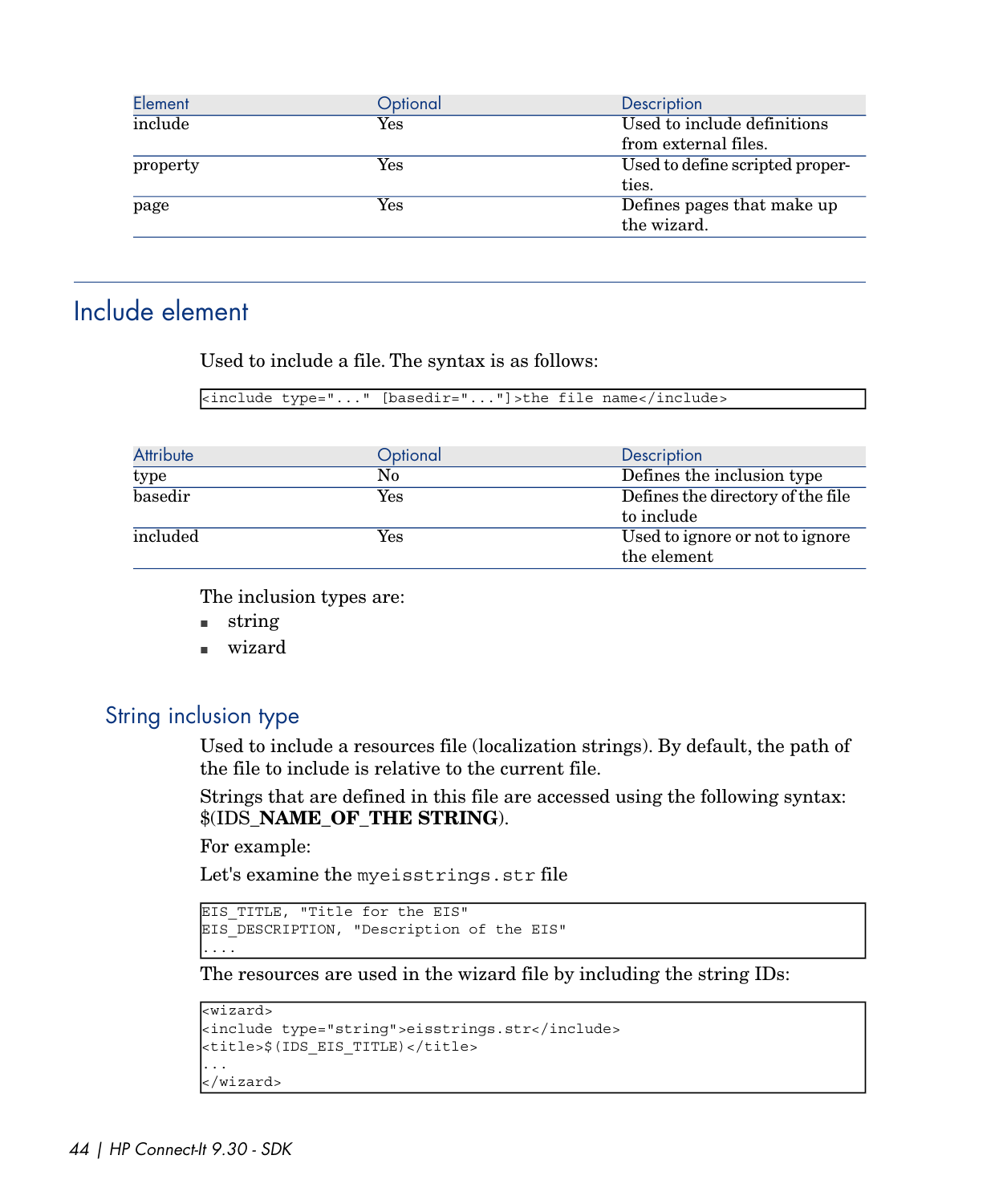| Element | Optional | Description |
| --- | --- | --- |
| include | Yes | Used to include definitions from external files. |
| property | Yes | Used to define scripted properties. |
| page | Yes | Defines pages that make up the wizard. |

## Include element

Used to include a file. The syntax is as follows:

```
<include type="..." [basedir="..."]>the file name</include>
```

| Attribute | Optional | Description |
| --- | --- | --- |
| type | No | Defines the inclusion type |
| basedir | Yes | Defines the directory of the file to include |
| included | Yes | Used to ignore or not to ignore the element |

The inclusion types are:

- string
- wizard

### String inclusion type

Used to include a resources file (localization strings). By default, the path of the file to include is relative to the current file.

Strings that are defined in this file are accessed using the following syntax: $(IDS_**NAME_OF_THE STRING**).

For example:

Let's examine the `myeisstrings.str` file

```
EIS_TITLE, "Title for the EIS"
EIS_DESCRIPTION, "Description of the EIS"
....
```

The resources are used in the wizard file by including the string IDs:

```
<wizard>
<include type="string">eisstrings.str</include>
<title>$(IDS_EIS_TITLE)</title>
...
</wizard>
```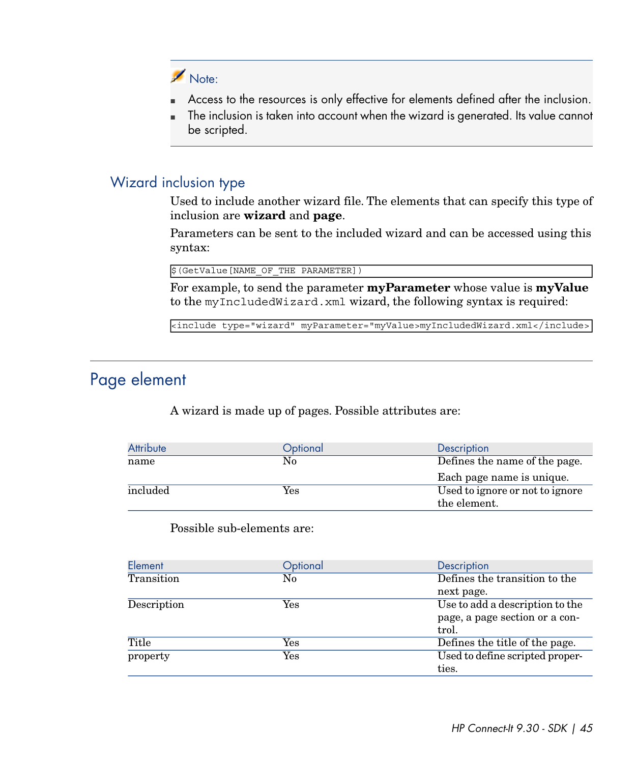> **Note:**
>
> - Access to the resources is only effective for elements defined after the inclusion.
> - The inclusion is taken into account when the wizard is generated. Its value cannot be scripted.

### Wizard inclusion type

Used to include another wizard file. The elements that can specify this type of inclusion are **wizard** and **page**.

Parameters can be sent to the included wizard and can be accessed using this syntax:

```
$(GetValue[NAME_OF_THE PARAMETER])
```

For example, to send the parameter **myParameter** whose value is **myValue** to the `myIncludedWizard.xml` wizard, the following syntax is required:

```
<include type="wizard" myParameter="myValue>myIncludedWizard.xml</include>
```

## Page element

A wizard is made up of pages. Possible attributes are:

| Attribute | Optional | Description |
| --- | --- | --- |
| name | No | Defines the name of the page.<br><br>Each page name is unique. |
| included | Yes | Used to ignore or not to ignore the element. |

Possible sub-elements are:

| Element | Optional | Description |
| --- | --- | --- |
| Transition | No | Defines the transition to the next page. |
| Description | Yes | Use to add a description to the page, a page section or a control. |
| Title | Yes | Defines the title of the page. |
| property | Yes | Used to define scripted properties. |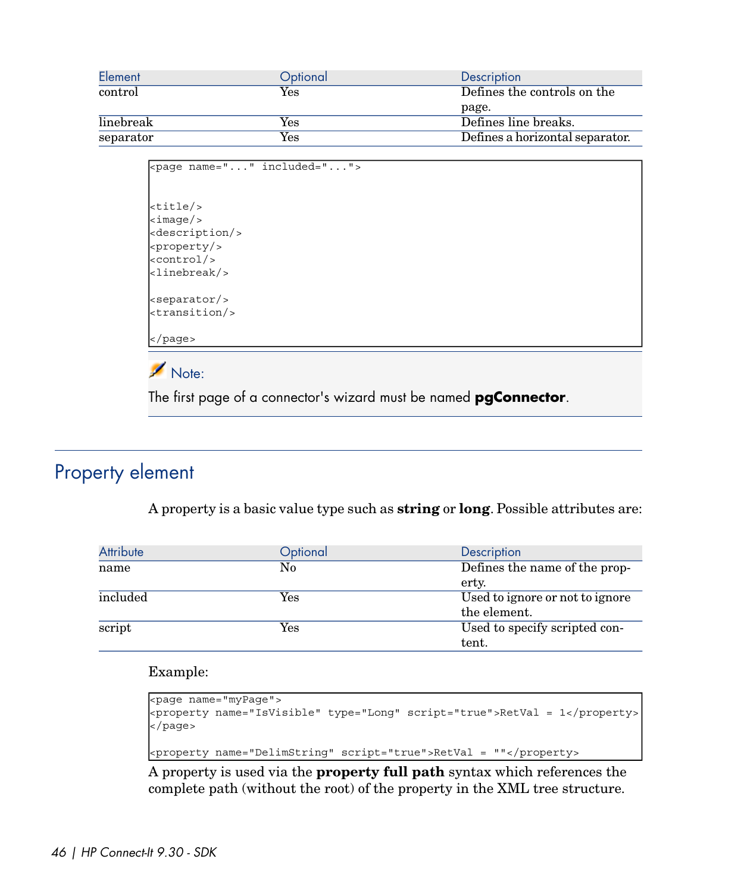| Element | Optional | Description |
|---|---|---|
| control | Yes | Defines the controls on the page. |
| linebreak | Yes | Defines line breaks. |
| separator | Yes | Defines a horizontal separator. |

```
<page name="..." included="...">


<title/>
<image/>
<description/>
<property/>
<control/>
<linebreak/>

<separator/>
<transition/>

</page>
```

> **Note:**
>
> The first page of a connector's wizard must be named **pgConnector**.

## Property element

A property is a basic value type such as **string** or **long**. Possible attributes are:

| Attribute | Optional | Description |
|---|---|---|
| name | No | Defines the name of the property. |
| included | Yes | Used to ignore or not to ignore the element. |
| script | Yes | Used to specify scripted content. |

Example:

```
<page name="myPage">
<property name="IsVisible" type="Long" script="true">RetVal = 1</property>
</page>

<property name="DelimString" script="true">RetVal = ""</property>
```

A property is used via the **property full path** syntax which references the complete path (without the root) of the property in the XML tree structure.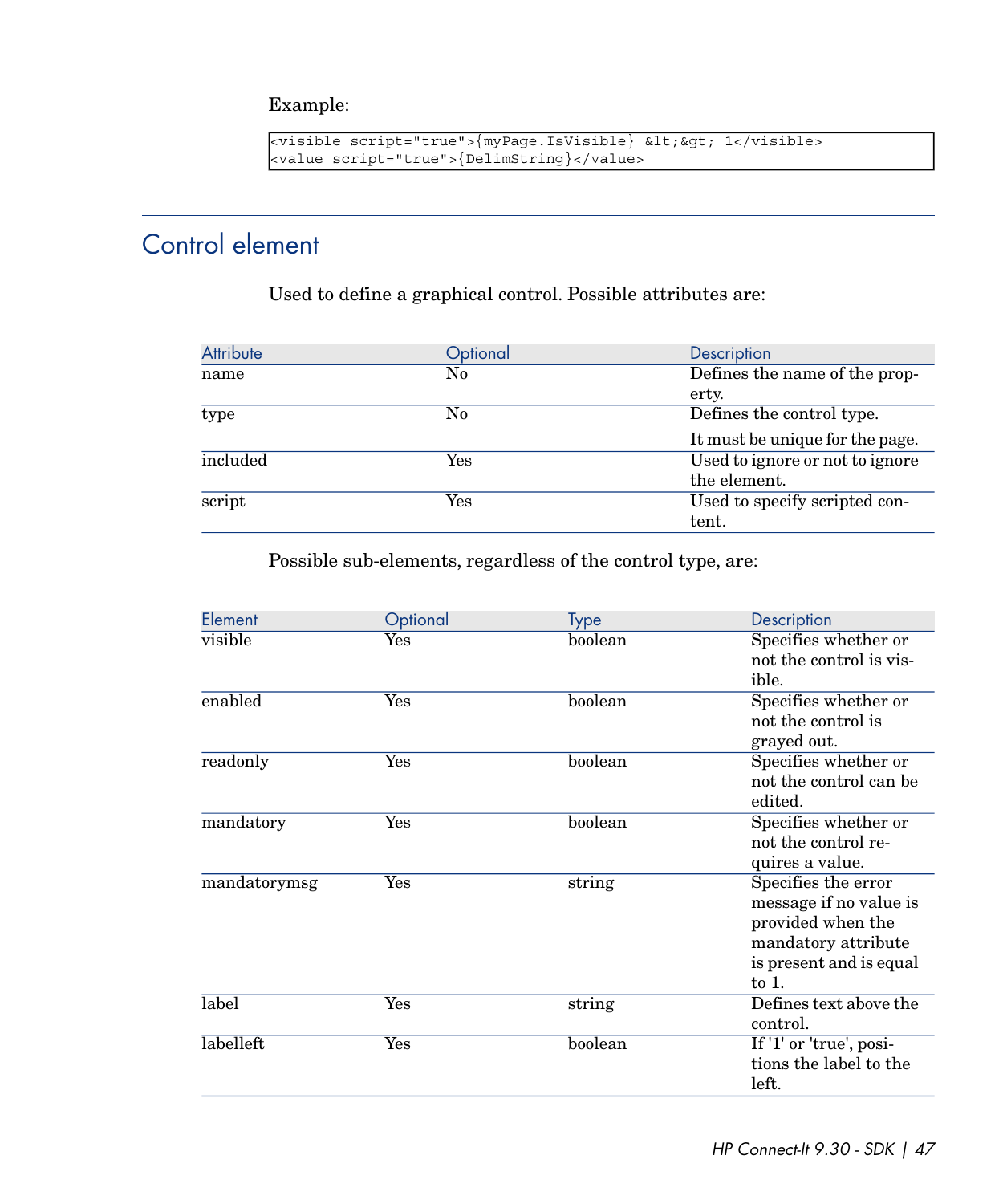Example:

```
<visible script="true">{myPage.IsVisible} &lt;&gt; 1</visible>
<value script="true">{DelimString}</value>
```

## Control element

Used to define a graphical control. Possible attributes are:

| Attribute | Optional | Description |
| --- | --- | --- |
| name | No | Defines the name of the property. |
| type | No | Defines the control type. It must be unique for the page. |
| included | Yes | Used to ignore or not to ignore the element. |
| script | Yes | Used to specify scripted content. |

Possible sub-elements, regardless of the control type, are:

| Element | Optional | Type | Description |
| --- | --- | --- | --- |
| visible | Yes | boolean | Specifies whether or not the control is visible. |
| enabled | Yes | boolean | Specifies whether or not the control is grayed out. |
| readonly | Yes | boolean | Specifies whether or not the control can be edited. |
| mandatory | Yes | boolean | Specifies whether or not the control requires a value. |
| mandatorymsg | Yes | string | Specifies the error message if no value is provided when the mandatory attribute is present and is equal to 1. |
| label | Yes | string | Defines text above the control. |
| labelleft | Yes | boolean | If '1' or 'true', positions the label to the left. |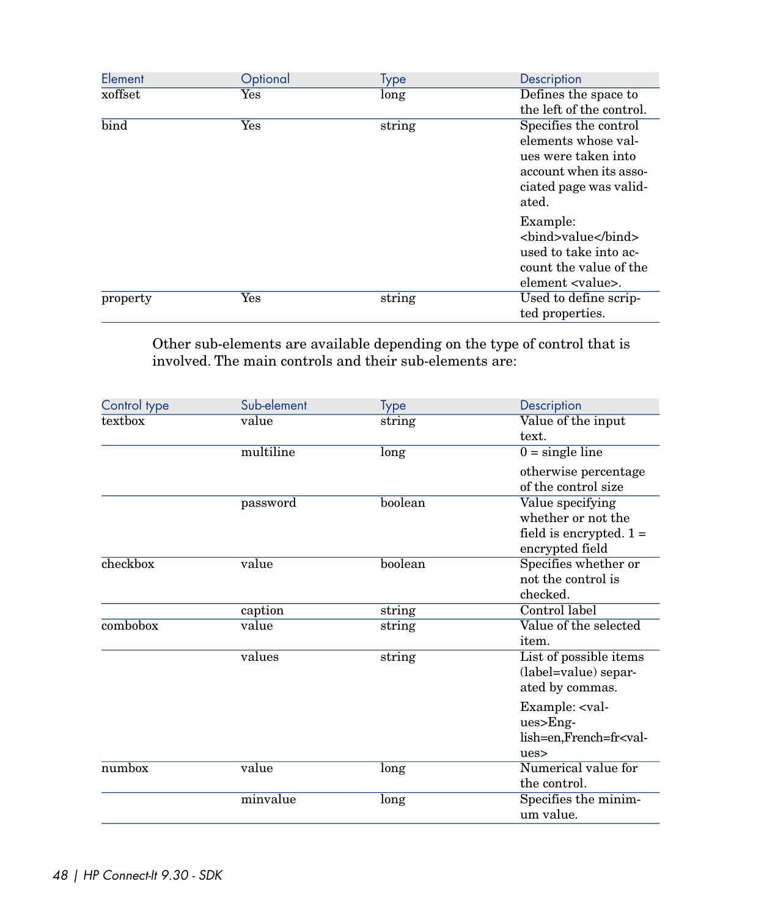| Element | Optional | Type | Description |
|---|---|---|---|
| xoffset | Yes | long | Defines the space to the left of the control. |
| bind | Yes | string | Specifies the control elements whose values were taken into account when its associated page was validated.<br><br>Example: <bind>value</bind> used to take into account the value of the element <value>. |
| property | Yes | string | Used to define scripted properties. |

Other sub-elements are available depending on the type of control that is involved. The main controls and their sub-elements are:

| Control type | Sub-element | Type | Description |
|---|---|---|---|
| textbox | value | string | Value of the input text. |
| | multiline | long | 0 = single line<br><br>otherwise percentage of the control size |
| | password | boolean | Value specifying whether or not the field is encrypted. 1 = encrypted field |
| checkbox | value | boolean | Specifies whether or not the control is checked. |
| | caption | string | Control label |
| combobox | value | string | Value of the selected item. |
| | values | string | List of possible items (label=value) separated by commas.<br><br>Example: <values>English=en,French=fr<values> |
| numbox | value | long | Numerical value for the control. |
| | minvalue | long | Specifies the minimum value. |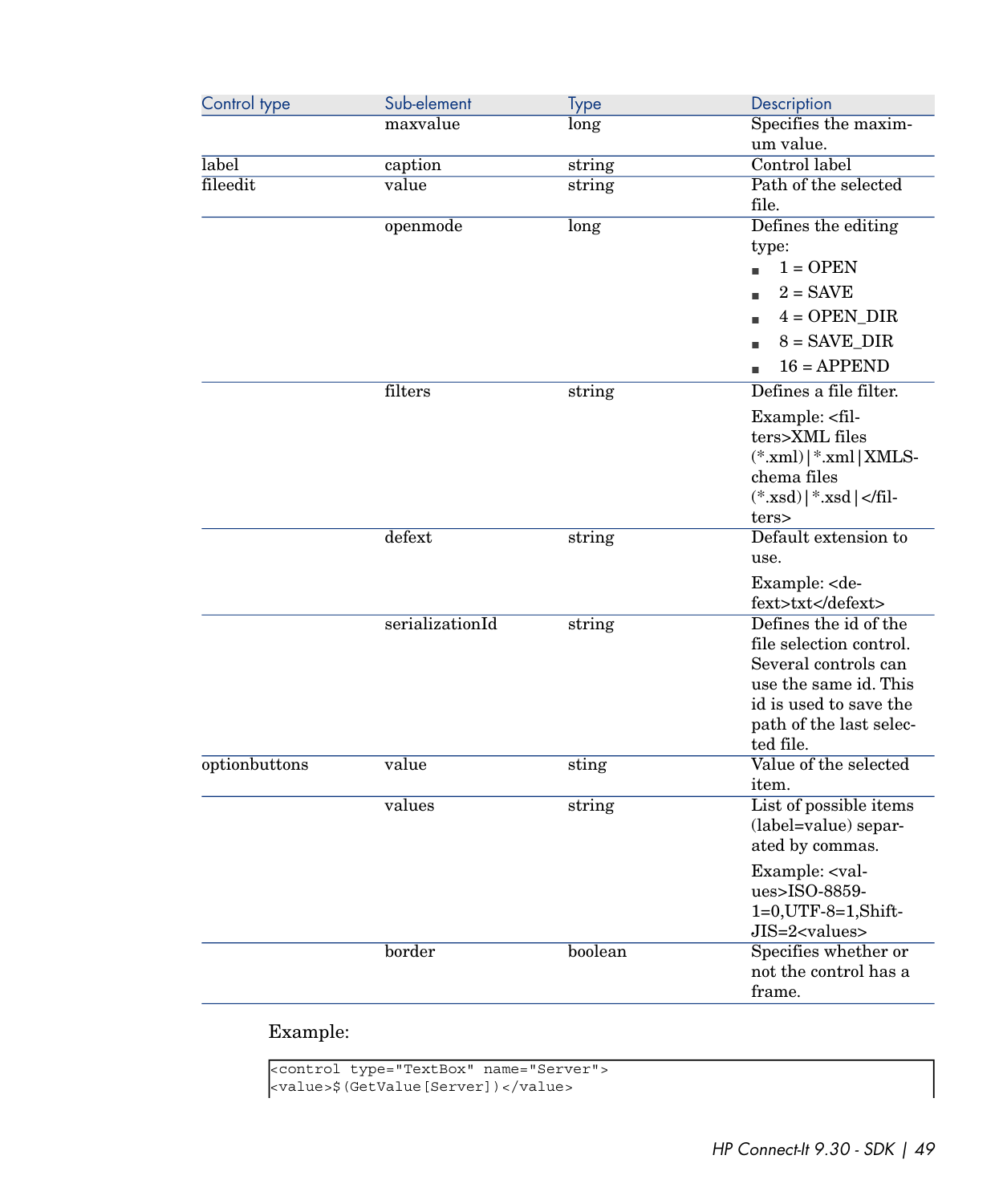| Control type | Sub-element | Type | Description |
|---|---|---|---|
| | maxvalue | long | Specifies the maximum value. |
| label | caption | string | Control label |
| fileedit | value | string | Path of the selected file. |
| | openmode | long | Defines the editing type:<br>▪ 1 = OPEN<br>▪ 2 = SAVE<br>▪ 4 = OPEN_DIR<br>▪ 8 = SAVE_DIR<br>▪ 16 = APPEND |
| | filters | string | Defines a file filter.<br>Example: <filters>XML files (*.xml)\|*.xml\|XMLSchema files (*.xsd)\|*.xsd\|</filters> |
| | defext | string | Default extension to use.<br>Example: <defext>txt</defext> |
| | serializationId | string | Defines the id of the file selection control. Several controls can use the same id. This id is used to save the path of the last selected file. |
| optionbuttons | value | sting | Value of the selected item. |
| | values | string | List of possible items (label=value) separated by commas.<br>Example: <values>ISO-8859-1=0,UTF-8=1,Shift-JIS=2<values> |
| | border | boolean | Specifies whether or not the control has a frame. |

Example:

```
<control type="TextBox" name="Server">
<value>$(GetValue[Server])</value>
```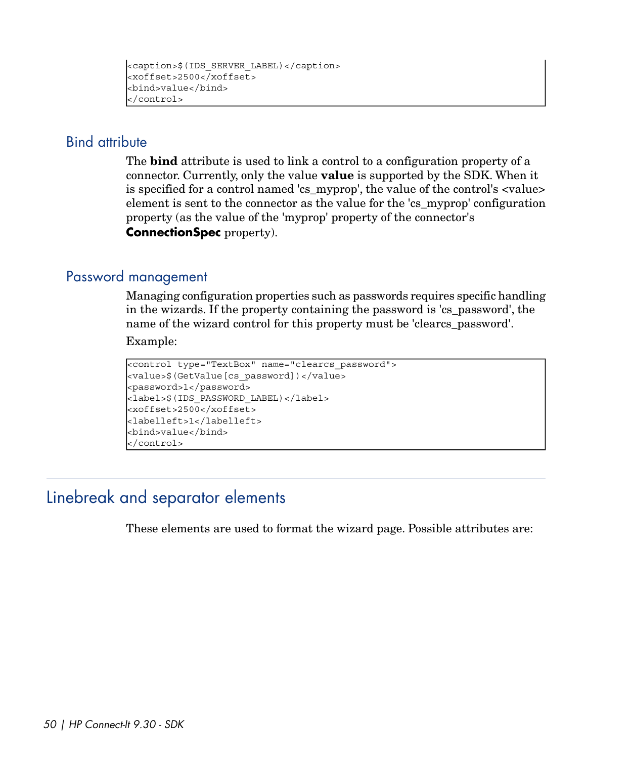```
<caption>$(IDS_SERVER_LABEL)</caption>
<xoffset>2500</xoffset>
<bind>value</bind>
</control>
```

### Bind attribute

The **bind** attribute is used to link a control to a configuration property of a connector. Currently, only the value **value** is supported by the SDK. When it is specified for a control named 'cs_myprop', the value of the control's <value> element is sent to the connector as the value for the 'cs_myprop' configuration property (as the value of the 'myprop' property of the connector's **ConnectionSpec** property).

### Password management

Managing configuration properties such as passwords requires specific handling in the wizards. If the property containing the password is 'cs_password', the name of the wizard control for this property must be 'clearcs_password'.

Example:

```
<control type="TextBox" name="clearcs_password">
<value>$(GetValue[cs_password])</value>
<password>1</password>
<label>$(IDS_PASSWORD_LABEL)</label>
<xoffset>2500</xoffset>
<labelleft>1</labelleft>
<bind>value</bind>
</control>
```

## Linebreak and separator elements

These elements are used to format the wizard page. Possible attributes are: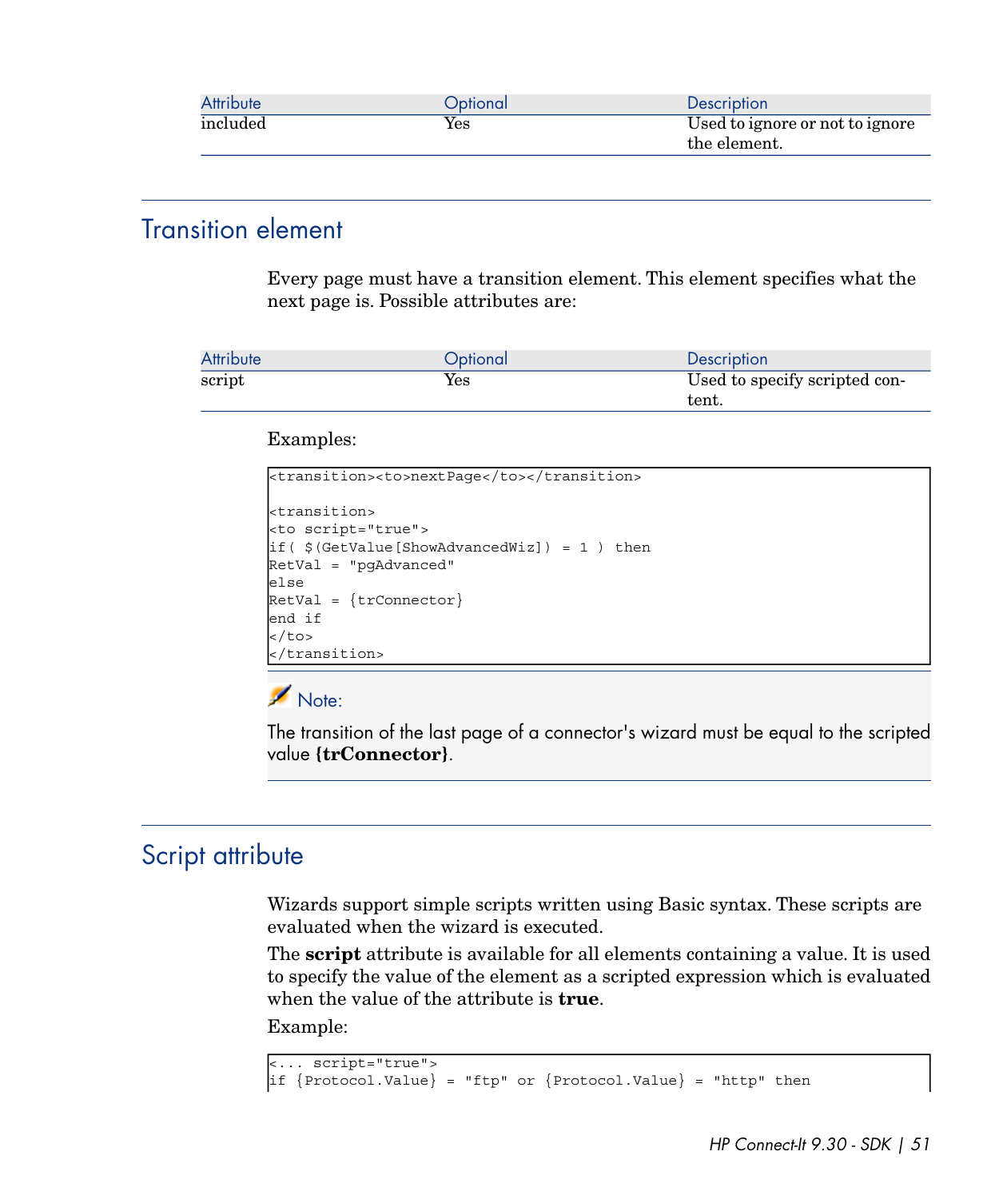| Attribute | Optional | Description |
| --- | --- | --- |
| included | Yes | Used to ignore or not to ignore the element. |

## Transition element

Every page must have a transition element. This element specifies what the next page is. Possible attributes are:

| Attribute | Optional | Description |
| --- | --- | --- |
| script | Yes | Used to specify scripted content. |

Examples:

```
<transition><to>nextPage</to></transition>

<transition>
<to script="true">
if( $(GetValue[ShowAdvancedWiz]) = 1 ) then
RetVal = "pgAdvanced"
else
RetVal = {trConnector}
end if
</to>
</transition>
```

**Note:**

The transition of the last page of a connector's wizard must be equal to the scripted value **{trConnector}**.

## Script attribute

Wizards support simple scripts written using Basic syntax. These scripts are evaluated when the wizard is executed.

The **script** attribute is available for all elements containing a value. It is used to specify the value of the element as a scripted expression which is evaluated when the value of the attribute is **true**.

Example:

```
<... script="true">
if {Protocol.Value} = "ftp" or {Protocol.Value} = "http" then
```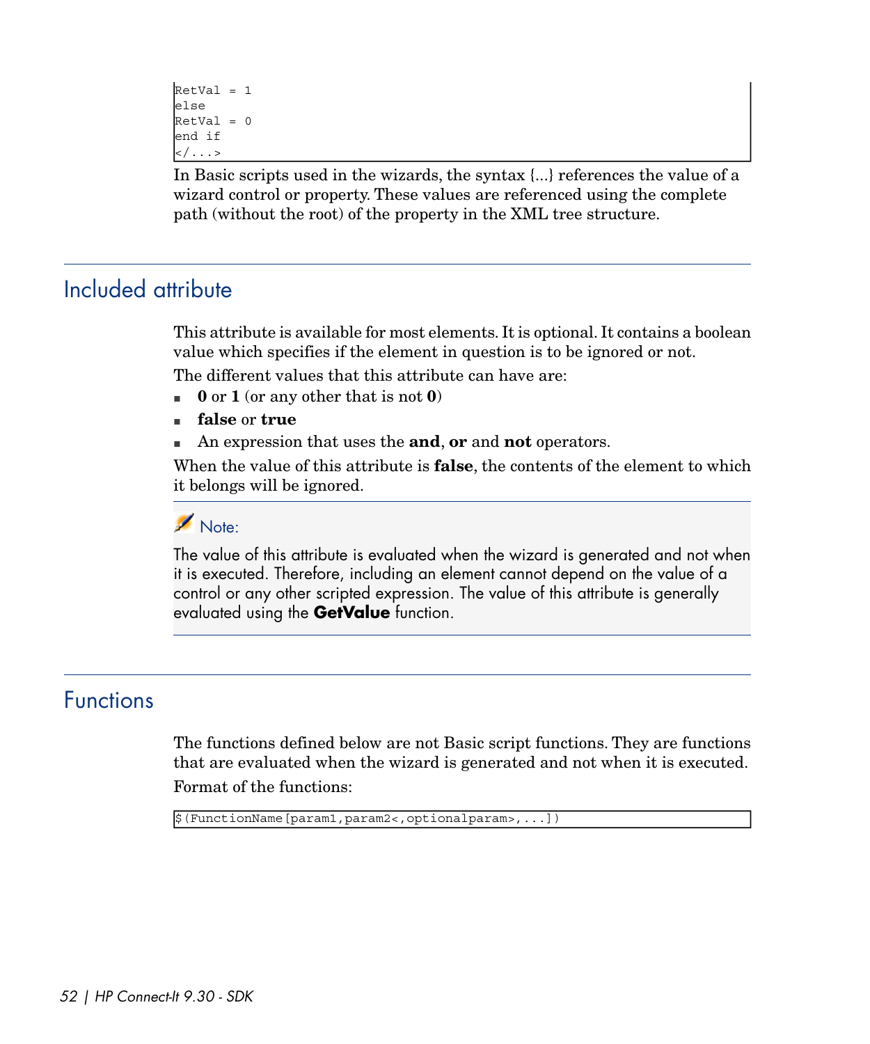```
RetVal = 1
else
RetVal = 0
end if
</...>
```

In Basic scripts used in the wizards, the syntax {...} references the value of a wizard control or property. These values are referenced using the complete path (without the root) of the property in the XML tree structure.

## Included attribute

This attribute is available for most elements. It is optional. It contains a boolean value which specifies if the element in question is to be ignored or not.

The different values that this attribute can have are:

- **0** or **1** (or any other that is not **0**)
- **false** or **true**
- An expression that uses the **and**, **or** and **not** operators.

When the value of this attribute is **false**, the contents of the element to which it belongs will be ignored.

> Note:
>
> The value of this attribute is evaluated when the wizard is generated and not when it is executed. Therefore, including an element cannot depend on the value of a control or any other scripted expression. The value of this attribute is generally evaluated using the **GetValue** function.

## Functions

The functions defined below are not Basic script functions. They are functions that are evaluated when the wizard is generated and not when it is executed.

Format of the functions:

```
$(FunctionName[param1,param2<,optionalparam>,...])
```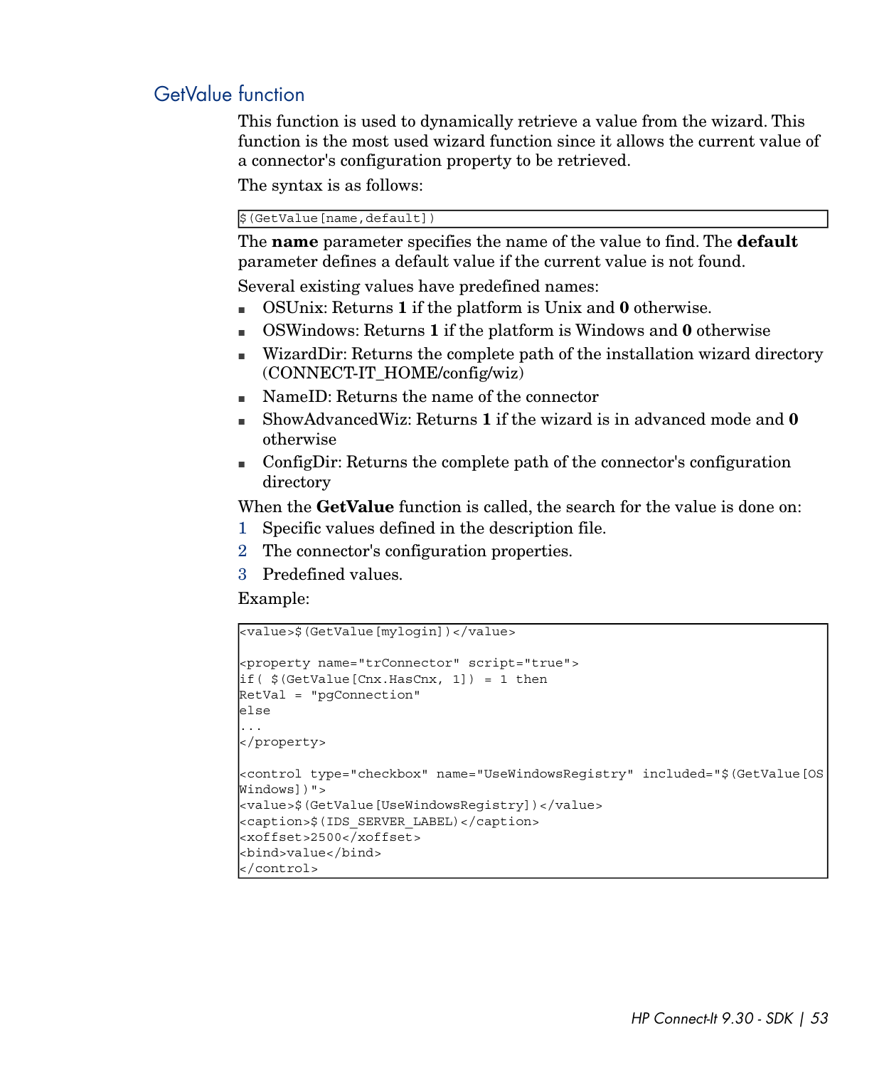## GetValue function

This function is used to dynamically retrieve a value from the wizard. This function is the most used wizard function since it allows the current value of a connector's configuration property to be retrieved.

The syntax is as follows:

```
$(GetValue[name,default])
```

The **name** parameter specifies the name of the value to find. The **default** parameter defines a default value if the current value is not found.

Several existing values have predefined names:

- OSUnix: Returns **1** if the platform is Unix and **0** otherwise.
- OSWindows: Returns **1** if the platform is Windows and **0** otherwise
- WizardDir: Returns the complete path of the installation wizard directory (CONNECT-IT_HOME/config/wiz)
- NameID: Returns the name of the connector
- ShowAdvancedWiz: Returns **1** if the wizard is in advanced mode and **0** otherwise
- ConfigDir: Returns the complete path of the connector's configuration directory

When the **GetValue** function is called, the search for the value is done on:

1. Specific values defined in the description file.
2. The connector's configuration properties.
3. Predefined values.

Example:

```
<value>$(GetValue[mylogin])</value>

<property name="trConnector" script="true">
if( $(GetValue[Cnx.HasCnx, 1]) = 1 then
RetVal = "pgConnection"
else
...
</property>

<control type="checkbox" name="UseWindowsRegistry" included="$(GetValue[OS
Windows])">
<value>$(GetValue[UseWindowsRegistry])</value>
<caption>$(IDS_SERVER_LABEL)</caption>
<xoffset>2500</xoffset>
<bind>value</bind>
</control>
```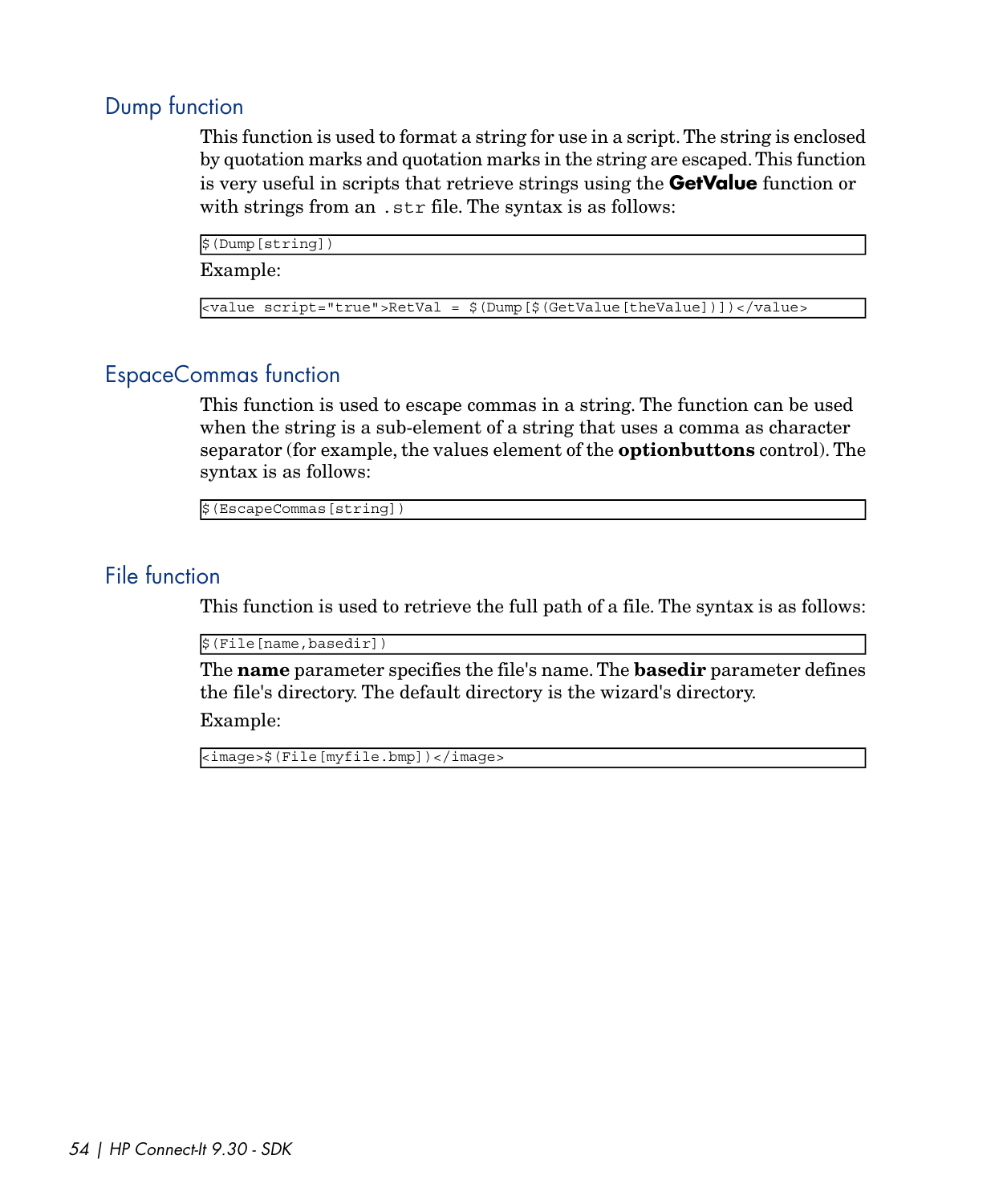## Dump function

This function is used to format a string for use in a script. The string is enclosed by quotation marks and quotation marks in the string are escaped. This function is very useful in scripts that retrieve strings using the **GetValue** function or with strings from an `.str` file. The syntax is as follows:

```
$(Dump[string])
```

Example:

```
<value script="true">RetVal = $(Dump[$(GetValue[theValue])])</value>
```

## EspaceCommas function

This function is used to escape commas in a string. The function can be used when the string is a sub-element of a string that uses a comma as character separator (for example, the values element of the **optionbuttons** control). The syntax is as follows:

```
$(EscapeCommas[string])
```

## File function

This function is used to retrieve the full path of a file. The syntax is as follows:

```
$(File[name,basedir])
```

The **name** parameter specifies the file's name. The **basedir** parameter defines the file's directory. The default directory is the wizard's directory.

Example:

```
<image>$(File[myfile.bmp])</image>
```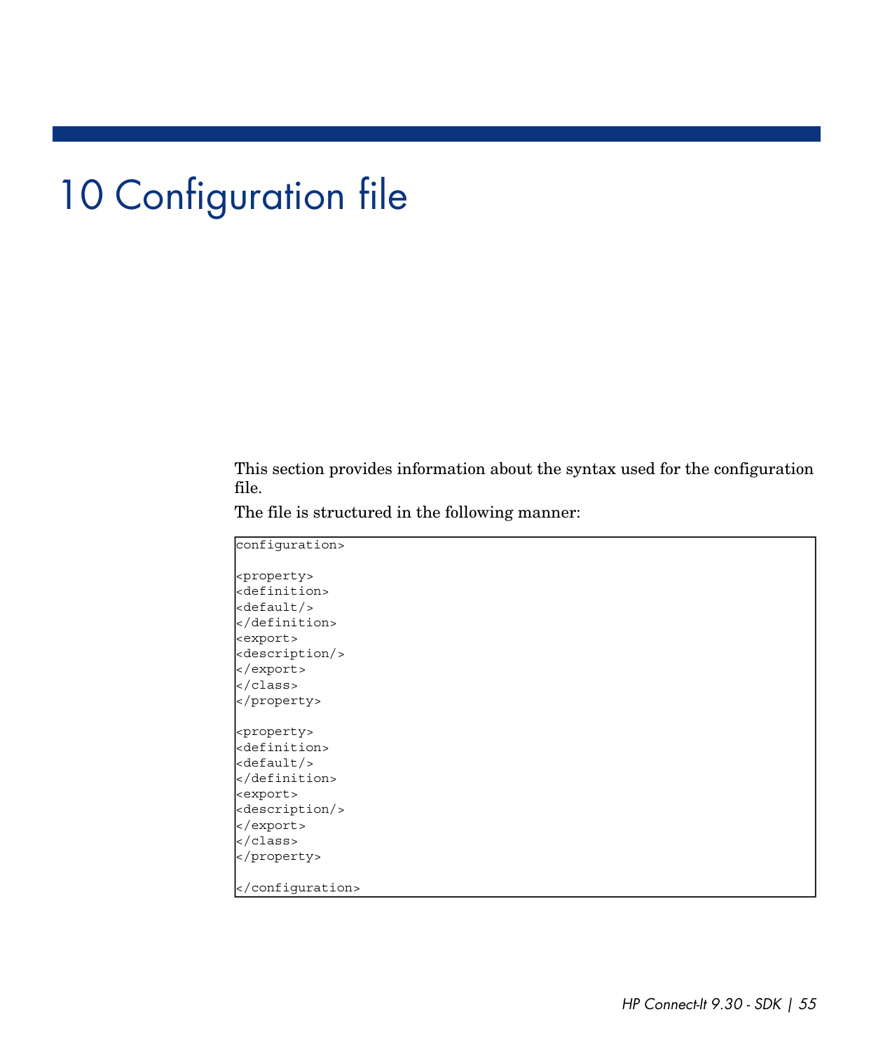# 10 Configuration file

This section provides information about the syntax used for the configuration file.

The file is structured in the following manner:

```
configuration>

<property>
<definition>
<default/>
</definition>
<export>
<description/>
</export>
</class>
</property>

<property>
<definition>
<default/>
</definition>
<export>
<description/>
</export>
</class>
</property>

</configuration>
```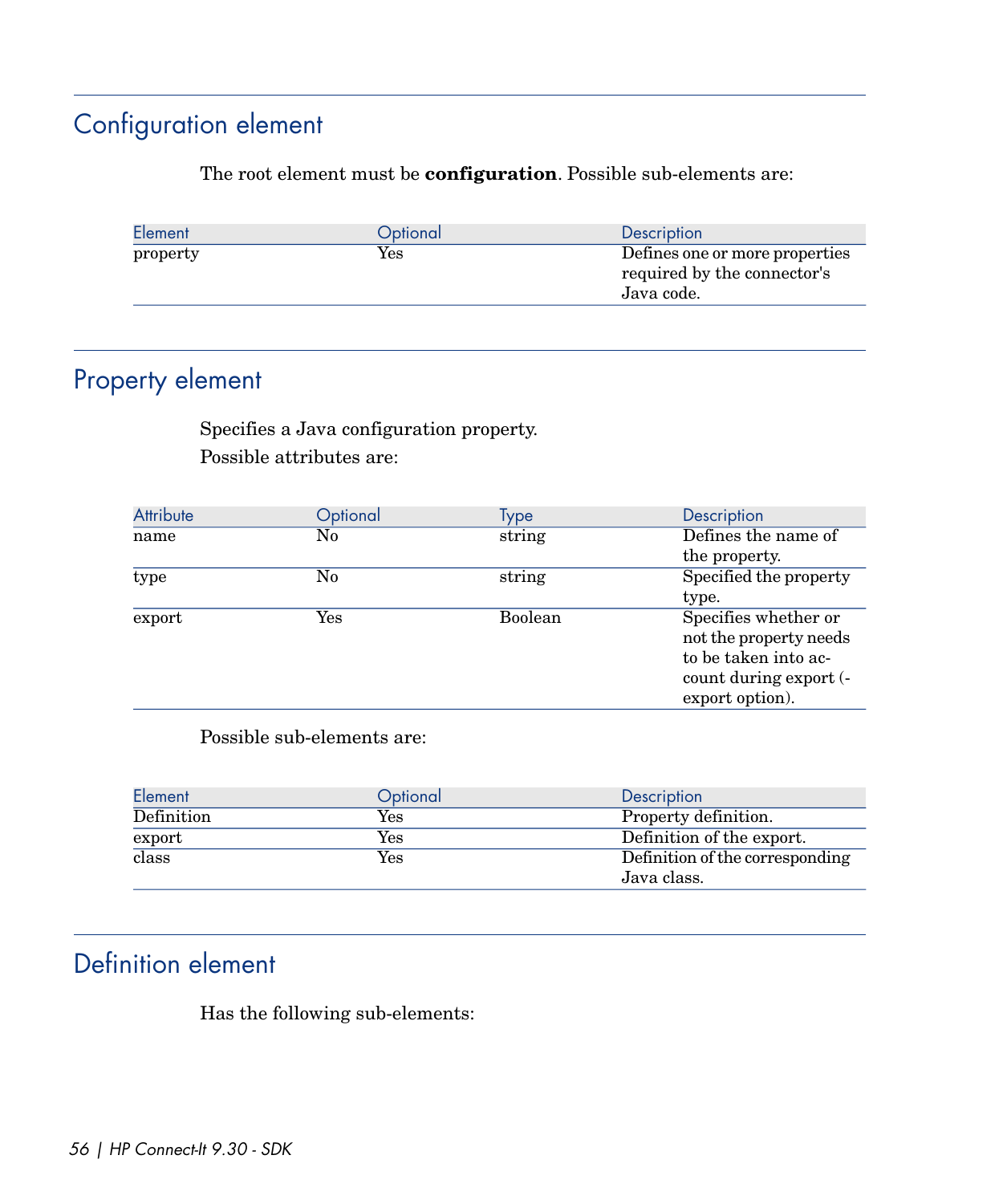## Configuration element

The root element must be **configuration**. Possible sub-elements are:

| Element | Optional | Description |
|---|---|---|
| property | Yes | Defines one or more properties required by the connector's Java code. |

## Property element

Specifies a Java configuration property.

Possible attributes are:

| Attribute | Optional | Type | Description |
|---|---|---|---|
| name | No | string | Defines the name of the property. |
| type | No | string | Specified the property type. |
| export | Yes | Boolean | Specifies whether or not the property needs to be taken into account during export (-export option). |

Possible sub-elements are:

| Element | Optional | Description |
|---|---|---|
| Definition | Yes | Property definition. |
| export | Yes | Definition of the export. |
| class | Yes | Definition of the corresponding Java class. |

## Definition element

Has the following sub-elements: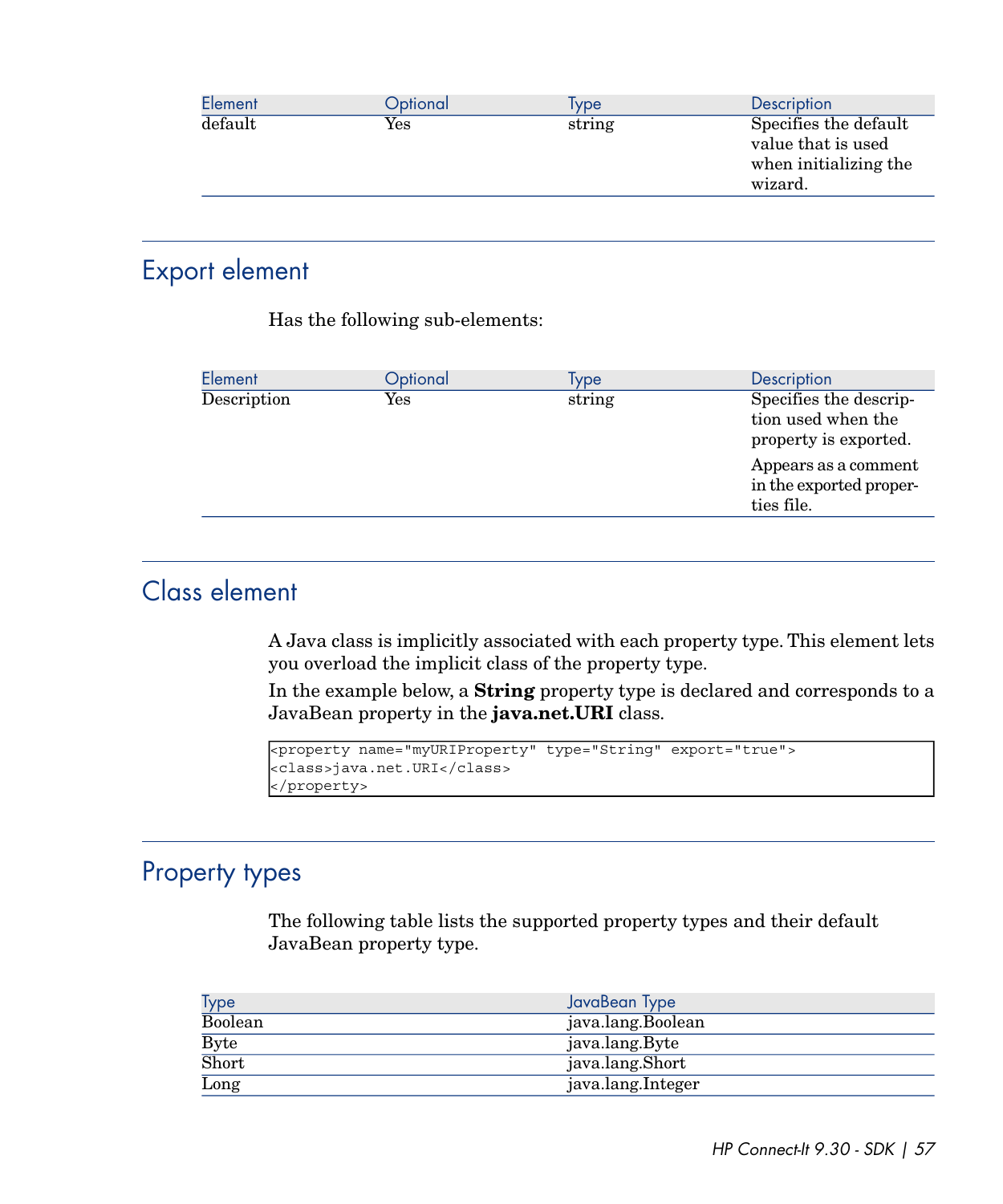| Element | Optional | Type | Description |
| --- | --- | --- | --- |
| default | Yes | string | Specifies the default value that is used when initializing the wizard. |

## Export element

Has the following sub-elements:

| Element | Optional | Type | Description |
| --- | --- | --- | --- |
| Description | Yes | string | Specifies the description used when the property is exported.<br>Appears as a comment in the exported properties file. |

## Class element

A Java class is implicitly associated with each property type. This element lets you overload the implicit class of the property type.

In the example below, a **String** property type is declared and corresponds to a JavaBean property in the **java.net.URI** class.

```
<property name="myURIProperty" type="String" export="true">
<class>java.net.URI</class>
</property>
```

## Property types

The following table lists the supported property types and their default JavaBean property type.

| Type | JavaBean Type |
| --- | --- |
| Boolean | java.lang.Boolean |
| Byte | java.lang.Byte |
| Short | java.lang.Short |
| Long | java.lang.Integer |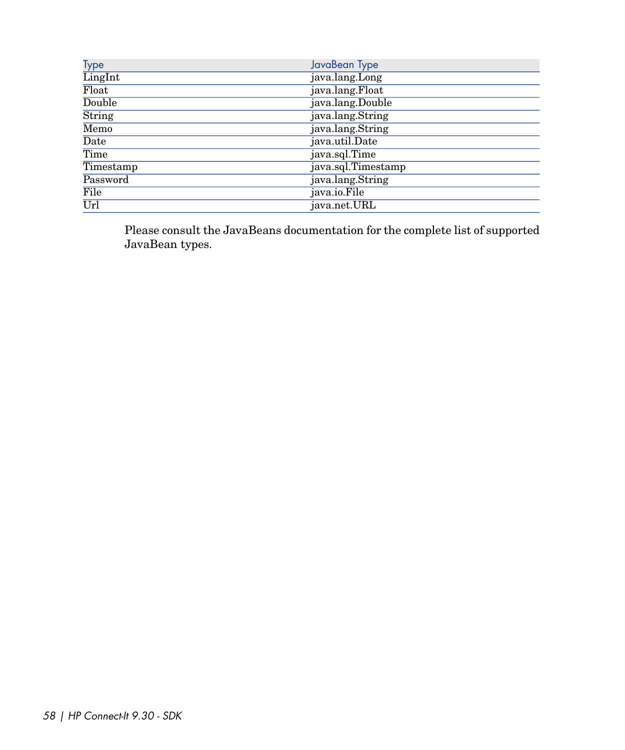| Type | JavaBean Type |
|---|---|
| LingInt | java.lang.Long |
| Float | java.lang.Float |
| Double | java.lang.Double |
| String | java.lang.String |
| Memo | java.lang.String |
| Date | java.util.Date |
| Time | java.sql.Time |
| Timestamp | java.sql.Timestamp |
| Password | java.lang.String |
| File | java.io.File |
| Url | java.net.URL |

Please consult the JavaBeans documentation for the complete list of supported JavaBean types.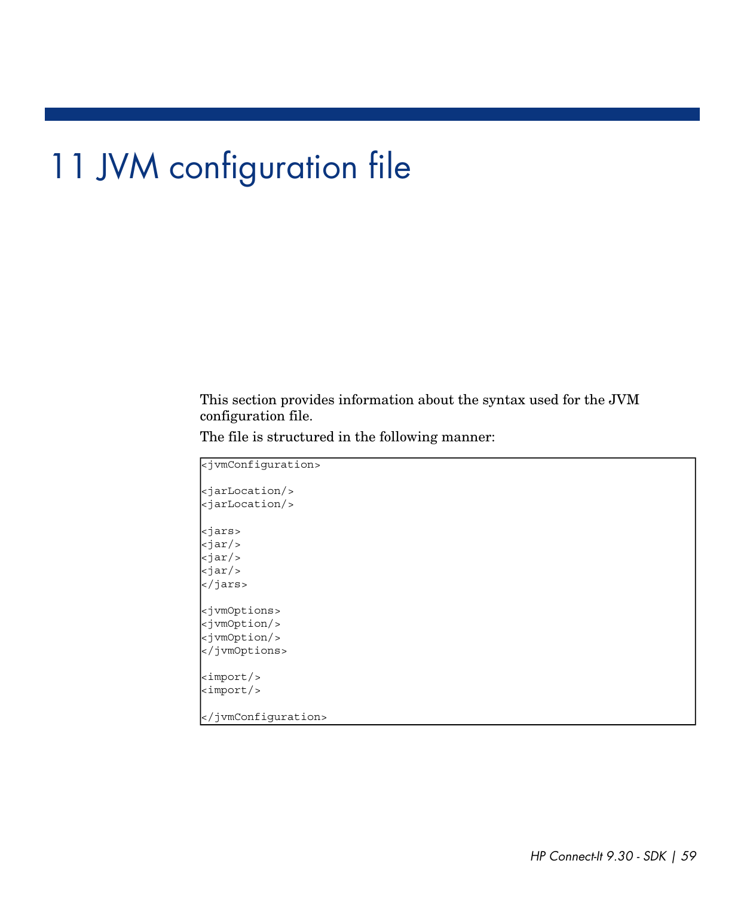# 11 JVM configuration file

This section provides information about the syntax used for the JVM configuration file.

The file is structured in the following manner:

```
<jvmConfiguration>

<jarLocation/>
<jarLocation/>

<jars>
<jar/>
<jar/>
<jar/>
</jars>

<jvmOptions>
<jvmOption/>
<jvmOption/>
</jvmOptions>

<import/>
<import/>

</jvmConfiguration>
```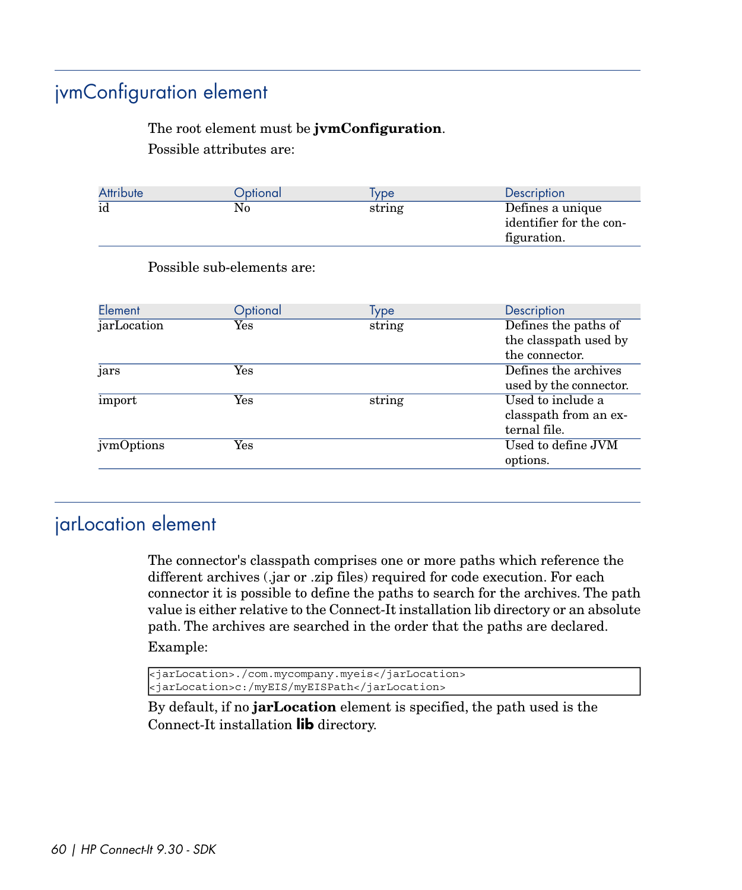## jvmConfiguration element

The root element must be **jvmConfiguration**.

Possible attributes are:

| Attribute | Optional | Type | Description |
| --- | --- | --- | --- |
| id | No | string | Defines a unique identifier for the configuration. |

Possible sub-elements are:

| Element | Optional | Type | Description |
| --- | --- | --- | --- |
| jarLocation | Yes | string | Defines the paths of the classpath used by the connector. |
| jars | Yes | | Defines the archives used by the connector. |
| import | Yes | string | Used to include a classpath from an external file. |
| jvmOptions | Yes | | Used to define JVM options. |

## jarLocation element

The connector's classpath comprises one or more paths which reference the different archives (.jar or .zip files) required for code execution. For each connector it is possible to define the paths to search for the archives. The path value is either relative to the Connect-It installation lib directory or an absolute path. The archives are searched in the order that the paths are declared.

Example:

```
<jarLocation>./com.mycompany.myeis</jarLocation>
<jarLocation>c:/myEIS/myEISPath</jarLocation>
```

By default, if no **jarLocation** element is specified, the path used is the Connect-It installation **lib** directory.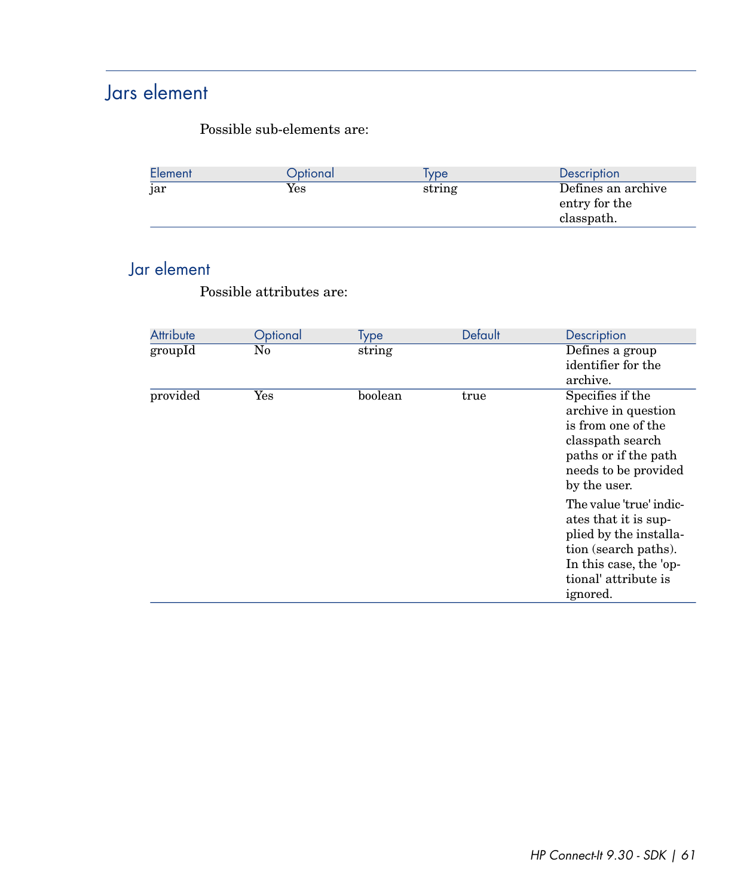## Jars element

Possible sub-elements are:

| Element | Optional | Type | Description |
| --- | --- | --- | --- |
| jar | Yes | string | Defines an archive entry for the classpath. |

### Jar element

Possible attributes are:

| Attribute | Optional | Type | Default | Description |
| --- | --- | --- | --- | --- |
| groupId | No | string | | Defines a group identifier for the archive. |
| provided | Yes | boolean | true | Specifies if the archive in question is from one of the classpath search paths or if the path needs to be provided by the user.<br><br>The value 'true' indicates that it is supplied by the installation (search paths). In this case, the 'optional' attribute is ignored. |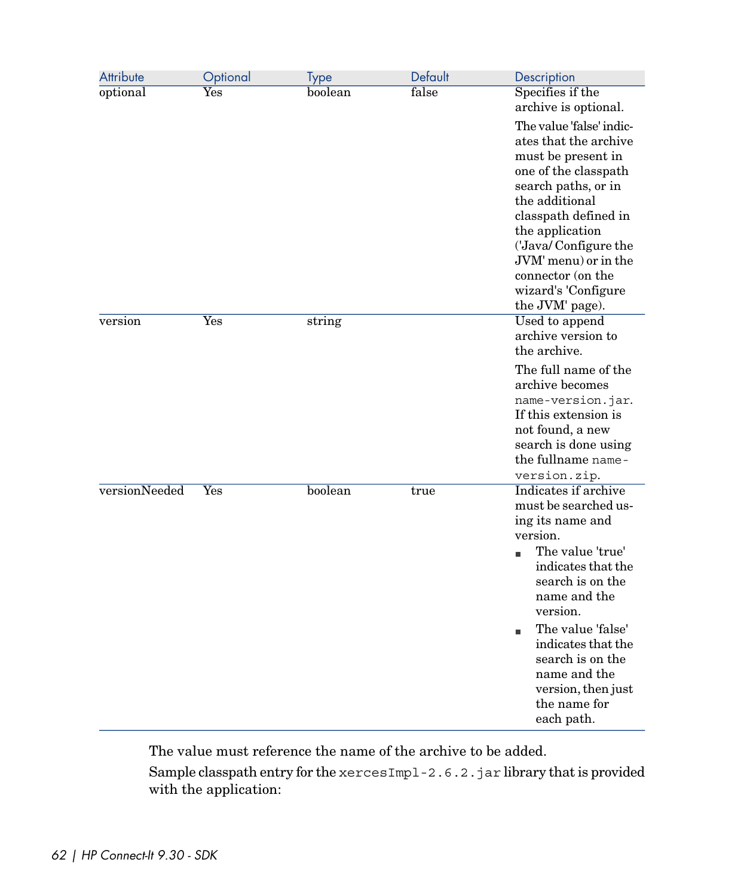| Attribute | Optional | Type | Default | Description |
|---|---|---|---|---|
| optional | Yes | boolean | false | Specifies if the archive is optional. The value 'false' indicates that the archive must be present in one of the classpath search paths, or in the additional classpath defined in the application ('Java/ Configure the JVM' menu) or in the connector (on the wizard's 'Configure the JVM' page). |
| version | Yes | string | | Used to append archive version to the archive. The full name of the archive becomes `name-version.jar`. If this extension is not found, a new search is done using the fullname `name-version.zip`. |
| versionNeeded | Yes | boolean | true | Indicates if archive must be searched using its name and version. <br>■ The value 'true' indicates that the search is on the name and the version.<br>■ The value 'false' indicates that the search is on the name and the version, then just the name for each path. |

The value must reference the name of the archive to be added.

Sample classpath entry for the `xercesImpl-2.6.2.jar` library that is provided with the application: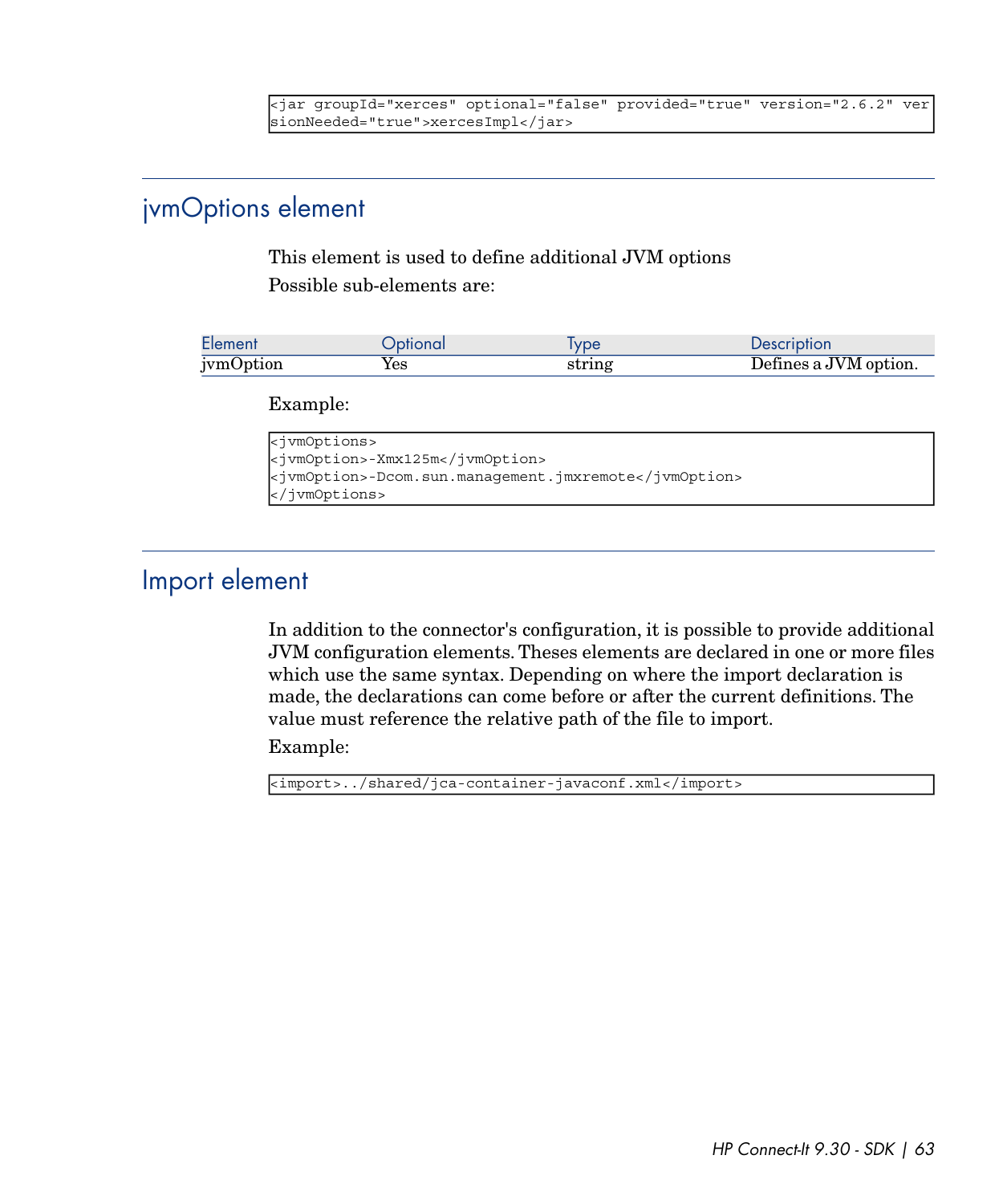```
<jar groupId="xerces" optional="false" provided="true" version="2.6.2" ver
sionNeeded="true">xercesImpl</jar>
```

## jvmOptions element

This element is used to define additional JVM options

Possible sub-elements are:

| Element | Optional | Type | Description |
|---|---|---|---|
| jvmOption | Yes | string | Defines a JVM option. |

Example:

```
<jvmOptions>
<jvmOption>-Xmx125m</jvmOption>
<jvmOption>-Dcom.sun.management.jmxremote</jvmOption>
</jvmOptions>
```

## Import element

In addition to the connector's configuration, it is possible to provide additional JVM configuration elements. Theses elements are declared in one or more files which use the same syntax. Depending on where the import declaration is made, the declarations can come before or after the current definitions. The value must reference the relative path of the file to import.

Example:

```
<import>../shared/jca-container-javaconf.xml</import>
```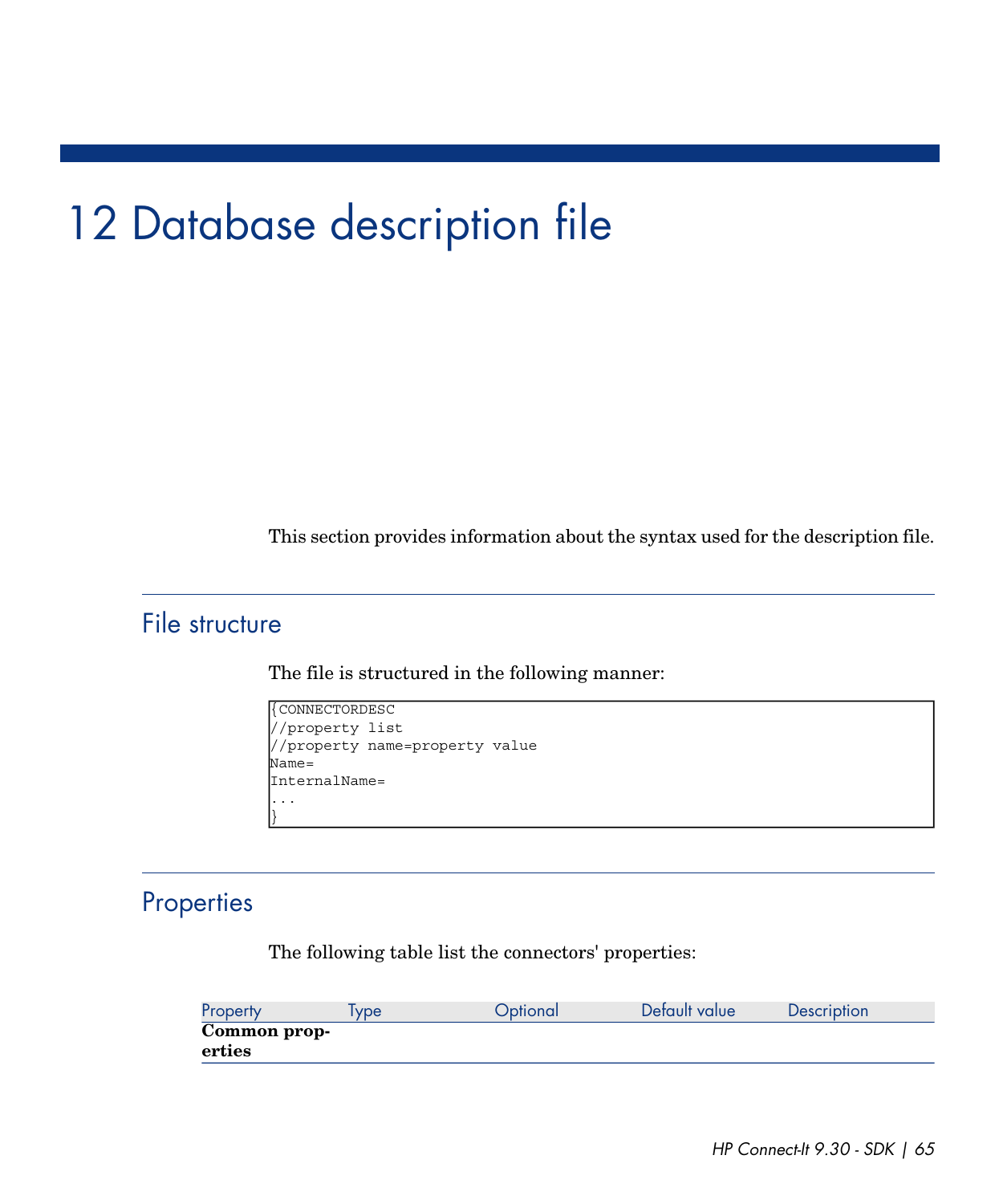# 12 Database description file

This section provides information about the syntax used for the description file.

## File structure

The file is structured in the following manner:

```
{CONNECTORDESC
//property list
//property name=property value
Name=
InternalName=
...
}
```

## Properties

The following table list the connectors' properties:

| Property | Type | Optional | Default value | Description |
|---|---|---|---|---|
| **Common properties** | | | | |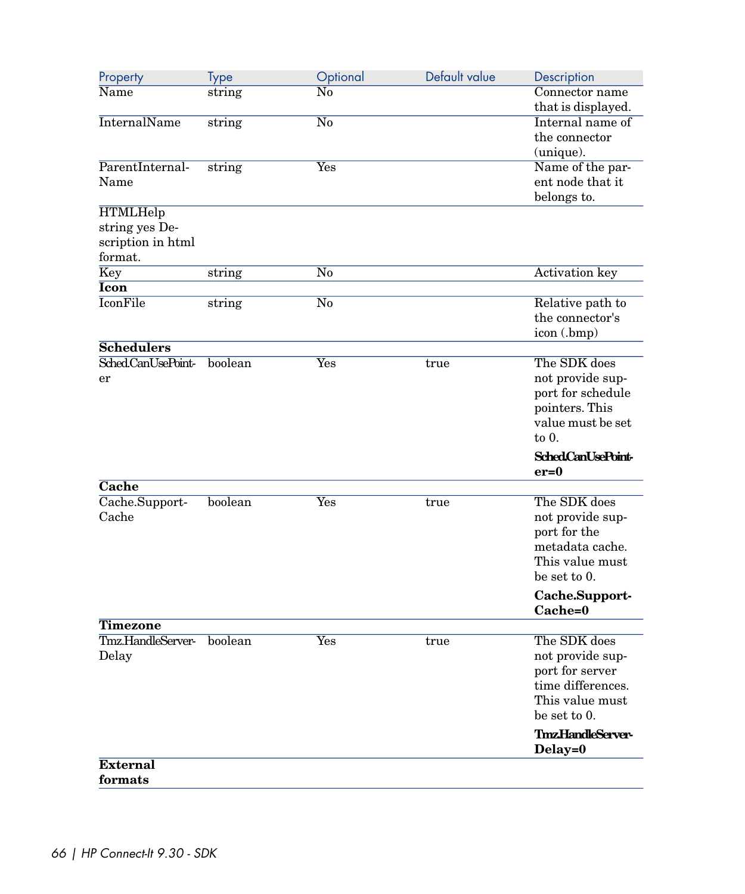| Property | Type | Optional | Default value | Description |
|---|---|---|---|---|
| Name | string | No | | Connector name that is displayed. |
| InternalName | string | No | | Internal name of the connector (unique). |
| ParentInternal-Name | string | Yes | | Name of the parent node that it belongs to. |
| HTMLHelp string yes Description in html format. | | | | |
| Key | string | No | | Activation key |
| **Icon** | | | | |
| IconFile | string | No | | Relative path to the connector's icon (.bmp) |
| **Schedulers** | | | | |
| Sched.CanUsePointer | boolean | Yes | true | The SDK does not provide support for schedule pointers. This value must be set to 0. **Sched.CanUsePointer=0** |
| **Cache** | | | | |
| Cache.SupportCache | boolean | Yes | true | The SDK does not provide support for the metadata cache. This value must be set to 0. **Cache.SupportCache=0** |
| **Timezone** | | | | |
| Tmz.HandleServerDelay | boolean | Yes | true | The SDK does not provide support for server time differences. This value must be set to 0. **Tmz.HandleServerDelay=0** |
| **External formats** | | | | |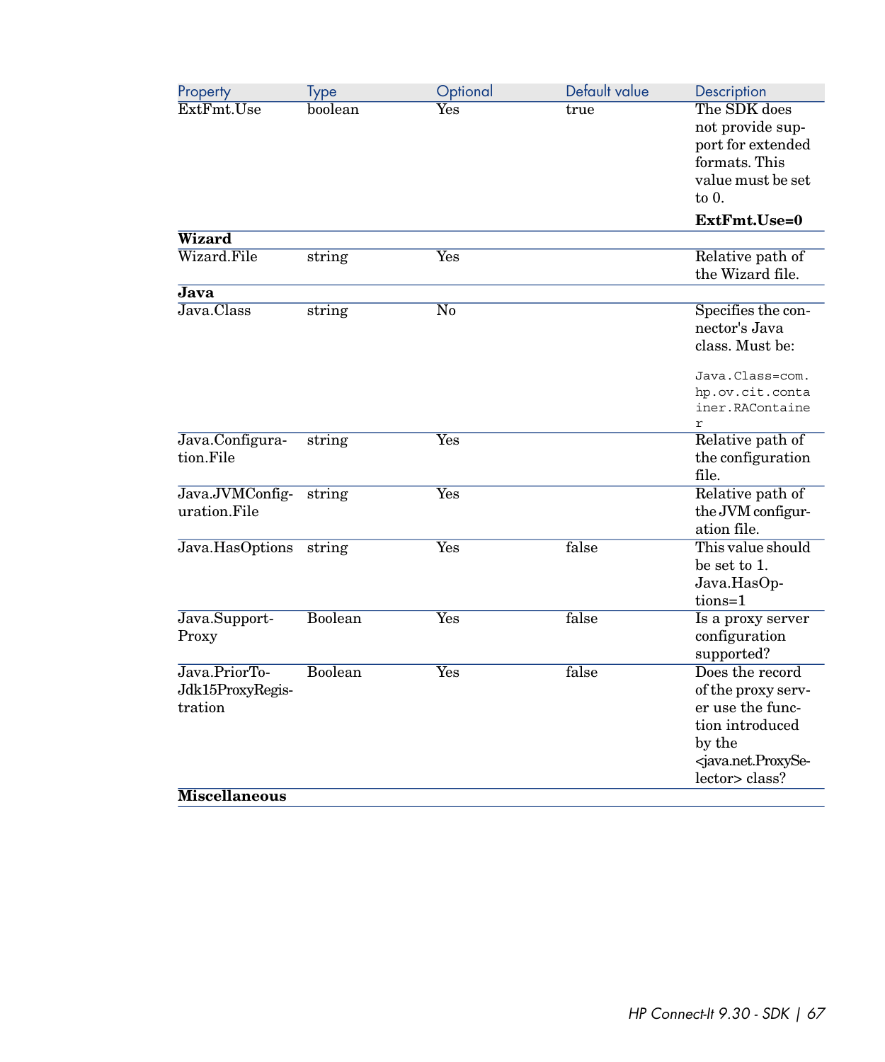| Property | Type | Optional | Default value | Description |
|---|---|---|---|---|
| ExtFmt.Use | boolean | Yes | true | The SDK does not provide support for extended formats. This value must be set to 0. **ExtFmt.Use=0** |
| **Wizard** | | | | |
| Wizard.File | string | Yes | | Relative path of the Wizard file. |
| **Java** | | | | |
| Java.Class | string | No | | Specifies the connector's Java class. Must be: `Java.Class=com.hp.ov.cit.container.RAContainer` |
| Java.Configuration.File | string | Yes | | Relative path of the configuration file. |
| Java.JVMConfiguration.File | string | Yes | | Relative path of the JVM configuration file. |
| Java.HasOptions | string | Yes | false | This value should be set to 1. Java.HasOptions=1 |
| Java.SupportProxy | Boolean | Yes | false | Is a proxy server configuration supported? |
| Java.PriorToJdk15ProxyRegistration | Boolean | Yes | false | Does the record of the proxy server use the function introduced by the <java.net.ProxySelector> class? |
| **Miscellaneous** | | | | |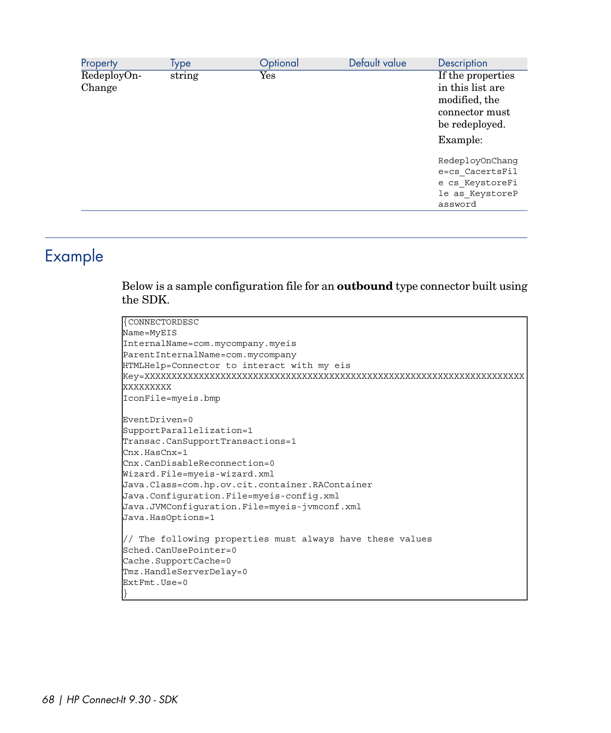| Property | Type | Optional | Default value | Description |
| --- | --- | --- | --- | --- |
| RedeployOn-Change | string | Yes | | If the properties in this list are modified, the connector must be redeployed. Example: `RedeployOnChange=cs_CacertsFile cs_KeystoreFile as_KeystorePassword` |

## Example

Below is a sample configuration file for an **outbound** type connector built using the SDK.

```
{CONNECTORDESC
Name=MyEIS
InternalName=com.mycompany.myeis
ParentInternalName=com.mycompany
HTMLHelp=Connector to interact with my eis
Key=XXXXXXXXXXXXXXXXXXXXXXXXXXXXXXXXXXXXXXXXXXXXXXXXXXXXXXXXXXXXXXXXXXXXXXXXXX
XXXXXXXXX
IconFile=myeis.bmp

EventDriven=0
SupportParallelization=1
Transac.CanSupportTransactions=1
Cnx.HasCnx=1
Cnx.CanDisableReconnection=0
Wizard.File=myeis-wizard.xml
Java.Class=com.hp.ov.cit.container.RAContainer
Java.Configuration.File=myeis-config.xml
Java.JVMConfiguration.File=myeis-jvmconf.xml
Java.HasOptions=1

// The following properties must always have these values
Sched.CanUsePointer=0
Cache.SupportCache=0
Tmz.HandleServerDelay=0
ExtFmt.Use=0
}
```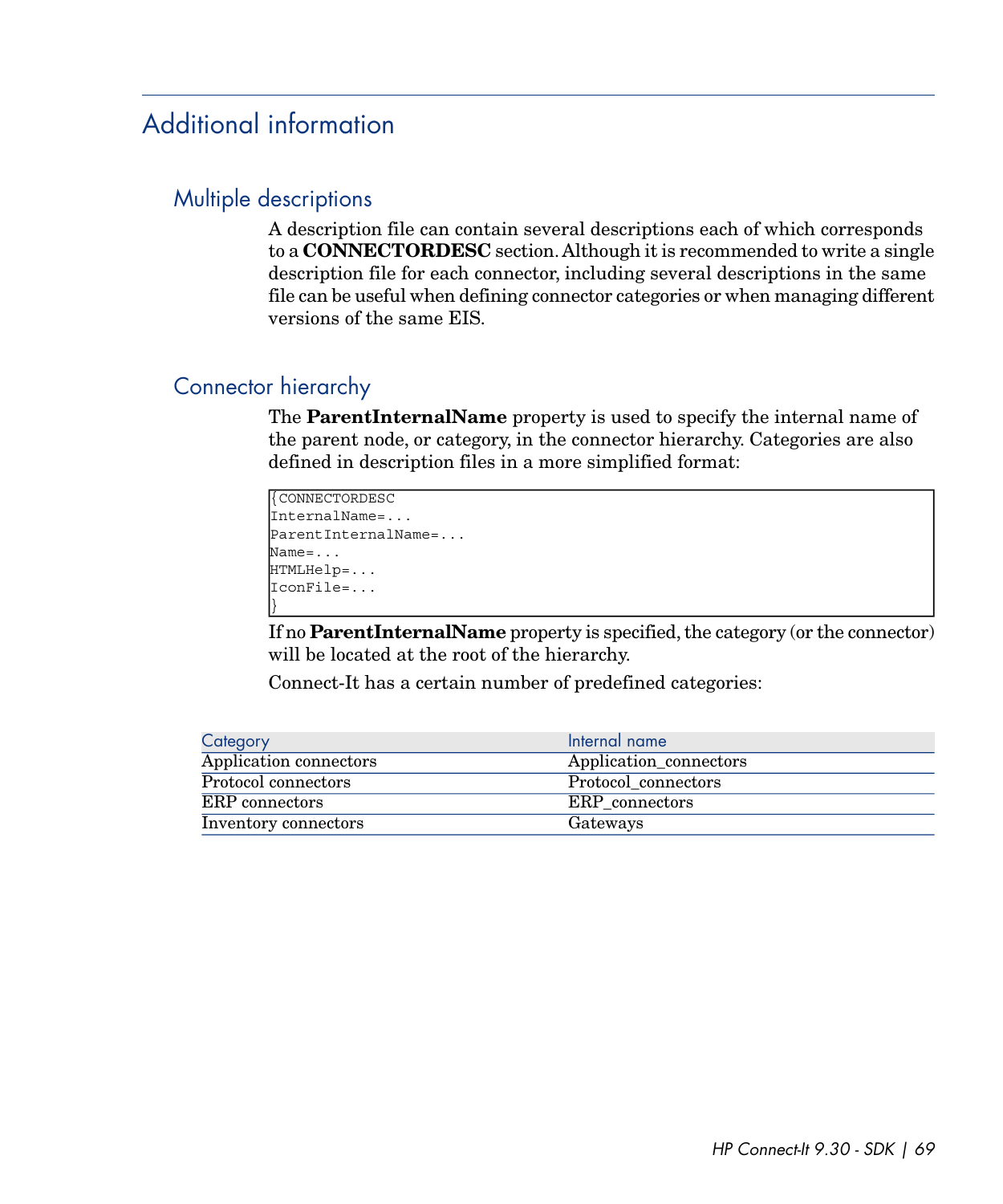# Additional information

## Multiple descriptions

A description file can contain several descriptions each of which corresponds to a **CONNECTORDESC** section. Although it is recommended to write a single description file for each connector, including several descriptions in the same file can be useful when defining connector categories or when managing different versions of the same EIS.

## Connector hierarchy

The **ParentInternalName** property is used to specify the internal name of the parent node, or category, in the connector hierarchy. Categories are also defined in description files in a more simplified format:

```
{CONNECTORDESC
InternalName=...
ParentInternalName=...
Name=...
HTMLHelp=...
IconFile=...
}
```

If no **ParentInternalName** property is specified, the category (or the connector) will be located at the root of the hierarchy.

Connect-It has a certain number of predefined categories:

| Category | Internal name |
| --- | --- |
| Application connectors | Application_connectors |
| Protocol connectors | Protocol_connectors |
| ERP connectors | ERP_connectors |
| Inventory connectors | Gateways |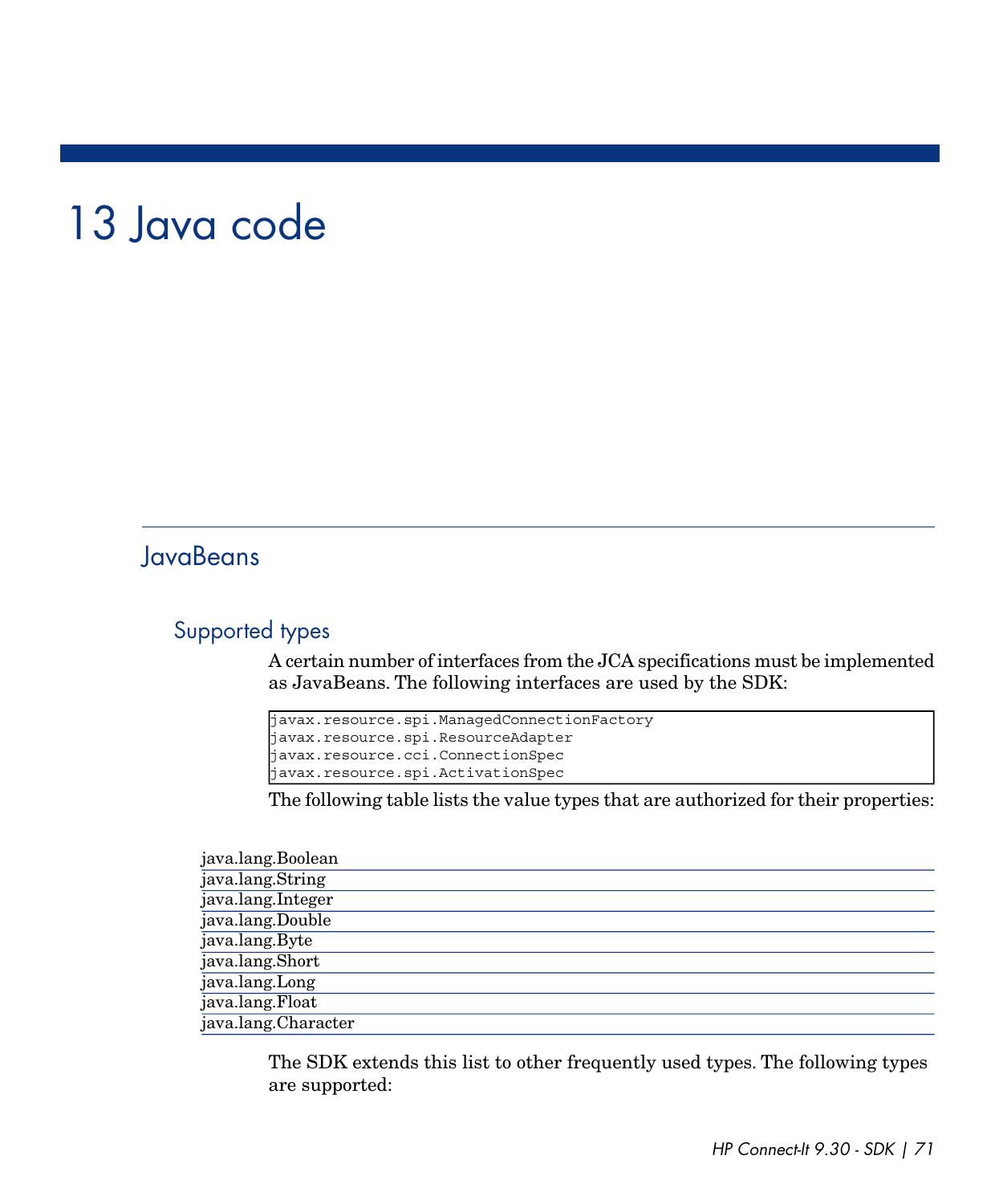# 13 Java code

## JavaBeans

### Supported types

A certain number of interfaces from the JCA specifications must be implemented as JavaBeans. The following interfaces are used by the SDK:

```
javax.resource.spi.ManagedConnectionFactory
javax.resource.spi.ResourceAdapter
javax.resource.cci.ConnectionSpec
javax.resource.spi.ActivationSpec
```

The following table lists the value types that are authorized for their properties:

| |
|---|
| java.lang.Boolean |
| java.lang.String |
| java.lang.Integer |
| java.lang.Double |
| java.lang.Byte |
| java.lang.Short |
| java.lang.Long |
| java.lang.Float |
| java.lang.Character |

The SDK extends this list to other frequently used types. The following types are supported: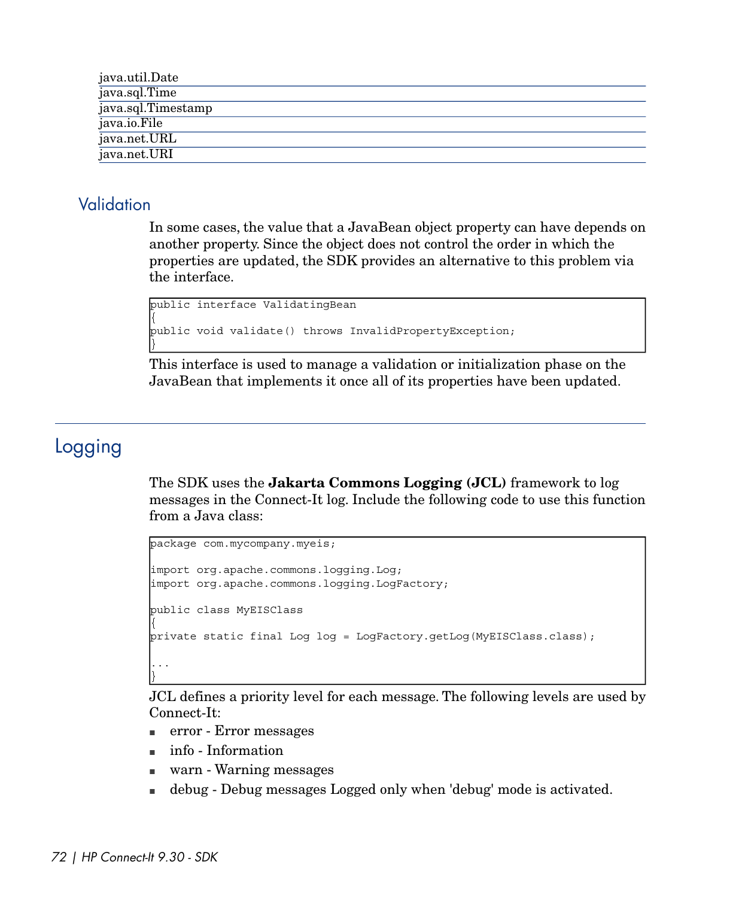| java.util.Date |
| --- |
| java.sql.Time |
| java.sql.Timestamp |
| java.io.File |
| java.net.URL |
| java.net.URI |

## Validation

In some cases, the value that a JavaBean object property can have depends on another property. Since the object does not control the order in which the properties are updated, the SDK provides an alternative to this problem via the interface.

```
public interface ValidatingBean
{
public void validate() throws InvalidPropertyException;
}
```

This interface is used to manage a validation or initialization phase on the JavaBean that implements it once all of its properties have been updated.

# Logging

The SDK uses the **Jakarta Commons Logging (JCL)** framework to log messages in the Connect-It log. Include the following code to use this function from a Java class:

```
package com.mycompany.myeis;

import org.apache.commons.logging.Log;
import org.apache.commons.logging.LogFactory;

public class MyEISClass
{
private static final Log log = LogFactory.getLog(MyEISClass.class);

...
}
```

JCL defines a priority level for each message. The following levels are used by Connect-It:

- error - Error messages
- info - Information
- warn - Warning messages
- debug - Debug messages Logged only when 'debug' mode is activated.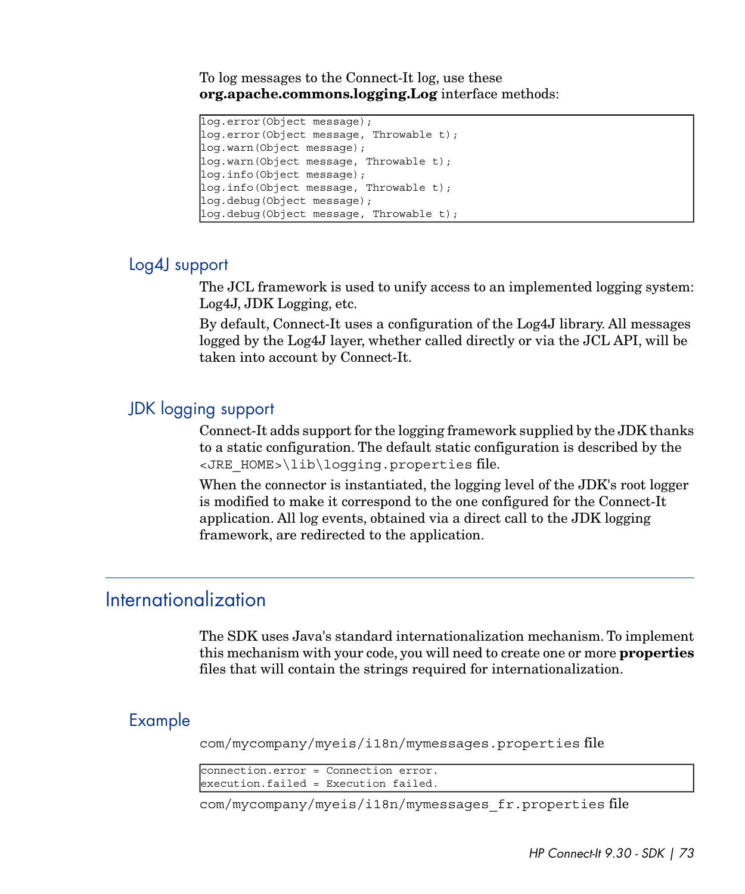To log messages to the Connect-It log, use these **org.apache.commons.logging.Log** interface methods:

```
log.error(Object message);
log.error(Object message, Throwable t);
log.warn(Object message);
log.warn(Object message, Throwable t);
log.info(Object message);
log.info(Object message, Throwable t);
log.debug(Object message);
log.debug(Object message, Throwable t);
```

### Log4J support

The JCL framework is used to unify access to an implemented logging system: Log4J, JDK Logging, etc.

By default, Connect-It uses a configuration of the Log4J library. All messages logged by the Log4J layer, whether called directly or via the JCL API, will be taken into account by Connect-It.

### JDK logging support

Connect-It adds support for the logging framework supplied by the JDK thanks to a static configuration. The default static configuration is described by the `<JRE_HOME>\lib\logging.properties` file.

When the connector is instantiated, the logging level of the JDK's root logger is modified to make it correspond to the one configured for the Connect-It application. All log events, obtained via a direct call to the JDK logging framework, are redirected to the application.

## Internationalization

The SDK uses Java's standard internationalization mechanism. To implement this mechanism with your code, you will need to create one or more **properties** files that will contain the strings required for internationalization.

### Example

`com/mycompany/myeis/i18n/mymessages.properties` file

```
connection.error = Connection error.
execution.failed = Execution failed.
```

`com/mycompany/myeis/i18n/mymessages_fr.properties` file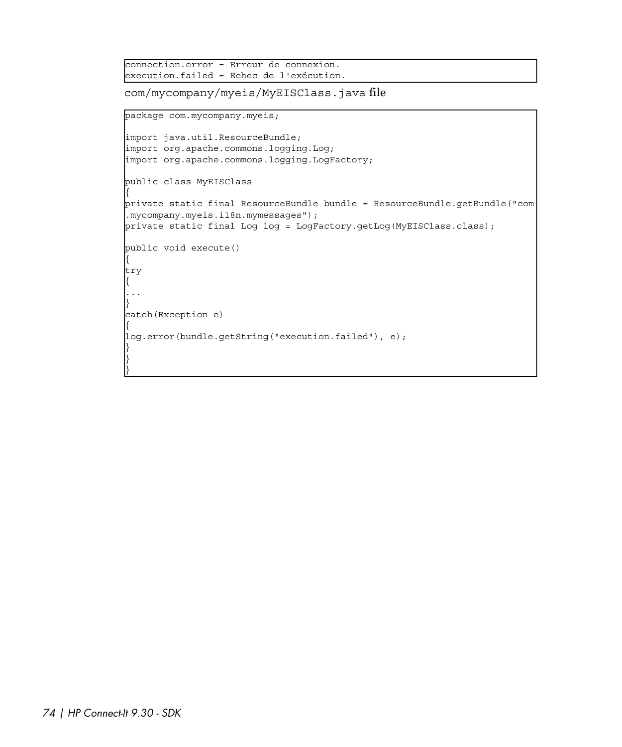```
connection.error = Erreur de connexion.
execution.failed = Echec de l'exécution.
```

`com/mycompany/myeis/MyEISClass.java` file

```
package com.mycompany.myeis;

import java.util.ResourceBundle;
import org.apache.commons.logging.Log;
import org.apache.commons.logging.LogFactory;

public class MyEISClass
{
private static final ResourceBundle bundle = ResourceBundle.getBundle("com
.mycompany.myeis.i18n.mymessages");
private static final Log log = LogFactory.getLog(MyEISClass.class);

public void execute()
{
try
{
...
}
catch(Exception e)
{
log.error(bundle.getString("execution.failed"), e);
}
}
}
```